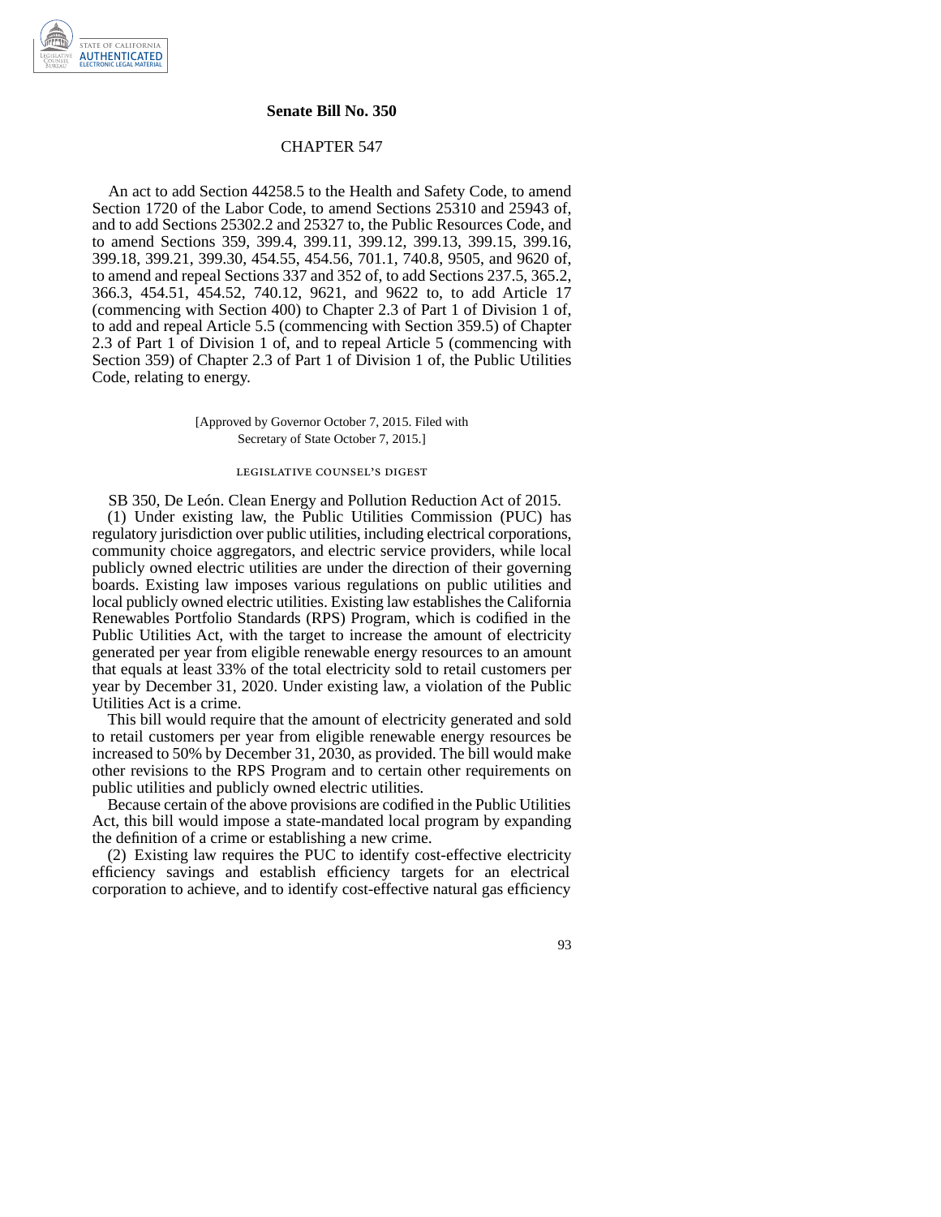## Senate Bill No. 350

### CHAPTER 547

An act to add Section 44258.5 to the Health and Safety Code, to amend Section 1720 of the Labor Code, to amend Sections 25310 and 25943 of, and to add Sections 25302.2 and 25327 to, the Public Resources Code, and to amend Sections 359, 399.4, 399.11, 399.12, 399.13, 399.15, 399.16, 399.18, 399.21, 399.30, 454.55, 454.56, 701.1, 740.8, 9505, and 9620 of, to amend and repeal Sections 337 and 352 of, to add Sections 237.5, 365.2, 366.3, 454.51, 454.52, 740.12, 9621, and 9622 to, to add Article 17 (commencing with Section 400) to Chapter 2.3 of Part 1 of Division 1 of, to add and repeal Article 5.5 (commencing with Section 359.5) of Chapter 2.3 of Part 1 of Division 1 of, and to repeal Article 5 (commencing with Section 359) of Chapter 2.3 of Part 1 of Division 1 of, the Public Utilities Code, relating to energy.

[Approved by Governor October 7, 2015. Filed with Secretary of State October 7, 2015.]

legislative counsel's digest

SB 350, De León. Clean Energy and Pollution Reduction Act of 2015.

(1) Under existing law, the Public Utilities Commission (PUC) has regulatory jurisdiction over public utilities, including electrical corporations, community choice aggregators, and electric service providers, while local publicly owned electric utilities are under the direction of their governing boards. Existing law imposes various regulations on public utilities and local publicly owned electric utilities. Existing law establishes the California Renewables Portfolio Standards (RPS) Program, which is codified in the Public Utilities Act, with the target to increase the amount of electricity generated per year from eligible renewable energy resources to an amount that equals at least 33% of the total electricity sold to retail customers per year by December 31, 2020. Under existing law, a violation of the Public Utilities Act is a crime.

This bill would require that the amount of electricity generated and sold to retail customers per year from eligible renewable energy resources be increased to 50% by December 31, 2030, as provided. The bill would make other revisions to the RPS Program and to certain other requirements on public utilities and publicly owned electric utilities.

Because certain of the above provisions are codified in the Public Utilities Act, this bill would impose a state-mandated local program by expanding the definition of a crime or establishing a new crime.

(2) Existing law requires the PUC to identify cost-effective electricity efficiency savings and establish efficiency targets for an electrical corporation to achieve, and to identify cost-effective natural gas efficiency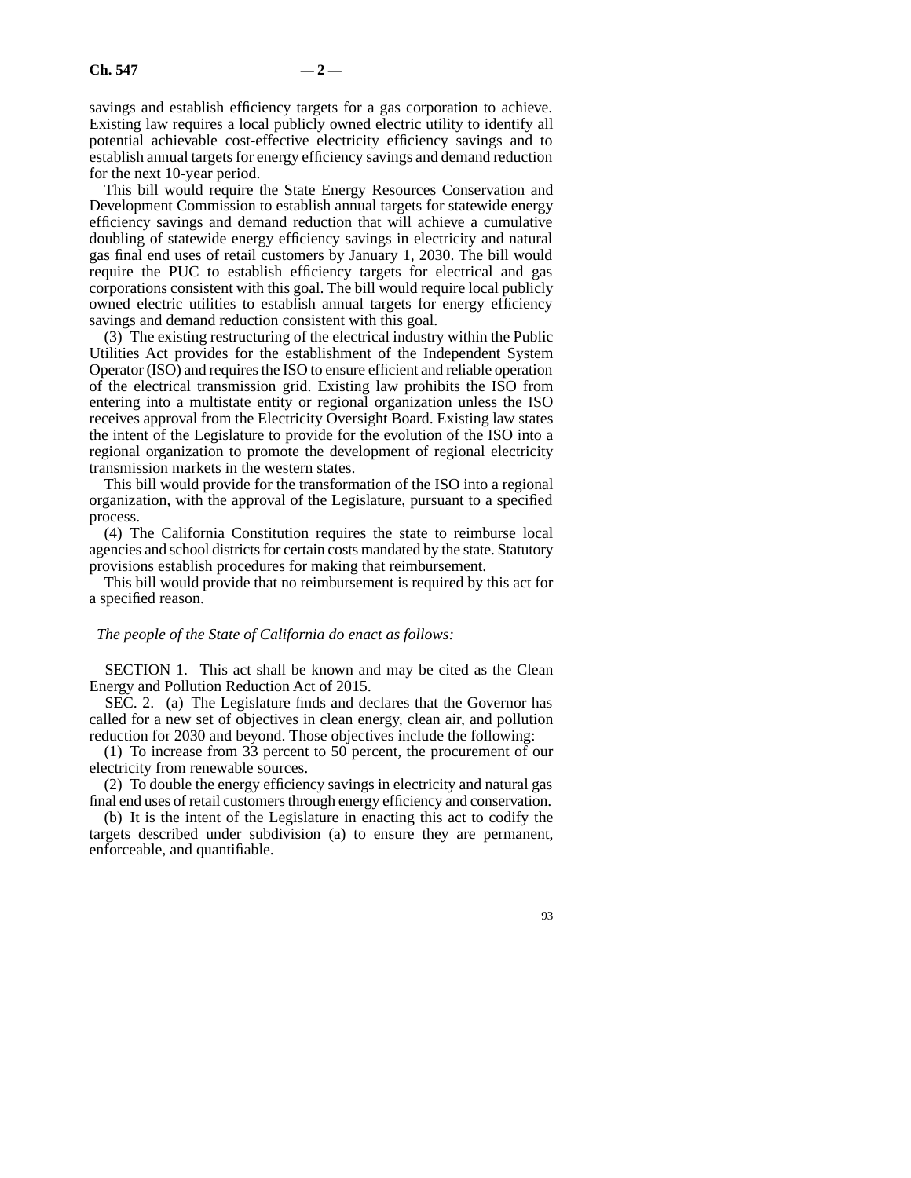savings and establish efficiency targets for a gas corporation to achieve. Existing law requires a local publicly owned electric utility to identify all potential achievable cost-effective electricity efficiency savings and to establish annual targets for energy efficiency savings and demand reduction for the next 10-year period.

This bill would require the State Energy Resources Conservation and Development Commission to establish annual targets for statewide energy efficiency savings and demand reduction that will achieve a cumulative doubling of statewide energy efficiency savings in electricity and natural gas final end uses of retail customers by January 1, 2030. The bill would require the PUC to establish efficiency targets for electrical and gas corporations consistent with this goal. The bill would require local publicly owned electric utilities to establish annual targets for energy efficiency savings and demand reduction consistent with this goal.

(3) The existing restructuring of the electrical industry within the Public Utilities Act provides for the establishment of the Independent System Operator (ISO) and requires the ISO to ensure efficient and reliable operation of the electrical transmission grid. Existing law prohibits the ISO from entering into a multistate entity or regional organization unless the ISO receives approval from the Electricity Oversight Board. Existing law states the intent of the Legislature to provide for the evolution of the ISO into a regional organization to promote the development of regional electricity transmission markets in the western states.

This bill would provide for the transformation of the ISO into a regional organization, with the approval of the Legislature, pursuant to a specified process.

(4) The California Constitution requires the state to reimburse local agencies and school districts for certain costs mandated by the state. Statutory provisions establish procedures for making that reimbursement.

This bill would provide that no reimbursement is required by this act for a specified reason.

*The people of the State of California do enact as follows:*

SECTION 1. This act shall be known and may be cited as the Clean Energy and Pollution Reduction Act of 2015.

SEC. 2. (a) The Legislature finds and declares that the Governor has called for a new set of objectives in clean energy, clean air, and pollution reduction for 2030 and beyond. Those objectives include the following:

(1) To increase from 33 percent to 50 percent, the procurement of our electricity from renewable sources.

(2) To double the energy efficiency savings in electricity and natural gas final end uses of retail customers through energy efficiency and conservation.

(b) It is the intent of the Legislature in enacting this act to codify the targets described under subdivision (a) to ensure they are permanent, enforceable, and quantifiable.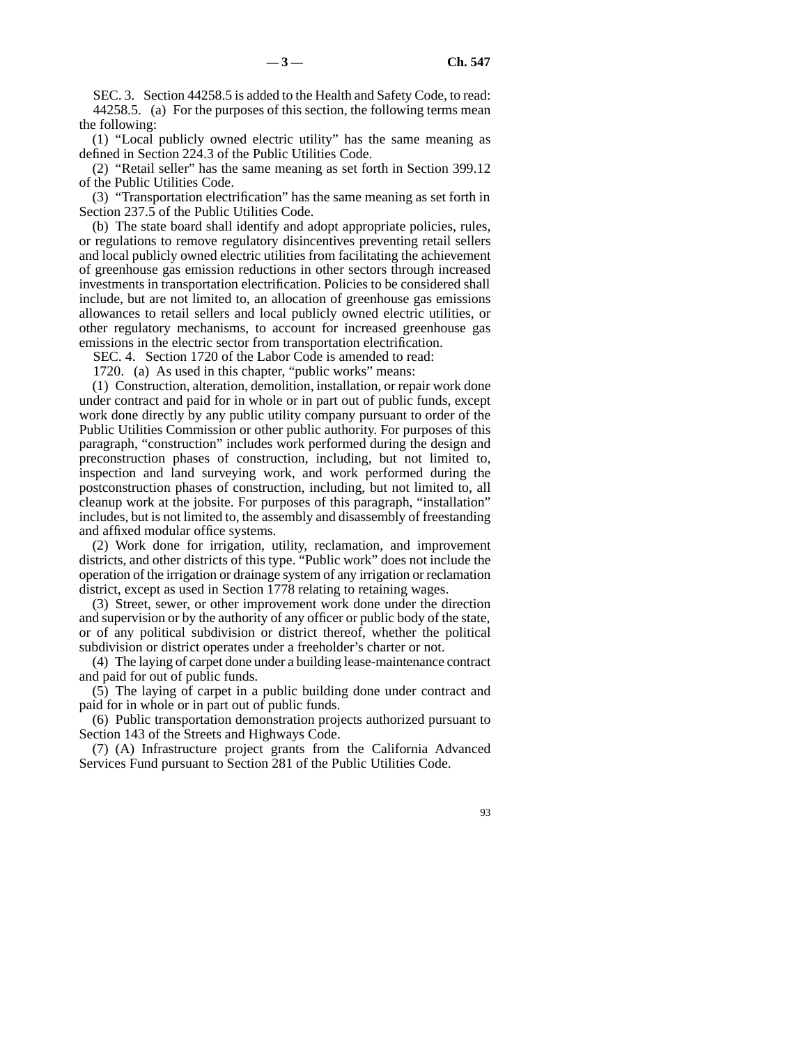SEC. 3. Section 44258.5 is added to the Health and Safety Code, to read:

44258.5. (a) For the purposes of this section, the following terms mean the following:

(1) "Local publicly owned electric utility" has the same meaning as defined in Section 224.3 of the Public Utilities Code.

(2) "Retail seller" has the same meaning as set forth in Section 399.12 of the Public Utilities Code.

(3) "Transportation electrification" has the same meaning as set forth in Section 237.5 of the Public Utilities Code.

(b) The state board shall identify and adopt appropriate policies, rules, or regulations to remove regulatory disincentives preventing retail sellers and local publicly owned electric utilities from facilitating the achievement of greenhouse gas emission reductions in other sectors through increased investments in transportation electrification. Policies to be considered shall include, but are not limited to, an allocation of greenhouse gas emissions allowances to retail sellers and local publicly owned electric utilities, or other regulatory mechanisms, to account for increased greenhouse gas emissions in the electric sector from transportation electrification.

SEC. 4. Section 1720 of the Labor Code is amended to read:

1720. (a) As used in this chapter, "public works" means:

(1) Construction, alteration, demolition, installation, or repair work done under contract and paid for in whole or in part out of public funds, except work done directly by any public utility company pursuant to order of the Public Utilities Commission or other public authority. For purposes of this paragraph, "construction" includes work performed during the design and preconstruction phases of construction, including, but not limited to, inspection and land surveying work, and work performed during the postconstruction phases of construction, including, but not limited to, all cleanup work at the jobsite. For purposes of this paragraph, "installation" includes, but is not limited to, the assembly and disassembly of freestanding and affixed modular office systems.

(2) Work done for irrigation, utility, reclamation, and improvement districts, and other districts of this type. "Public work" does not include the operation of the irrigation or drainage system of any irrigation or reclamation district, except as used in Section 1778 relating to retaining wages.

(3) Street, sewer, or other improvement work done under the direction and supervision or by the authority of any officer or public body of the state, or of any political subdivision or district thereof, whether the political subdivision or district operates under a freeholder's charter or not.

(4) The laying of carpet done under a building lease-maintenance contract and paid for out of public funds.

(5) The laying of carpet in a public building done under contract and paid for in whole or in part out of public funds.

(6) Public transportation demonstration projects authorized pursuant to Section 143 of the Streets and Highways Code.

(7) (A) Infrastructure project grants from the California Advanced Services Fund pursuant to Section 281 of the Public Utilities Code.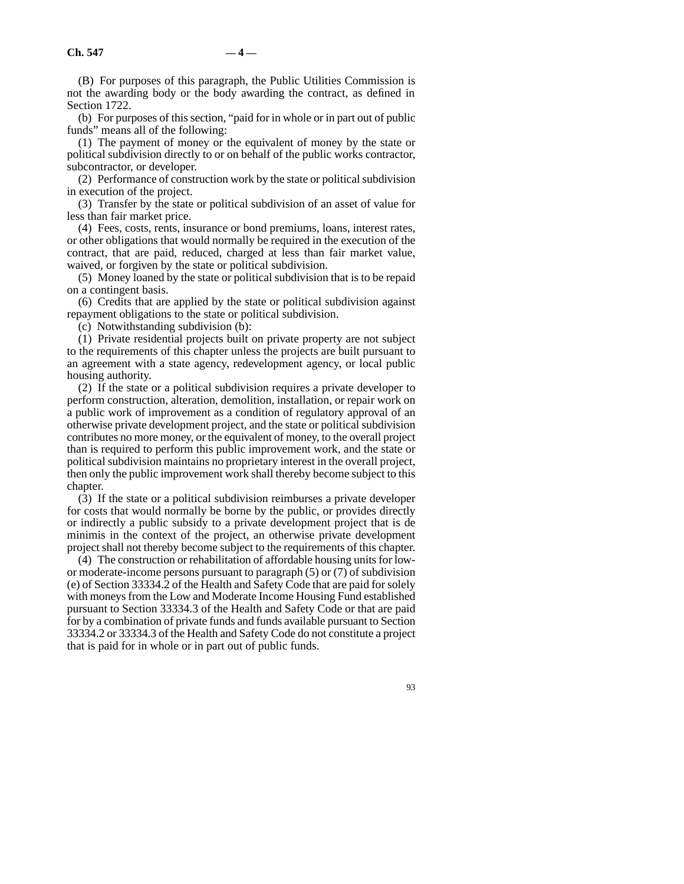(B) For purposes of this paragraph, the Public Utilities Commission is not the awarding body or the body awarding the contract, as defined in Section 1722.

(b) For purposes of this section, "paid for in whole or in part out of public funds" means all of the following:

(1) The payment of money or the equivalent of money by the state or political subdivision directly to or on behalf of the public works contractor, subcontractor, or developer.

(2) Performance of construction work by the state or political subdivision in execution of the project.

(3) Transfer by the state or political subdivision of an asset of value for less than fair market price.

(4) Fees, costs, rents, insurance or bond premiums, loans, interest rates, or other obligations that would normally be required in the execution of the contract, that are paid, reduced, charged at less than fair market value, waived, or forgiven by the state or political subdivision.

(5) Money loaned by the state or political subdivision that is to be repaid on a contingent basis.

(6) Credits that are applied by the state or political subdivision against repayment obligations to the state or political subdivision.

(c) Notwithstanding subdivision (b):

(1) Private residential projects built on private property are not subject to the requirements of this chapter unless the projects are built pursuant to an agreement with a state agency, redevelopment agency, or local public housing authority.

(2) If the state or a political subdivision requires a private developer to perform construction, alteration, demolition, installation, or repair work on a public work of improvement as a condition of regulatory approval of an otherwise private development project, and the state or political subdivision contributes no more money, or the equivalent of money, to the overall project than is required to perform this public improvement work, and the state or political subdivision maintains no proprietary interest in the overall project, then only the public improvement work shall thereby become subject to this chapter.

(3) If the state or a political subdivision reimburses a private developer for costs that would normally be borne by the public, or provides directly or indirectly a public subsidy to a private development project that is de minimis in the context of the project, an otherwise private development project shall not thereby become subject to the requirements of this chapter.

(4) The construction or rehabilitation of affordable housing units for low- or moderate-income persons pursuant to paragraph (5) or (7) of subdivision (e) of Section 33334.2 of the Health and Safety Code that are paid for solely with moneys from the Low and Moderate Income Housing Fund established pursuant to Section 33334.3 of the Health and Safety Code or that are paid for by a combination of private funds and funds available pursuant to Section 33334.2 or 33334.3 of the Health and Safety Code do not constitute a project that is paid for in whole or in part out of public funds.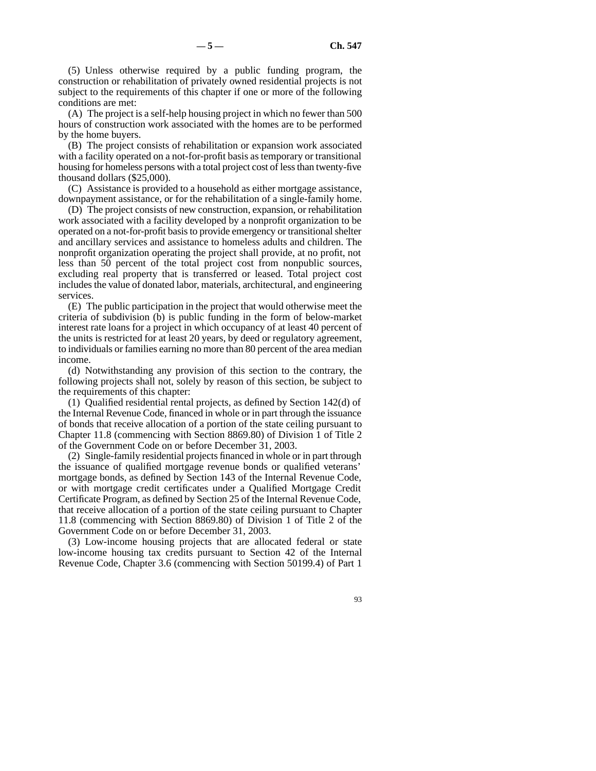(5) Unless otherwise required by a public funding program, the construction or rehabilitation of privately owned residential projects is not subject to the requirements of this chapter if one or more of the following conditions are met:

(A) The project is a self-help housing project in which no fewer than 500 hours of construction work associated with the homes are to be performed by the home buyers.

(B) The project consists of rehabilitation or expansion work associated with a facility operated on a not-for-profit basis as temporary or transitional housing for homeless persons with a total project cost of less than twenty-five thousand dollars ($25,000).

(C) Assistance is provided to a household as either mortgage assistance, downpayment assistance, or for the rehabilitation of a single-family home.

(D) The project consists of new construction, expansion, or rehabilitation work associated with a facility developed by a nonprofit organization to be operated on a not-for-profit basis to provide emergency or transitional shelter and ancillary services and assistance to homeless adults and children. The nonprofit organization operating the project shall provide, at no profit, not less than 50 percent of the total project cost from nonpublic sources, excluding real property that is transferred or leased. Total project cost includes the value of donated labor, materials, architectural, and engineering services.

(E) The public participation in the project that would otherwise meet the criteria of subdivision (b) is public funding in the form of below-market interest rate loans for a project in which occupancy of at least 40 percent of the units is restricted for at least 20 years, by deed or regulatory agreement, to individuals or families earning no more than 80 percent of the area median income.

(d) Notwithstanding any provision of this section to the contrary, the following projects shall not, solely by reason of this section, be subject to the requirements of this chapter:

(1) Qualified residential rental projects, as defined by Section 142(d) of the Internal Revenue Code, financed in whole or in part through the issuance of bonds that receive allocation of a portion of the state ceiling pursuant to Chapter 11.8 (commencing with Section 8869.80) of Division 1 of Title 2 of the Government Code on or before December 31, 2003.

(2) Single-family residential projects financed in whole or in part through the issuance of qualified mortgage revenue bonds or qualified veterans' mortgage bonds, as defined by Section 143 of the Internal Revenue Code, or with mortgage credit certificates under a Qualified Mortgage Credit Certificate Program, as defined by Section 25 of the Internal Revenue Code, that receive allocation of a portion of the state ceiling pursuant to Chapter 11.8 (commencing with Section 8869.80) of Division 1 of Title 2 of the Government Code on or before December 31, 2003.

(3) Low-income housing projects that are allocated federal or state low-income housing tax credits pursuant to Section 42 of the Internal Revenue Code, Chapter 3.6 (commencing with Section 50199.4) of Part 1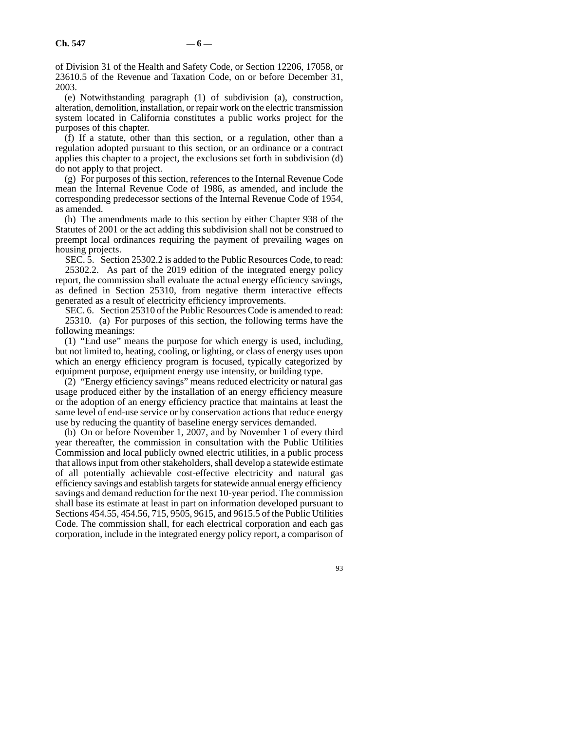of Division 31 of the Health and Safety Code, or Section 12206, 17058, or 23610.5 of the Revenue and Taxation Code, on or before December 31, 2003.

(e) Notwithstanding paragraph (1) of subdivision (a), construction, alteration, demolition, installation, or repair work on the electric transmission system located in California constitutes a public works project for the purposes of this chapter.

(f) If a statute, other than this section, or a regulation, other than a regulation adopted pursuant to this section, or an ordinance or a contract applies this chapter to a project, the exclusions set forth in subdivision (d) do not apply to that project.

(g) For purposes of this section, references to the Internal Revenue Code mean the Internal Revenue Code of 1986, as amended, and include the corresponding predecessor sections of the Internal Revenue Code of 1954, as amended.

(h) The amendments made to this section by either Chapter 938 of the Statutes of 2001 or the act adding this subdivision shall not be construed to preempt local ordinances requiring the payment of prevailing wages on housing projects.

SEC. 5. Section 25302.2 is added to the Public Resources Code, to read:

25302.2. As part of the 2019 edition of the integrated energy policy report, the commission shall evaluate the actual energy efficiency savings, as defined in Section 25310, from negative therm interactive effects generated as a result of electricity efficiency improvements.

SEC. 6. Section 25310 of the Public Resources Code is amended to read:

25310. (a) For purposes of this section, the following terms have the following meanings:

(1) "End use" means the purpose for which energy is used, including, but not limited to, heating, cooling, or lighting, or class of energy uses upon which an energy efficiency program is focused, typically categorized by equipment purpose, equipment energy use intensity, or building type.

(2) "Energy efficiency savings" means reduced electricity or natural gas usage produced either by the installation of an energy efficiency measure or the adoption of an energy efficiency practice that maintains at least the same level of end-use service or by conservation actions that reduce energy use by reducing the quantity of baseline energy services demanded.

(b) On or before November 1, 2007, and by November 1 of every third year thereafter, the commission in consultation with the Public Utilities Commission and local publicly owned electric utilities, in a public process that allows input from other stakeholders, shall develop a statewide estimate of all potentially achievable cost-effective electricity and natural gas efficiency savings and establish targets for statewide annual energy efficiency savings and demand reduction for the next 10-year period. The commission shall base its estimate at least in part on information developed pursuant to Sections 454.55, 454.56, 715, 9505, 9615, and 9615.5 of the Public Utilities Code. The commission shall, for each electrical corporation and each gas corporation, include in the integrated energy policy report, a comparison of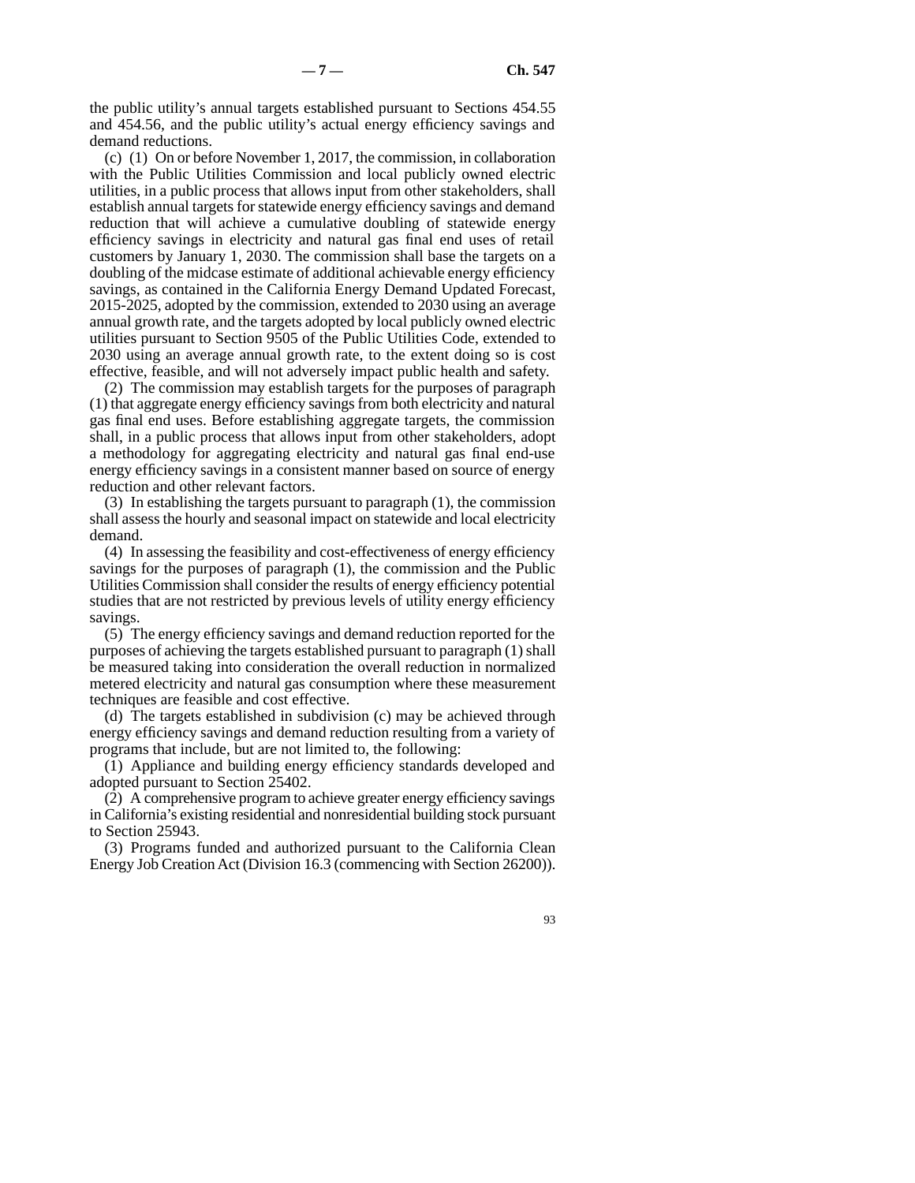the public utility's annual targets established pursuant to Sections 454.55 and 454.56, and the public utility's actual energy efficiency savings and demand reductions.

(c) (1) On or before November 1, 2017, the commission, in collaboration with the Public Utilities Commission and local publicly owned electric utilities, in a public process that allows input from other stakeholders, shall establish annual targets for statewide energy efficiency savings and demand reduction that will achieve a cumulative doubling of statewide energy efficiency savings in electricity and natural gas final end uses of retail customers by January 1, 2030. The commission shall base the targets on a doubling of the midcase estimate of additional achievable energy efficiency savings, as contained in the California Energy Demand Updated Forecast, 2015-2025, adopted by the commission, extended to 2030 using an average annual growth rate, and the targets adopted by local publicly owned electric utilities pursuant to Section 9505 of the Public Utilities Code, extended to 2030 using an average annual growth rate, to the extent doing so is cost effective, feasible, and will not adversely impact public health and safety.

(2) The commission may establish targets for the purposes of paragraph (1) that aggregate energy efficiency savings from both electricity and natural gas final end uses. Before establishing aggregate targets, the commission shall, in a public process that allows input from other stakeholders, adopt a methodology for aggregating electricity and natural gas final end-use energy efficiency savings in a consistent manner based on source of energy reduction and other relevant factors.

(3) In establishing the targets pursuant to paragraph (1), the commission shall assess the hourly and seasonal impact on statewide and local electricity demand.

(4) In assessing the feasibility and cost-effectiveness of energy efficiency savings for the purposes of paragraph (1), the commission and the Public Utilities Commission shall consider the results of energy efficiency potential studies that are not restricted by previous levels of utility energy efficiency savings.

(5) The energy efficiency savings and demand reduction reported for the purposes of achieving the targets established pursuant to paragraph (1) shall be measured taking into consideration the overall reduction in normalized metered electricity and natural gas consumption where these measurement techniques are feasible and cost effective.

(d) The targets established in subdivision (c) may be achieved through energy efficiency savings and demand reduction resulting from a variety of programs that include, but are not limited to, the following:

(1) Appliance and building energy efficiency standards developed and adopted pursuant to Section 25402.

(2) A comprehensive program to achieve greater energy efficiency savings in California's existing residential and nonresidential building stock pursuant to Section 25943.

(3) Programs funded and authorized pursuant to the California Clean Energy Job Creation Act (Division 16.3 (commencing with Section 26200)).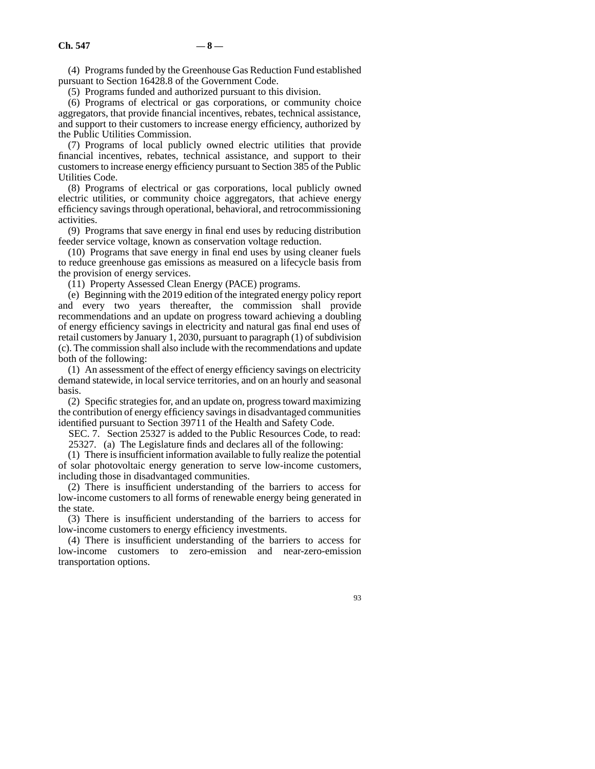(4) Programs funded by the Greenhouse Gas Reduction Fund established pursuant to Section 16428.8 of the Government Code.

(5) Programs funded and authorized pursuant to this division.

(6) Programs of electrical or gas corporations, or community choice aggregators, that provide financial incentives, rebates, technical assistance, and support to their customers to increase energy efficiency, authorized by the Public Utilities Commission.

(7) Programs of local publicly owned electric utilities that provide financial incentives, rebates, technical assistance, and support to their customers to increase energy efficiency pursuant to Section 385 of the Public Utilities Code.

(8) Programs of electrical or gas corporations, local publicly owned electric utilities, or community choice aggregators, that achieve energy efficiency savings through operational, behavioral, and retrocommissioning activities.

(9) Programs that save energy in final end uses by reducing distribution feeder service voltage, known as conservation voltage reduction.

(10) Programs that save energy in final end uses by using cleaner fuels to reduce greenhouse gas emissions as measured on a lifecycle basis from the provision of energy services.

(11) Property Assessed Clean Energy (PACE) programs.

(e) Beginning with the 2019 edition of the integrated energy policy report and every two years thereafter, the commission shall provide recommendations and an update on progress toward achieving a doubling of energy efficiency savings in electricity and natural gas final end uses of retail customers by January 1, 2030, pursuant to paragraph (1) of subdivision (c). The commission shall also include with the recommendations and update both of the following:

(1) An assessment of the effect of energy efficiency savings on electricity demand statewide, in local service territories, and on an hourly and seasonal basis.

(2) Specific strategies for, and an update on, progress toward maximizing the contribution of energy efficiency savings in disadvantaged communities identified pursuant to Section 39711 of the Health and Safety Code.

SEC. 7. Section 25327 is added to the Public Resources Code, to read:

25327. (a) The Legislature finds and declares all of the following:

(1) There is insufficient information available to fully realize the potential of solar photovoltaic energy generation to serve low-income customers, including those in disadvantaged communities.

(2) There is insufficient understanding of the barriers to access for low-income customers to all forms of renewable energy being generated in the state.

(3) There is insufficient understanding of the barriers to access for low-income customers to energy efficiency investments.

(4) There is insufficient understanding of the barriers to access for low-income customers to zero-emission and near-zero-emission transportation options.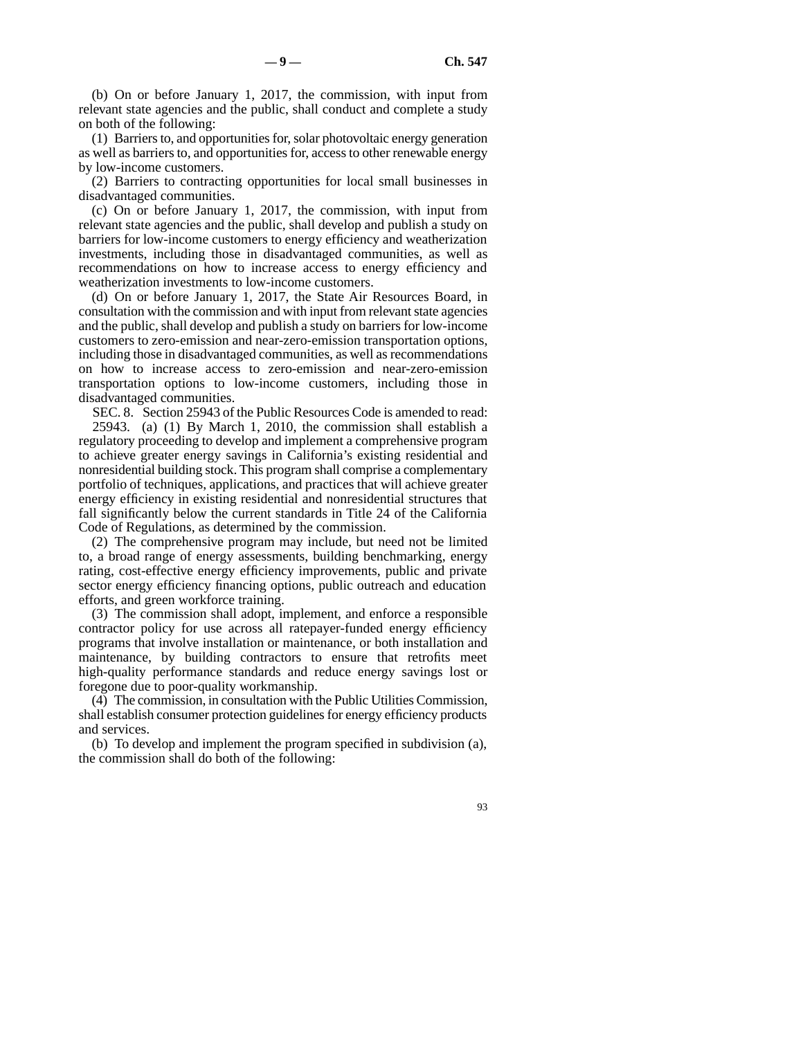(b) On or before January 1, 2017, the commission, with input from relevant state agencies and the public, shall conduct and complete a study on both of the following:

(1) Barriers to, and opportunities for, solar photovoltaic energy generation as well as barriers to, and opportunities for, access to other renewable energy by low-income customers.

(2) Barriers to contracting opportunities for local small businesses in disadvantaged communities.

(c) On or before January 1, 2017, the commission, with input from relevant state agencies and the public, shall develop and publish a study on barriers for low-income customers to energy efficiency and weatherization investments, including those in disadvantaged communities, as well as recommendations on how to increase access to energy efficiency and weatherization investments to low-income customers.

(d) On or before January 1, 2017, the State Air Resources Board, in consultation with the commission and with input from relevant state agencies and the public, shall develop and publish a study on barriers for low-income customers to zero-emission and near-zero-emission transportation options, including those in disadvantaged communities, as well as recommendations on how to increase access to zero-emission and near-zero-emission transportation options to low-income customers, including those in disadvantaged communities.

SEC. 8. Section 25943 of the Public Resources Code is amended to read:

25943. (a) (1) By March 1, 2010, the commission shall establish a regulatory proceeding to develop and implement a comprehensive program to achieve greater energy savings in California's existing residential and nonresidential building stock. This program shall comprise a complementary portfolio of techniques, applications, and practices that will achieve greater energy efficiency in existing residential and nonresidential structures that fall significantly below the current standards in Title 24 of the California Code of Regulations, as determined by the commission.

(2) The comprehensive program may include, but need not be limited to, a broad range of energy assessments, building benchmarking, energy rating, cost-effective energy efficiency improvements, public and private sector energy efficiency financing options, public outreach and education efforts, and green workforce training.

(3) The commission shall adopt, implement, and enforce a responsible contractor policy for use across all ratepayer-funded energy efficiency programs that involve installation or maintenance, or both installation and maintenance, by building contractors to ensure that retrofits meet high-quality performance standards and reduce energy savings lost or foregone due to poor-quality workmanship.

(4) The commission, in consultation with the Public Utilities Commission, shall establish consumer protection guidelines for energy efficiency products and services.

(b) To develop and implement the program specified in subdivision (a), the commission shall do both of the following: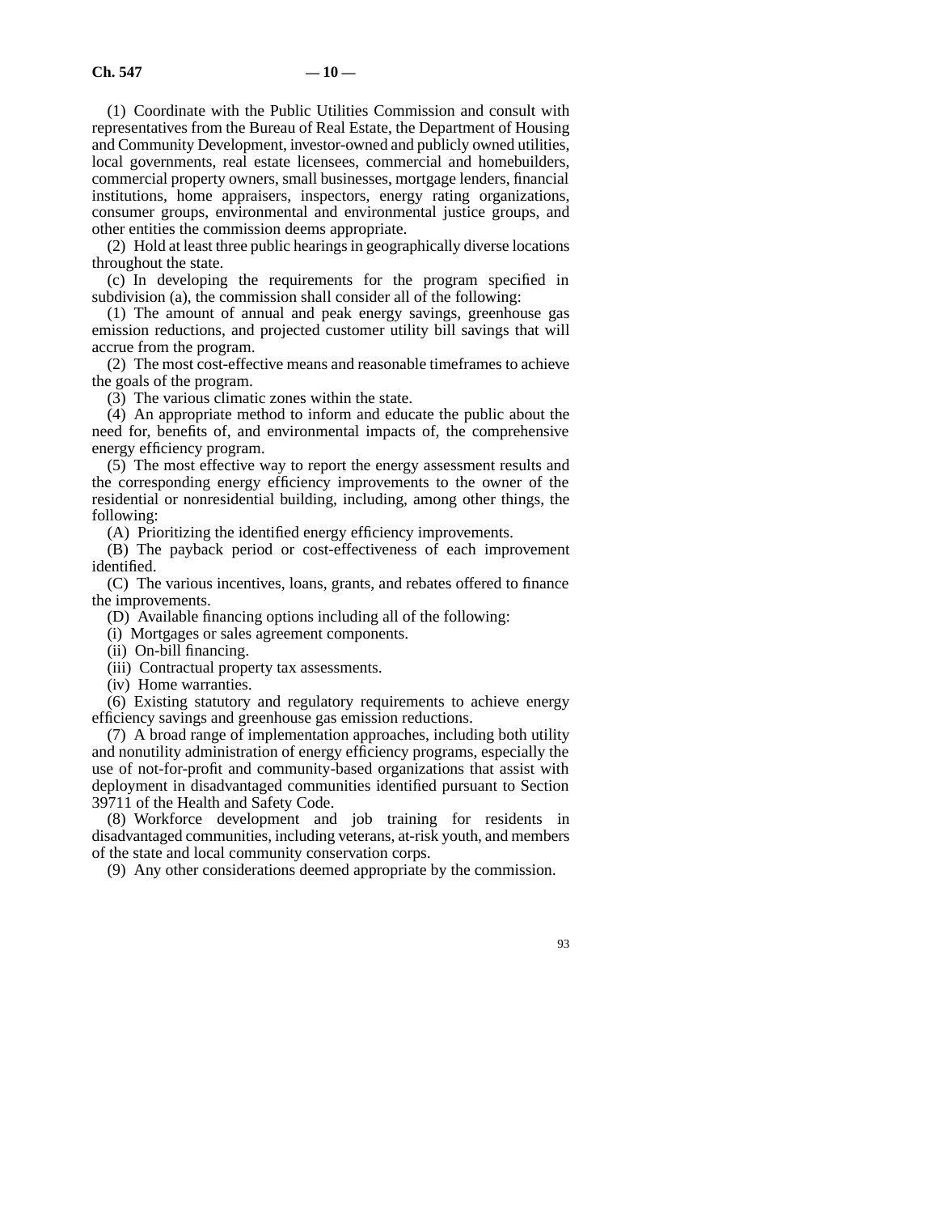(1) Coordinate with the Public Utilities Commission and consult with representatives from the Bureau of Real Estate, the Department of Housing and Community Development, investor-owned and publicly owned utilities, local governments, real estate licensees, commercial and homebuilders, commercial property owners, small businesses, mortgage lenders, financial institutions, home appraisers, inspectors, energy rating organizations, consumer groups, environmental and environmental justice groups, and other entities the commission deems appropriate.

(2) Hold at least three public hearings in geographically diverse locations throughout the state.

(c) In developing the requirements for the program specified in subdivision (a), the commission shall consider all of the following:

(1) The amount of annual and peak energy savings, greenhouse gas emission reductions, and projected customer utility bill savings that will accrue from the program.

(2) The most cost-effective means and reasonable timeframes to achieve the goals of the program.

(3) The various climatic zones within the state.

(4) An appropriate method to inform and educate the public about the need for, benefits of, and environmental impacts of, the comprehensive energy efficiency program.

(5) The most effective way to report the energy assessment results and the corresponding energy efficiency improvements to the owner of the residential or nonresidential building, including, among other things, the following:

(A) Prioritizing the identified energy efficiency improvements.

(B) The payback period or cost-effectiveness of each improvement identified.

(C) The various incentives, loans, grants, and rebates offered to finance the improvements.

(D) Available financing options including all of the following:

(i) Mortgages or sales agreement components.

(ii) On-bill financing.

(iii) Contractual property tax assessments.

(iv) Home warranties.

(6) Existing statutory and regulatory requirements to achieve energy efficiency savings and greenhouse gas emission reductions.

(7) A broad range of implementation approaches, including both utility and nonutility administration of energy efficiency programs, especially the use of not-for-profit and community-based organizations that assist with deployment in disadvantaged communities identified pursuant to Section 39711 of the Health and Safety Code.

(8) Workforce development and job training for residents in disadvantaged communities, including veterans, at-risk youth, and members of the state and local community conservation corps.

(9) Any other considerations deemed appropriate by the commission.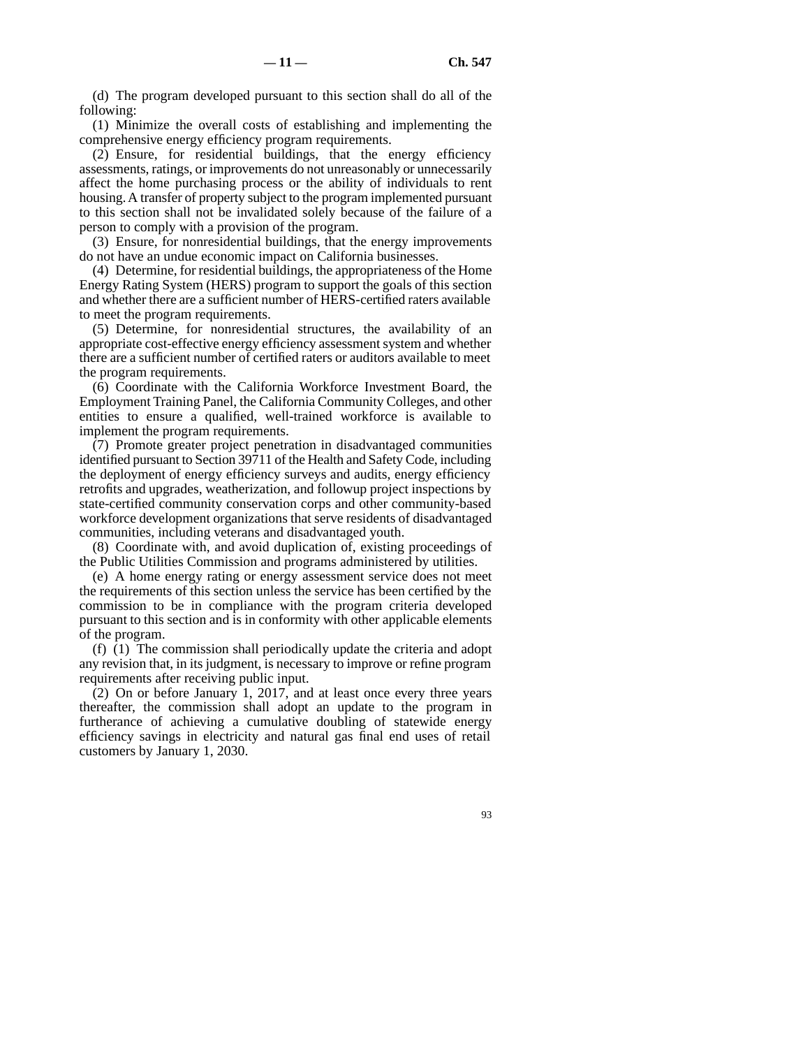(d) The program developed pursuant to this section shall do all of the following:

(1) Minimize the overall costs of establishing and implementing the comprehensive energy efficiency program requirements.

(2) Ensure, for residential buildings, that the energy efficiency assessments, ratings, or improvements do not unreasonably or unnecessarily affect the home purchasing process or the ability of individuals to rent housing. A transfer of property subject to the program implemented pursuant to this section shall not be invalidated solely because of the failure of a person to comply with a provision of the program.

(3) Ensure, for nonresidential buildings, that the energy improvements do not have an undue economic impact on California businesses.

(4) Determine, for residential buildings, the appropriateness of the Home Energy Rating System (HERS) program to support the goals of this section and whether there are a sufficient number of HERS-certified raters available to meet the program requirements.

(5) Determine, for nonresidential structures, the availability of an appropriate cost-effective energy efficiency assessment system and whether there are a sufficient number of certified raters or auditors available to meet the program requirements.

(6) Coordinate with the California Workforce Investment Board, the Employment Training Panel, the California Community Colleges, and other entities to ensure a qualified, well-trained workforce is available to implement the program requirements.

(7) Promote greater project penetration in disadvantaged communities identified pursuant to Section 39711 of the Health and Safety Code, including the deployment of energy efficiency surveys and audits, energy efficiency retrofits and upgrades, weatherization, and followup project inspections by state-certified community conservation corps and other community-based workforce development organizations that serve residents of disadvantaged communities, including veterans and disadvantaged youth.

(8) Coordinate with, and avoid duplication of, existing proceedings of the Public Utilities Commission and programs administered by utilities.

(e) A home energy rating or energy assessment service does not meet the requirements of this section unless the service has been certified by the commission to be in compliance with the program criteria developed pursuant to this section and is in conformity with other applicable elements of the program.

(f) (1) The commission shall periodically update the criteria and adopt any revision that, in its judgment, is necessary to improve or refine program requirements after receiving public input.

(2) On or before January 1, 2017, and at least once every three years thereafter, the commission shall adopt an update to the program in furtherance of achieving a cumulative doubling of statewide energy efficiency savings in electricity and natural gas final end uses of retail customers by January 1, 2030.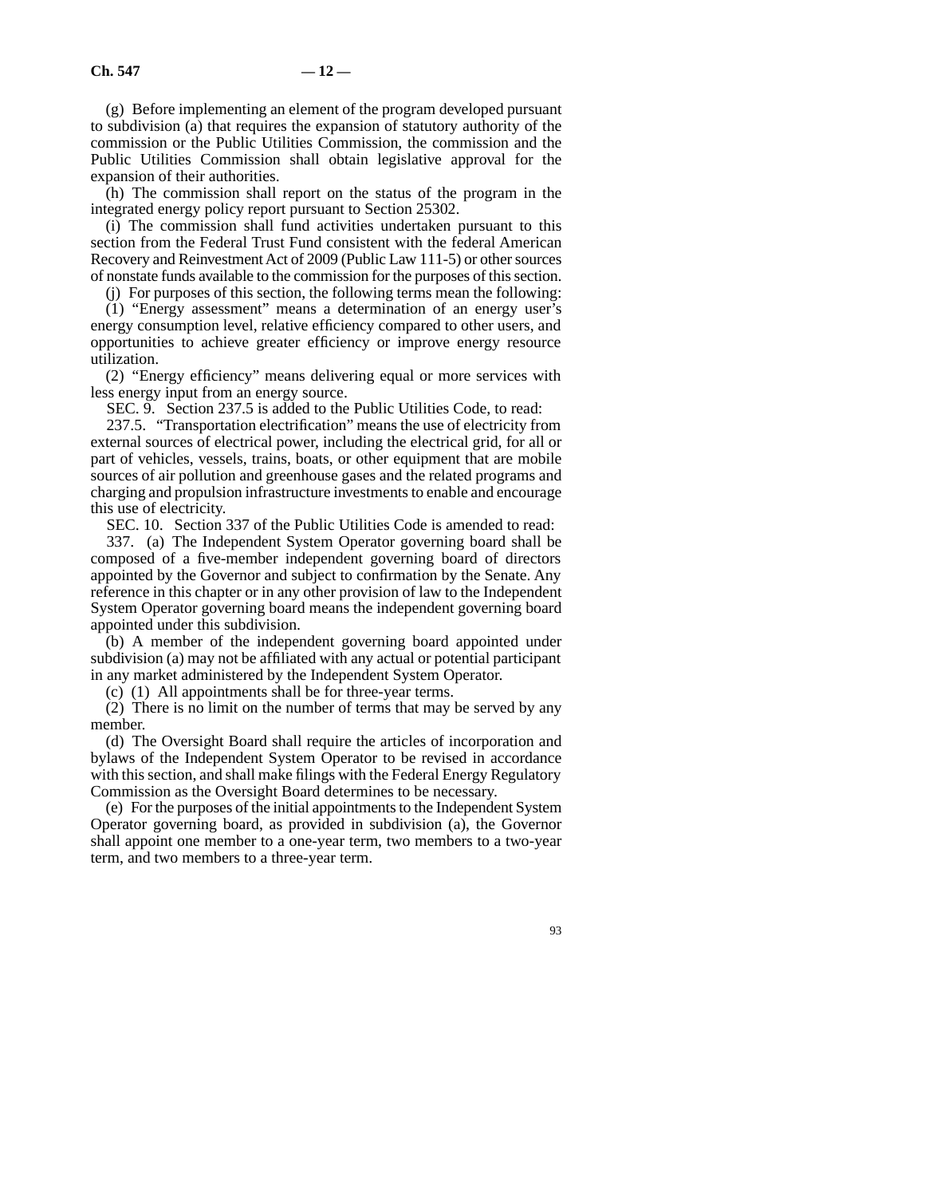(g) Before implementing an element of the program developed pursuant to subdivision (a) that requires the expansion of statutory authority of the commission or the Public Utilities Commission, the commission and the Public Utilities Commission shall obtain legislative approval for the expansion of their authorities.

(h) The commission shall report on the status of the program in the integrated energy policy report pursuant to Section 25302.

(i) The commission shall fund activities undertaken pursuant to this section from the Federal Trust Fund consistent with the federal American Recovery and Reinvestment Act of 2009 (Public Law 111-5) or other sources of nonstate funds available to the commission for the purposes of this section.

(j) For purposes of this section, the following terms mean the following:

(1) "Energy assessment" means a determination of an energy user's energy consumption level, relative efficiency compared to other users, and opportunities to achieve greater efficiency or improve energy resource utilization.

(2) "Energy efficiency" means delivering equal or more services with less energy input from an energy source.

SEC. 9. Section 237.5 is added to the Public Utilities Code, to read:

237.5. "Transportation electrification" means the use of electricity from external sources of electrical power, including the electrical grid, for all or part of vehicles, vessels, trains, boats, or other equipment that are mobile sources of air pollution and greenhouse gases and the related programs and charging and propulsion infrastructure investments to enable and encourage this use of electricity.

SEC. 10. Section 337 of the Public Utilities Code is amended to read:

337. (a) The Independent System Operator governing board shall be composed of a five-member independent governing board of directors appointed by the Governor and subject to confirmation by the Senate. Any reference in this chapter or in any other provision of law to the Independent System Operator governing board means the independent governing board appointed under this subdivision.

(b) A member of the independent governing board appointed under subdivision (a) may not be affiliated with any actual or potential participant in any market administered by the Independent System Operator.

(c) (1) All appointments shall be for three-year terms.

(2) There is no limit on the number of terms that may be served by any member.

(d) The Oversight Board shall require the articles of incorporation and bylaws of the Independent System Operator to be revised in accordance with this section, and shall make filings with the Federal Energy Regulatory Commission as the Oversight Board determines to be necessary.

(e) For the purposes of the initial appointments to the Independent System Operator governing board, as provided in subdivision (a), the Governor shall appoint one member to a one-year term, two members to a two-year term, and two members to a three-year term.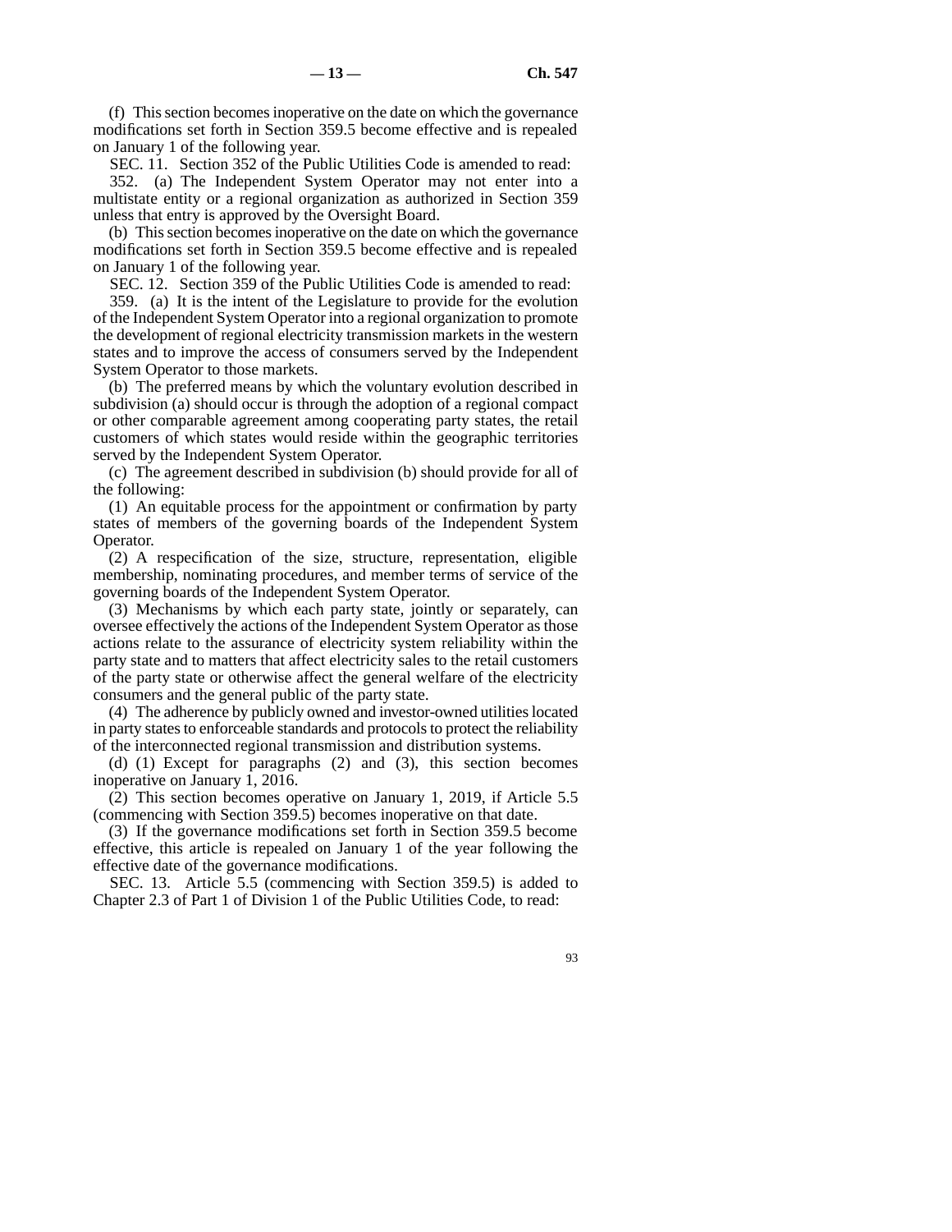(f) This section becomes inoperative on the date on which the governance modifications set forth in Section 359.5 become effective and is repealed on January 1 of the following year.

SEC. 11. Section 352 of the Public Utilities Code is amended to read:

352. (a) The Independent System Operator may not enter into a multistate entity or a regional organization as authorized in Section 359 unless that entry is approved by the Oversight Board.

(b) This section becomes inoperative on the date on which the governance modifications set forth in Section 359.5 become effective and is repealed on January 1 of the following year.

SEC. 12. Section 359 of the Public Utilities Code is amended to read:

359. (a) It is the intent of the Legislature to provide for the evolution of the Independent System Operator into a regional organization to promote the development of regional electricity transmission markets in the western states and to improve the access of consumers served by the Independent System Operator to those markets.

(b) The preferred means by which the voluntary evolution described in subdivision (a) should occur is through the adoption of a regional compact or other comparable agreement among cooperating party states, the retail customers of which states would reside within the geographic territories served by the Independent System Operator.

(c) The agreement described in subdivision (b) should provide for all of the following:

(1) An equitable process for the appointment or confirmation by party states of members of the governing boards of the Independent System Operator.

(2) A respecification of the size, structure, representation, eligible membership, nominating procedures, and member terms of service of the governing boards of the Independent System Operator.

(3) Mechanisms by which each party state, jointly or separately, can oversee effectively the actions of the Independent System Operator as those actions relate to the assurance of electricity system reliability within the party state and to matters that affect electricity sales to the retail customers of the party state or otherwise affect the general welfare of the electricity consumers and the general public of the party state.

(4) The adherence by publicly owned and investor-owned utilities located in party states to enforceable standards and protocols to protect the reliability of the interconnected regional transmission and distribution systems.

(d) (1) Except for paragraphs (2) and (3), this section becomes inoperative on January 1, 2016.

(2) This section becomes operative on January 1, 2019, if Article 5.5 (commencing with Section 359.5) becomes inoperative on that date.

(3) If the governance modifications set forth in Section 359.5 become effective, this article is repealed on January 1 of the year following the effective date of the governance modifications.

SEC. 13. Article 5.5 (commencing with Section 359.5) is added to Chapter 2.3 of Part 1 of Division 1 of the Public Utilities Code, to read: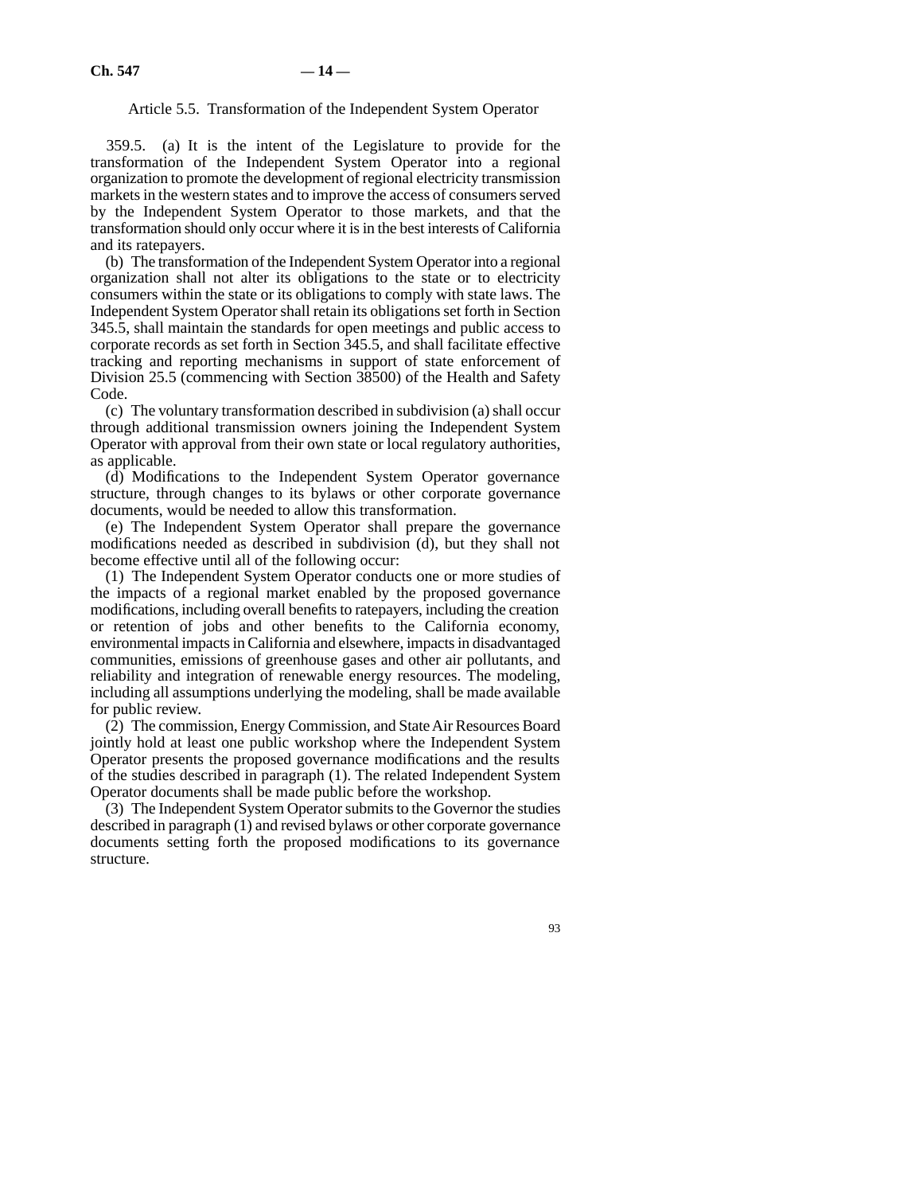Article 5.5. Transformation of the Independent System Operator

359.5. (a) It is the intent of the Legislature to provide for the transformation of the Independent System Operator into a regional organization to promote the development of regional electricity transmission markets in the western states and to improve the access of consumers served by the Independent System Operator to those markets, and that the transformation should only occur where it is in the best interests of California and its ratepayers.

(b) The transformation of the Independent System Operator into a regional organization shall not alter its obligations to the state or to electricity consumers within the state or its obligations to comply with state laws. The Independent System Operator shall retain its obligations set forth in Section 345.5, shall maintain the standards for open meetings and public access to corporate records as set forth in Section 345.5, and shall facilitate effective tracking and reporting mechanisms in support of state enforcement of Division 25.5 (commencing with Section 38500) of the Health and Safety Code.

(c) The voluntary transformation described in subdivision (a) shall occur through additional transmission owners joining the Independent System Operator with approval from their own state or local regulatory authorities, as applicable.

(d) Modifications to the Independent System Operator governance structure, through changes to its bylaws or other corporate governance documents, would be needed to allow this transformation.

(e) The Independent System Operator shall prepare the governance modifications needed as described in subdivision (d), but they shall not become effective until all of the following occur:

(1) The Independent System Operator conducts one or more studies of the impacts of a regional market enabled by the proposed governance modifications, including overall benefits to ratepayers, including the creation or retention of jobs and other benefits to the California economy, environmental impacts in California and elsewhere, impacts in disadvantaged communities, emissions of greenhouse gases and other air pollutants, and reliability and integration of renewable energy resources. The modeling, including all assumptions underlying the modeling, shall be made available for public review.

(2) The commission, Energy Commission, and State Air Resources Board jointly hold at least one public workshop where the Independent System Operator presents the proposed governance modifications and the results of the studies described in paragraph (1). The related Independent System Operator documents shall be made public before the workshop.

(3) The Independent System Operator submits to the Governor the studies described in paragraph (1) and revised bylaws or other corporate governance documents setting forth the proposed modifications to its governance structure.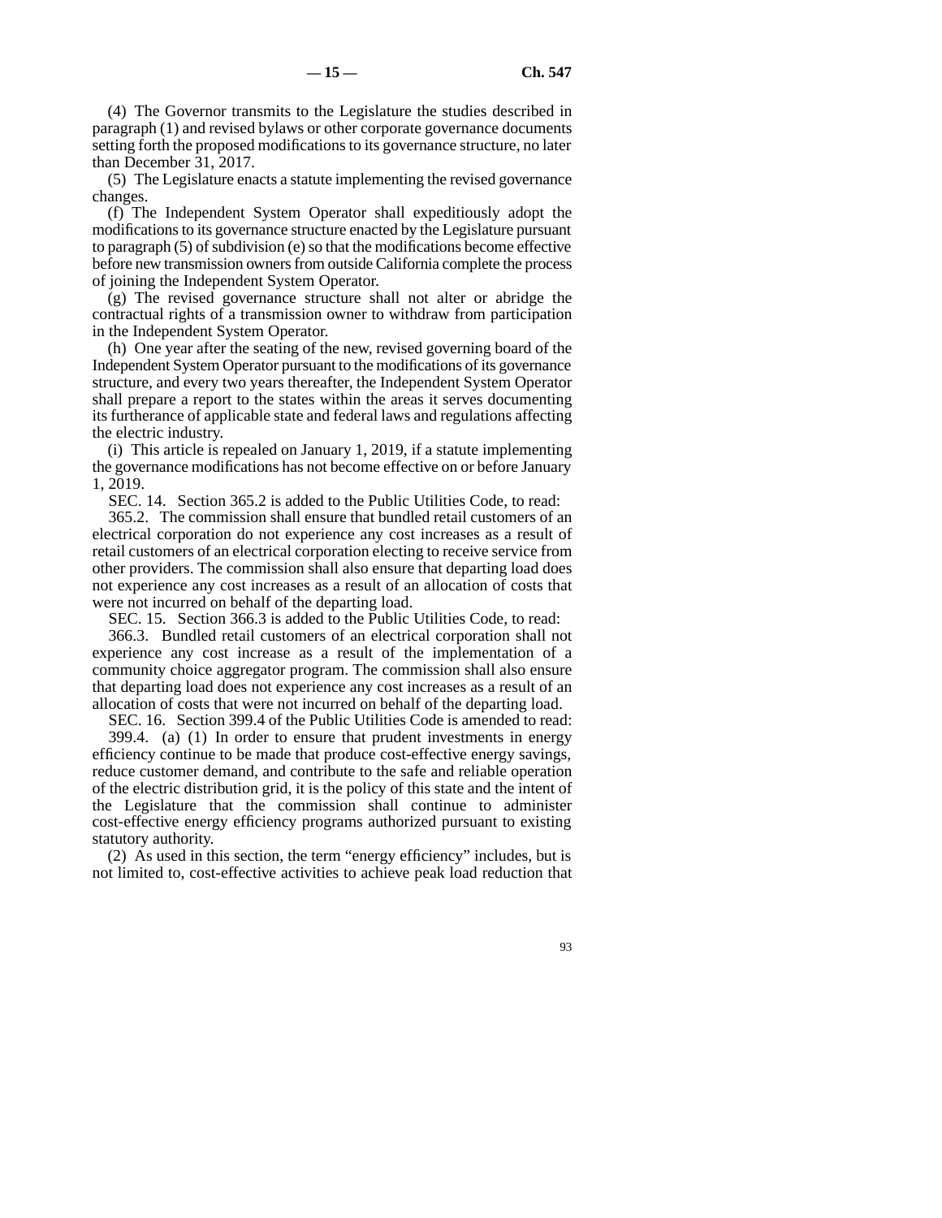(4) The Governor transmits to the Legislature the studies described in paragraph (1) and revised bylaws or other corporate governance documents setting forth the proposed modifications to its governance structure, no later than December 31, 2017.

(5) The Legislature enacts a statute implementing the revised governance changes.

(f) The Independent System Operator shall expeditiously adopt the modifications to its governance structure enacted by the Legislature pursuant to paragraph (5) of subdivision (e) so that the modifications become effective before new transmission owners from outside California complete the process of joining the Independent System Operator.

(g) The revised governance structure shall not alter or abridge the contractual rights of a transmission owner to withdraw from participation in the Independent System Operator.

(h) One year after the seating of the new, revised governing board of the Independent System Operator pursuant to the modifications of its governance structure, and every two years thereafter, the Independent System Operator shall prepare a report to the states within the areas it serves documenting its furtherance of applicable state and federal laws and regulations affecting the electric industry.

(i) This article is repealed on January 1, 2019, if a statute implementing the governance modifications has not become effective on or before January 1, 2019.

SEC. 14. Section 365.2 is added to the Public Utilities Code, to read:

365.2. The commission shall ensure that bundled retail customers of an electrical corporation do not experience any cost increases as a result of retail customers of an electrical corporation electing to receive service from other providers. The commission shall also ensure that departing load does not experience any cost increases as a result of an allocation of costs that were not incurred on behalf of the departing load.

SEC. 15. Section 366.3 is added to the Public Utilities Code, to read:

366.3. Bundled retail customers of an electrical corporation shall not experience any cost increase as a result of the implementation of a community choice aggregator program. The commission shall also ensure that departing load does not experience any cost increases as a result of an allocation of costs that were not incurred on behalf of the departing load.

SEC. 16. Section 399.4 of the Public Utilities Code is amended to read:

399.4. (a) (1) In order to ensure that prudent investments in energy efficiency continue to be made that produce cost-effective energy savings, reduce customer demand, and contribute to the safe and reliable operation of the electric distribution grid, it is the policy of this state and the intent of the Legislature that the commission shall continue to administer cost-effective energy efficiency programs authorized pursuant to existing statutory authority.

(2) As used in this section, the term "energy efficiency" includes, but is not limited to, cost-effective activities to achieve peak load reduction that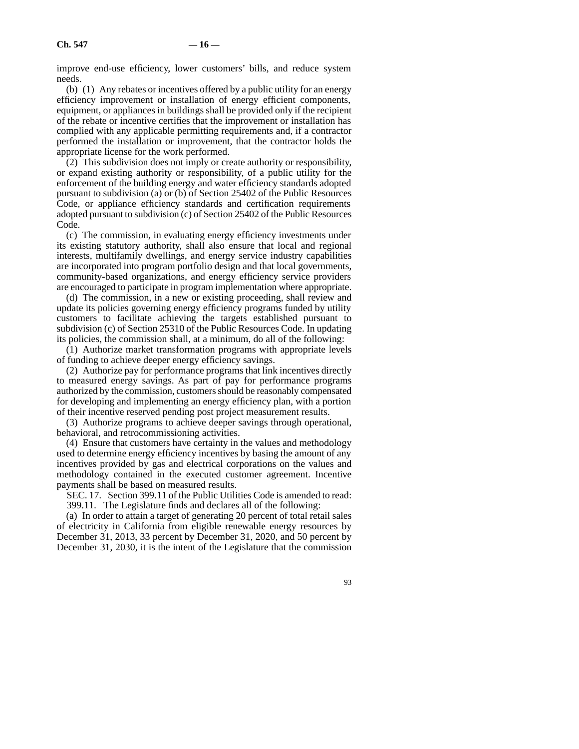improve end-use efficiency, lower customers' bills, and reduce system needs.

(b) (1) Any rebates or incentives offered by a public utility for an energy efficiency improvement or installation of energy efficient components, equipment, or appliances in buildings shall be provided only if the recipient of the rebate or incentive certifies that the improvement or installation has complied with any applicable permitting requirements and, if a contractor performed the installation or improvement, that the contractor holds the appropriate license for the work performed.

(2) This subdivision does not imply or create authority or responsibility, or expand existing authority or responsibility, of a public utility for the enforcement of the building energy and water efficiency standards adopted pursuant to subdivision (a) or (b) of Section 25402 of the Public Resources Code, or appliance efficiency standards and certification requirements adopted pursuant to subdivision (c) of Section 25402 of the Public Resources Code.

(c) The commission, in evaluating energy efficiency investments under its existing statutory authority, shall also ensure that local and regional interests, multifamily dwellings, and energy service industry capabilities are incorporated into program portfolio design and that local governments, community-based organizations, and energy efficiency service providers are encouraged to participate in program implementation where appropriate.

(d) The commission, in a new or existing proceeding, shall review and update its policies governing energy efficiency programs funded by utility customers to facilitate achieving the targets established pursuant to subdivision (c) of Section 25310 of the Public Resources Code. In updating its policies, the commission shall, at a minimum, do all of the following:

(1) Authorize market transformation programs with appropriate levels of funding to achieve deeper energy efficiency savings.

(2) Authorize pay for performance programs that link incentives directly to measured energy savings. As part of pay for performance programs authorized by the commission, customers should be reasonably compensated for developing and implementing an energy efficiency plan, with a portion of their incentive reserved pending post project measurement results.

(3) Authorize programs to achieve deeper savings through operational, behavioral, and retrocommissioning activities.

(4) Ensure that customers have certainty in the values and methodology used to determine energy efficiency incentives by basing the amount of any incentives provided by gas and electrical corporations on the values and methodology contained in the executed customer agreement. Incentive payments shall be based on measured results.

SEC. 17. Section 399.11 of the Public Utilities Code is amended to read:

399.11. The Legislature finds and declares all of the following:

(a) In order to attain a target of generating 20 percent of total retail sales of electricity in California from eligible renewable energy resources by December 31, 2013, 33 percent by December 31, 2020, and 50 percent by December 31, 2030, it is the intent of the Legislature that the commission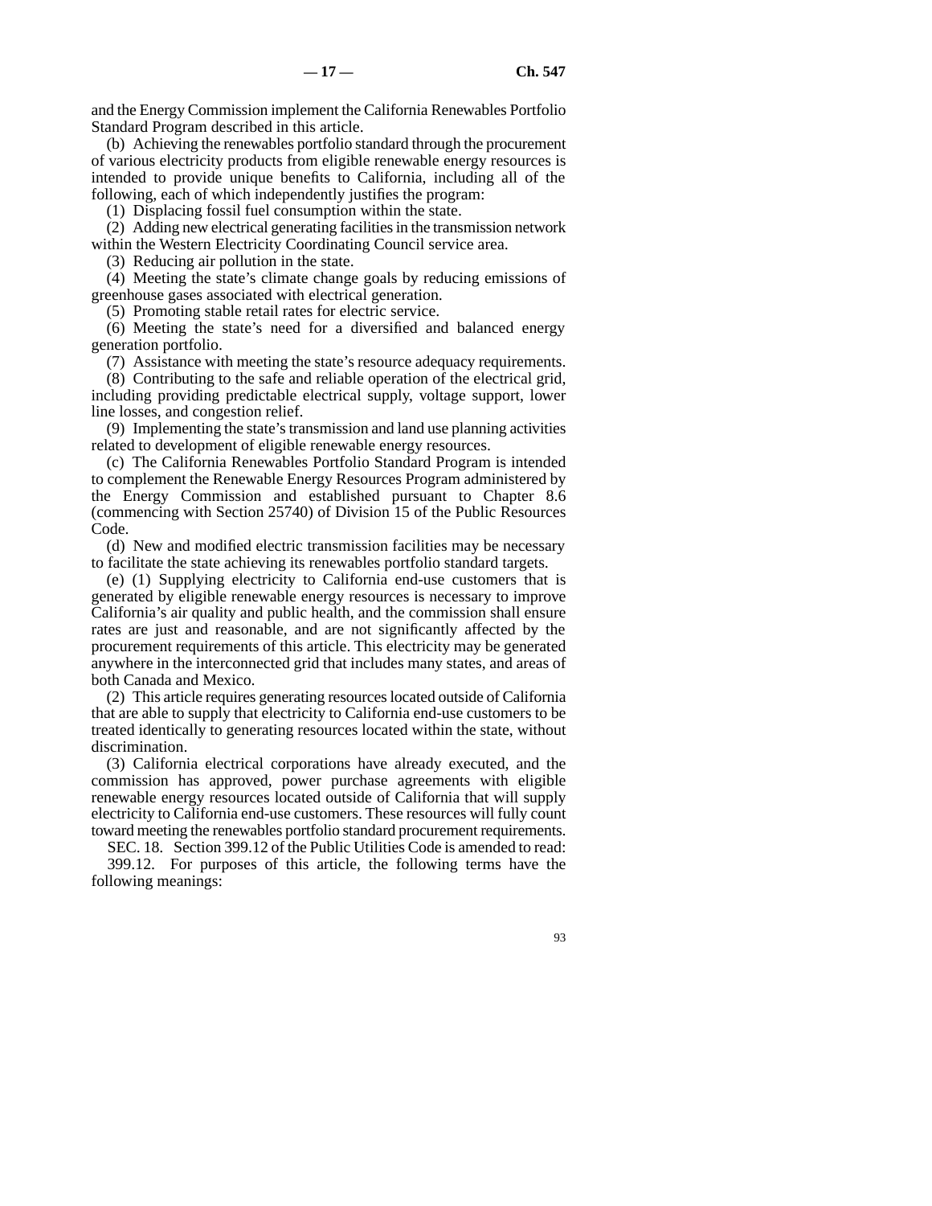and the Energy Commission implement the California Renewables Portfolio Standard Program described in this article.

(b) Achieving the renewables portfolio standard through the procurement of various electricity products from eligible renewable energy resources is intended to provide unique benefits to California, including all of the following, each of which independently justifies the program:

(1) Displacing fossil fuel consumption within the state.

(2) Adding new electrical generating facilities in the transmission network within the Western Electricity Coordinating Council service area.

(3) Reducing air pollution in the state.

(4) Meeting the state's climate change goals by reducing emissions of greenhouse gases associated with electrical generation.

(5) Promoting stable retail rates for electric service.

(6) Meeting the state's need for a diversified and balanced energy generation portfolio.

(7) Assistance with meeting the state's resource adequacy requirements.

(8) Contributing to the safe and reliable operation of the electrical grid, including providing predictable electrical supply, voltage support, lower line losses, and congestion relief.

(9) Implementing the state's transmission and land use planning activities related to development of eligible renewable energy resources.

(c) The California Renewables Portfolio Standard Program is intended to complement the Renewable Energy Resources Program administered by the Energy Commission and established pursuant to Chapter 8.6 (commencing with Section 25740) of Division 15 of the Public Resources Code.

(d) New and modified electric transmission facilities may be necessary to facilitate the state achieving its renewables portfolio standard targets.

(e) (1) Supplying electricity to California end-use customers that is generated by eligible renewable energy resources is necessary to improve California's air quality and public health, and the commission shall ensure rates are just and reasonable, and are not significantly affected by the procurement requirements of this article. This electricity may be generated anywhere in the interconnected grid that includes many states, and areas of both Canada and Mexico.

(2) This article requires generating resources located outside of California that are able to supply that electricity to California end-use customers to be treated identically to generating resources located within the state, without discrimination.

(3) California electrical corporations have already executed, and the commission has approved, power purchase agreements with eligible renewable energy resources located outside of California that will supply electricity to California end-use customers. These resources will fully count toward meeting the renewables portfolio standard procurement requirements.

SEC. 18. Section 399.12 of the Public Utilities Code is amended to read:

399.12. For purposes of this article, the following terms have the following meanings: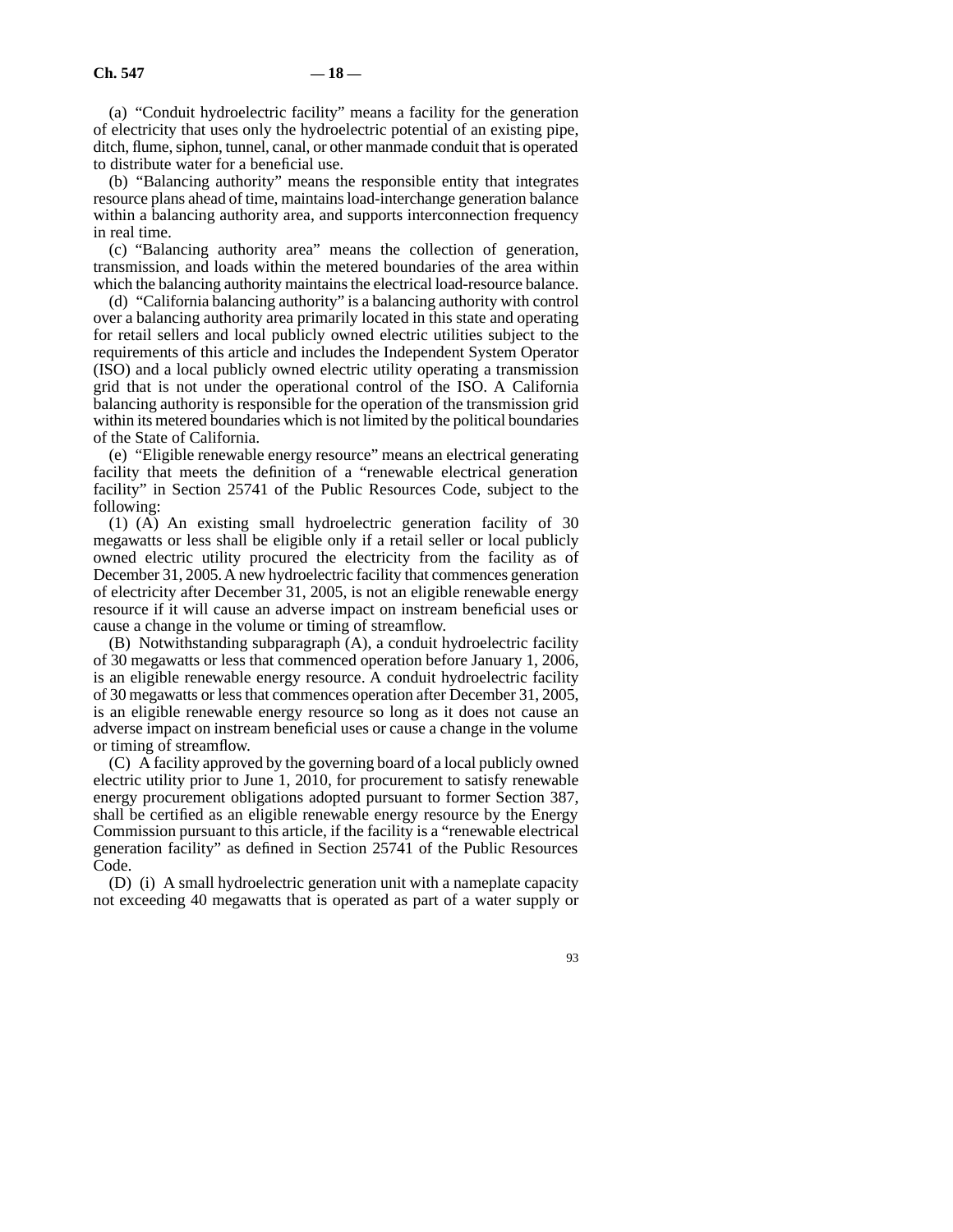(a) "Conduit hydroelectric facility" means a facility for the generation of electricity that uses only the hydroelectric potential of an existing pipe, ditch, flume, siphon, tunnel, canal, or other manmade conduit that is operated to distribute water for a beneficial use.

(b) "Balancing authority" means the responsible entity that integrates resource plans ahead of time, maintains load-interchange generation balance within a balancing authority area, and supports interconnection frequency in real time.

(c) "Balancing authority area" means the collection of generation, transmission, and loads within the metered boundaries of the area within which the balancing authority maintains the electrical load-resource balance.

(d) "California balancing authority" is a balancing authority with control over a balancing authority area primarily located in this state and operating for retail sellers and local publicly owned electric utilities subject to the requirements of this article and includes the Independent System Operator (ISO) and a local publicly owned electric utility operating a transmission grid that is not under the operational control of the ISO. A California balancing authority is responsible for the operation of the transmission grid within its metered boundaries which is not limited by the political boundaries of the State of California.

(e) "Eligible renewable energy resource" means an electrical generating facility that meets the definition of a "renewable electrical generation facility" in Section 25741 of the Public Resources Code, subject to the following:

(1) (A) An existing small hydroelectric generation facility of 30 megawatts or less shall be eligible only if a retail seller or local publicly owned electric utility procured the electricity from the facility as of December 31, 2005. A new hydroelectric facility that commences generation of electricity after December 31, 2005, is not an eligible renewable energy resource if it will cause an adverse impact on instream beneficial uses or cause a change in the volume or timing of streamflow.

(B) Notwithstanding subparagraph (A), a conduit hydroelectric facility of 30 megawatts or less that commenced operation before January 1, 2006, is an eligible renewable energy resource. A conduit hydroelectric facility of 30 megawatts or less that commences operation after December 31, 2005, is an eligible renewable energy resource so long as it does not cause an adverse impact on instream beneficial uses or cause a change in the volume or timing of streamflow.

(C) A facility approved by the governing board of a local publicly owned electric utility prior to June 1, 2010, for procurement to satisfy renewable energy procurement obligations adopted pursuant to former Section 387, shall be certified as an eligible renewable energy resource by the Energy Commission pursuant to this article, if the facility is a "renewable electrical generation facility" as defined in Section 25741 of the Public Resources Code.

(D) (i) A small hydroelectric generation unit with a nameplate capacity not exceeding 40 megawatts that is operated as part of a water supply or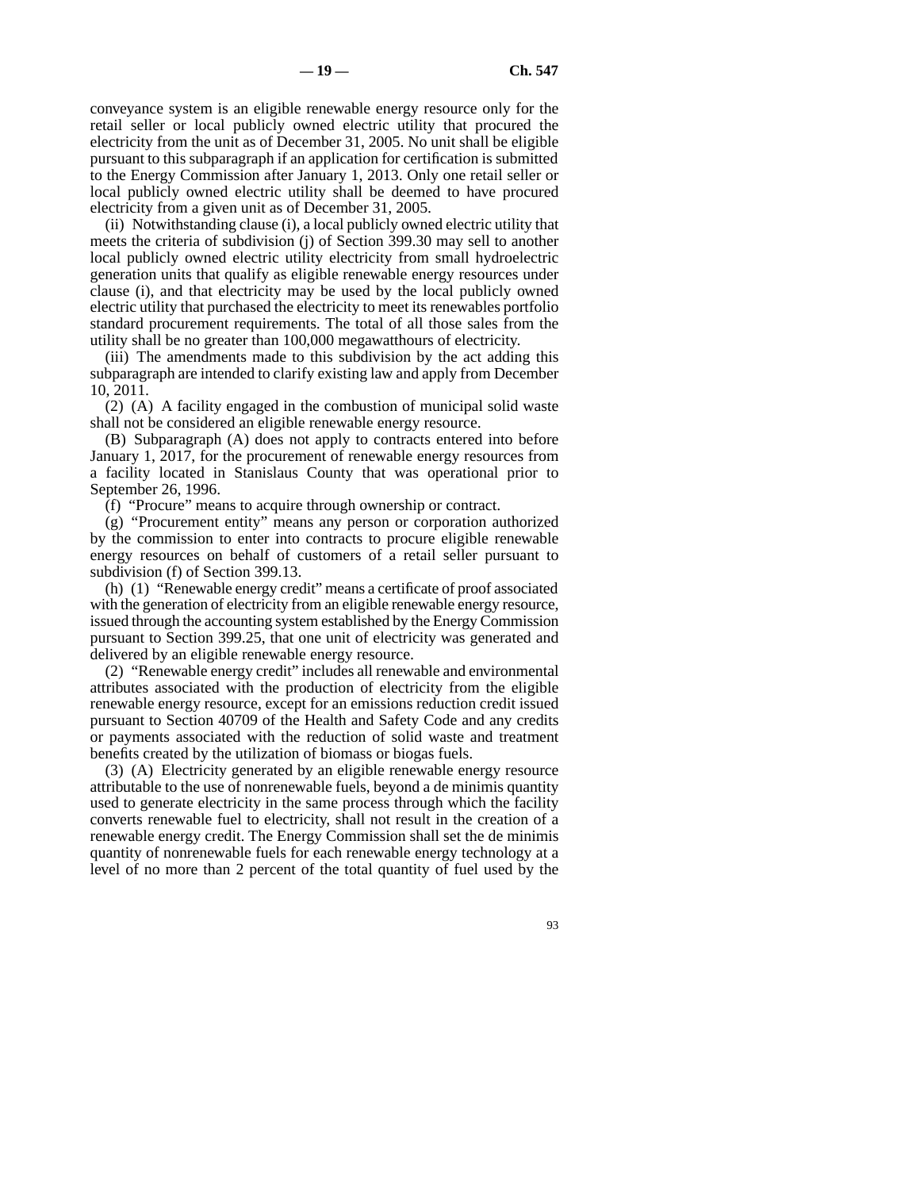conveyance system is an eligible renewable energy resource only for the retail seller or local publicly owned electric utility that procured the electricity from the unit as of December 31, 2005. No unit shall be eligible pursuant to this subparagraph if an application for certification is submitted to the Energy Commission after January 1, 2013. Only one retail seller or local publicly owned electric utility shall be deemed to have procured electricity from a given unit as of December 31, 2005.

(ii) Notwithstanding clause (i), a local publicly owned electric utility that meets the criteria of subdivision (j) of Section 399.30 may sell to another local publicly owned electric utility electricity from small hydroelectric generation units that qualify as eligible renewable energy resources under clause (i), and that electricity may be used by the local publicly owned electric utility that purchased the electricity to meet its renewables portfolio standard procurement requirements. The total of all those sales from the utility shall be no greater than 100,000 megawatthours of electricity.

(iii) The amendments made to this subdivision by the act adding this subparagraph are intended to clarify existing law and apply from December 10, 2011.

(2) (A) A facility engaged in the combustion of municipal solid waste shall not be considered an eligible renewable energy resource.

(B) Subparagraph (A) does not apply to contracts entered into before January 1, 2017, for the procurement of renewable energy resources from a facility located in Stanislaus County that was operational prior to September 26, 1996.

(f) "Procure" means to acquire through ownership or contract.

(g) "Procurement entity" means any person or corporation authorized by the commission to enter into contracts to procure eligible renewable energy resources on behalf of customers of a retail seller pursuant to subdivision (f) of Section 399.13.

(h) (1) "Renewable energy credit" means a certificate of proof associated with the generation of electricity from an eligible renewable energy resource, issued through the accounting system established by the Energy Commission pursuant to Section 399.25, that one unit of electricity was generated and delivered by an eligible renewable energy resource.

(2) "Renewable energy credit" includes all renewable and environmental attributes associated with the production of electricity from the eligible renewable energy resource, except for an emissions reduction credit issued pursuant to Section 40709 of the Health and Safety Code and any credits or payments associated with the reduction of solid waste and treatment benefits created by the utilization of biomass or biogas fuels.

(3) (A) Electricity generated by an eligible renewable energy resource attributable to the use of nonrenewable fuels, beyond a de minimis quantity used to generate electricity in the same process through which the facility converts renewable fuel to electricity, shall not result in the creation of a renewable energy credit. The Energy Commission shall set the de minimis quantity of nonrenewable fuels for each renewable energy technology at a level of no more than 2 percent of the total quantity of fuel used by the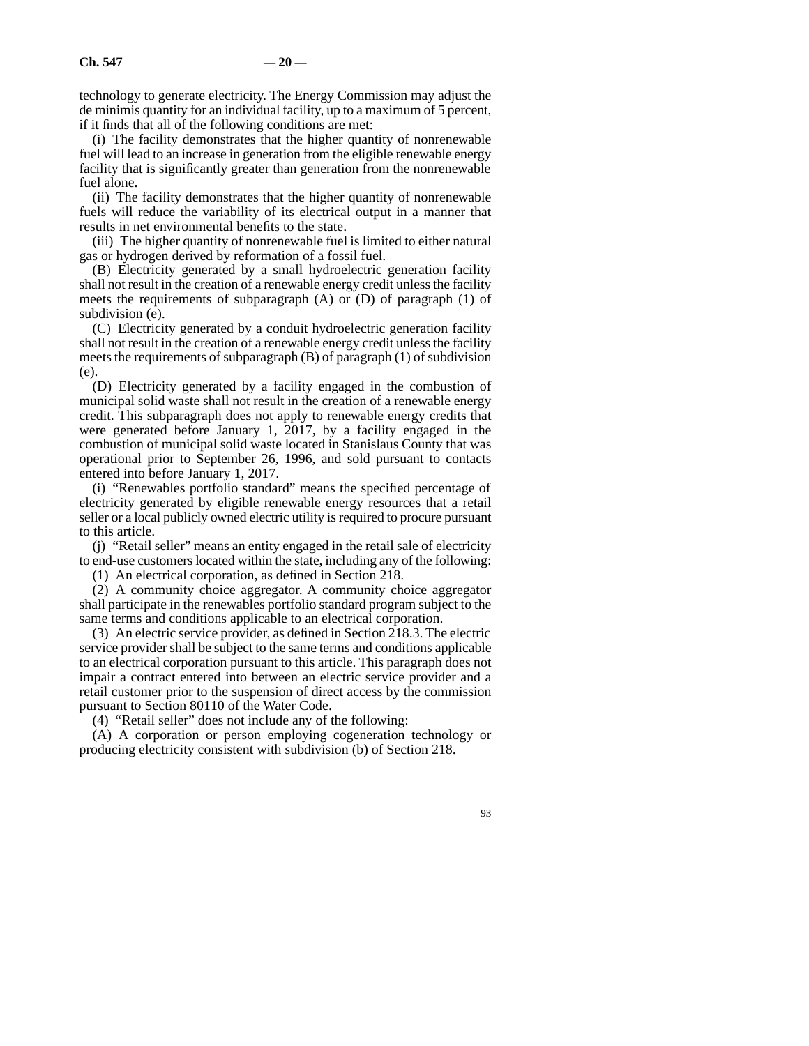technology to generate electricity. The Energy Commission may adjust the de minimis quantity for an individual facility, up to a maximum of 5 percent, if it finds that all of the following conditions are met:

(i) The facility demonstrates that the higher quantity of nonrenewable fuel will lead to an increase in generation from the eligible renewable energy facility that is significantly greater than generation from the nonrenewable fuel alone.

(ii) The facility demonstrates that the higher quantity of nonrenewable fuels will reduce the variability of its electrical output in a manner that results in net environmental benefits to the state.

(iii) The higher quantity of nonrenewable fuel is limited to either natural gas or hydrogen derived by reformation of a fossil fuel.

(B) Electricity generated by a small hydroelectric generation facility shall not result in the creation of a renewable energy credit unless the facility meets the requirements of subparagraph (A) or (D) of paragraph (1) of subdivision (e).

(C) Electricity generated by a conduit hydroelectric generation facility shall not result in the creation of a renewable energy credit unless the facility meets the requirements of subparagraph (B) of paragraph (1) of subdivision (e).

(D) Electricity generated by a facility engaged in the combustion of municipal solid waste shall not result in the creation of a renewable energy credit. This subparagraph does not apply to renewable energy credits that were generated before January 1, 2017, by a facility engaged in the combustion of municipal solid waste located in Stanislaus County that was operational prior to September 26, 1996, and sold pursuant to contacts entered into before January 1, 2017.

(i) "Renewables portfolio standard" means the specified percentage of electricity generated by eligible renewable energy resources that a retail seller or a local publicly owned electric utility is required to procure pursuant to this article.

(j) "Retail seller" means an entity engaged in the retail sale of electricity to end-use customers located within the state, including any of the following:

(1) An electrical corporation, as defined in Section 218.

(2) A community choice aggregator. A community choice aggregator shall participate in the renewables portfolio standard program subject to the same terms and conditions applicable to an electrical corporation.

(3) An electric service provider, as defined in Section 218.3. The electric service provider shall be subject to the same terms and conditions applicable to an electrical corporation pursuant to this article. This paragraph does not impair a contract entered into between an electric service provider and a retail customer prior to the suspension of direct access by the commission pursuant to Section 80110 of the Water Code.

(4) "Retail seller" does not include any of the following:

(A) A corporation or person employing cogeneration technology or producing electricity consistent with subdivision (b) of Section 218.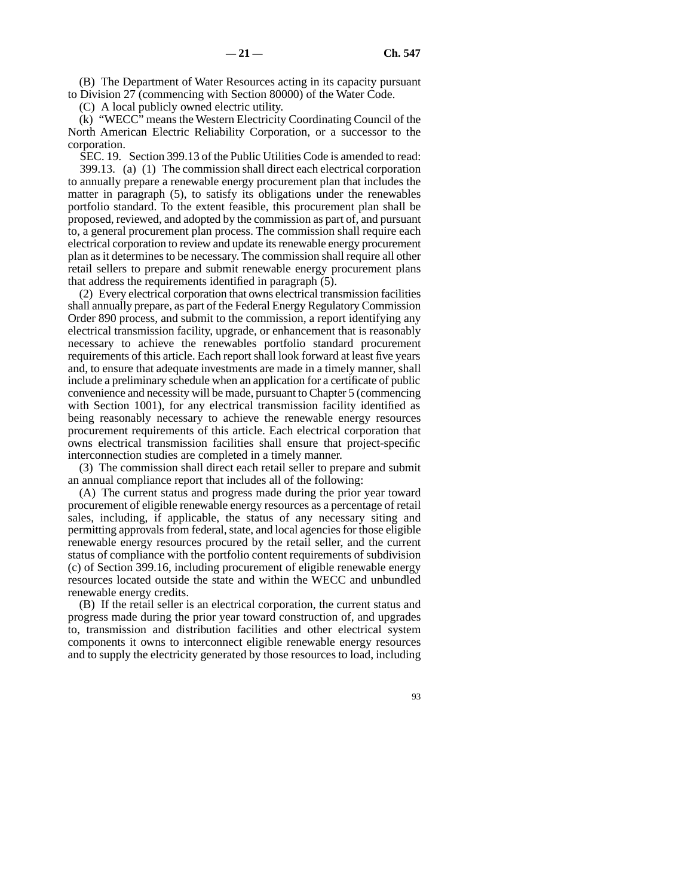(B) The Department of Water Resources acting in its capacity pursuant to Division 27 (commencing with Section 80000) of the Water Code.

(C) A local publicly owned electric utility.

(k) "WECC" means the Western Electricity Coordinating Council of the North American Electric Reliability Corporation, or a successor to the corporation.

SEC. 19. Section 399.13 of the Public Utilities Code is amended to read:

399.13. (a) (1) The commission shall direct each electrical corporation to annually prepare a renewable energy procurement plan that includes the matter in paragraph (5), to satisfy its obligations under the renewables portfolio standard. To the extent feasible, this procurement plan shall be proposed, reviewed, and adopted by the commission as part of, and pursuant to, a general procurement plan process. The commission shall require each electrical corporation to review and update its renewable energy procurement plan as it determines to be necessary. The commission shall require all other retail sellers to prepare and submit renewable energy procurement plans that address the requirements identified in paragraph (5).

(2) Every electrical corporation that owns electrical transmission facilities shall annually prepare, as part of the Federal Energy Regulatory Commission Order 890 process, and submit to the commission, a report identifying any electrical transmission facility, upgrade, or enhancement that is reasonably necessary to achieve the renewables portfolio standard procurement requirements of this article. Each report shall look forward at least five years and, to ensure that adequate investments are made in a timely manner, shall include a preliminary schedule when an application for a certificate of public convenience and necessity will be made, pursuant to Chapter 5 (commencing with Section 1001), for any electrical transmission facility identified as being reasonably necessary to achieve the renewable energy resources procurement requirements of this article. Each electrical corporation that owns electrical transmission facilities shall ensure that project-specific interconnection studies are completed in a timely manner.

(3) The commission shall direct each retail seller to prepare and submit an annual compliance report that includes all of the following:

(A) The current status and progress made during the prior year toward procurement of eligible renewable energy resources as a percentage of retail sales, including, if applicable, the status of any necessary siting and permitting approvals from federal, state, and local agencies for those eligible renewable energy resources procured by the retail seller, and the current status of compliance with the portfolio content requirements of subdivision (c) of Section 399.16, including procurement of eligible renewable energy resources located outside the state and within the WECC and unbundled renewable energy credits.

(B) If the retail seller is an electrical corporation, the current status and progress made during the prior year toward construction of, and upgrades to, transmission and distribution facilities and other electrical system components it owns to interconnect eligible renewable energy resources and to supply the electricity generated by those resources to load, including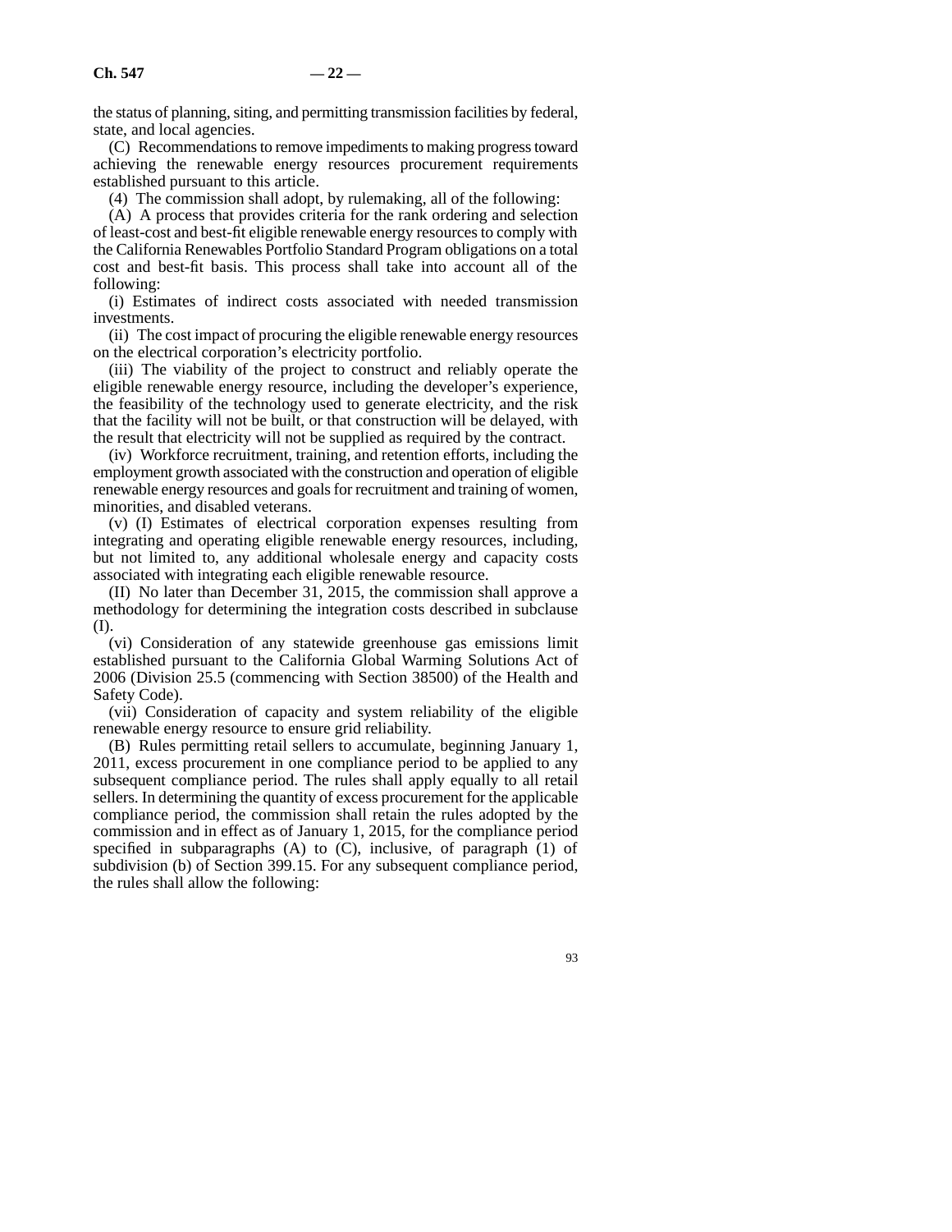the status of planning, siting, and permitting transmission facilities by federal, state, and local agencies.

(C) Recommendations to remove impediments to making progress toward achieving the renewable energy resources procurement requirements established pursuant to this article.

(4) The commission shall adopt, by rulemaking, all of the following:

(A) A process that provides criteria for the rank ordering and selection of least-cost and best-fit eligible renewable energy resources to comply with the California Renewables Portfolio Standard Program obligations on a total cost and best-fit basis. This process shall take into account all of the following:

(i) Estimates of indirect costs associated with needed transmission investments.

(ii) The cost impact of procuring the eligible renewable energy resources on the electrical corporation's electricity portfolio.

(iii) The viability of the project to construct and reliably operate the eligible renewable energy resource, including the developer's experience, the feasibility of the technology used to generate electricity, and the risk that the facility will not be built, or that construction will be delayed, with the result that electricity will not be supplied as required by the contract.

(iv) Workforce recruitment, training, and retention efforts, including the employment growth associated with the construction and operation of eligible renewable energy resources and goals for recruitment and training of women, minorities, and disabled veterans.

(v) (I) Estimates of electrical corporation expenses resulting from integrating and operating eligible renewable energy resources, including, but not limited to, any additional wholesale energy and capacity costs associated with integrating each eligible renewable resource.

(II) No later than December 31, 2015, the commission shall approve a methodology for determining the integration costs described in subclause (I).

(vi) Consideration of any statewide greenhouse gas emissions limit established pursuant to the California Global Warming Solutions Act of 2006 (Division 25.5 (commencing with Section 38500) of the Health and Safety Code).

(vii) Consideration of capacity and system reliability of the eligible renewable energy resource to ensure grid reliability.

(B) Rules permitting retail sellers to accumulate, beginning January 1, 2011, excess procurement in one compliance period to be applied to any subsequent compliance period. The rules shall apply equally to all retail sellers. In determining the quantity of excess procurement for the applicable compliance period, the commission shall retain the rules adopted by the commission and in effect as of January 1, 2015, for the compliance period specified in subparagraphs (A) to (C), inclusive, of paragraph (1) of subdivision (b) of Section 399.15. For any subsequent compliance period, the rules shall allow the following: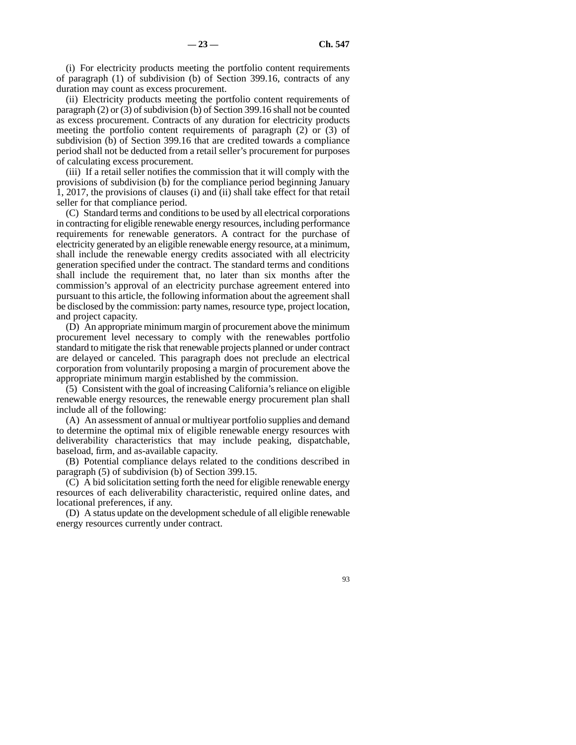(i) For electricity products meeting the portfolio content requirements of paragraph (1) of subdivision (b) of Section 399.16, contracts of any duration may count as excess procurement.

(ii) Electricity products meeting the portfolio content requirements of paragraph (2) or (3) of subdivision (b) of Section 399.16 shall not be counted as excess procurement. Contracts of any duration for electricity products meeting the portfolio content requirements of paragraph (2) or (3) of subdivision (b) of Section 399.16 that are credited towards a compliance period shall not be deducted from a retail seller's procurement for purposes of calculating excess procurement.

(iii) If a retail seller notifies the commission that it will comply with the provisions of subdivision (b) for the compliance period beginning January 1, 2017, the provisions of clauses (i) and (ii) shall take effect for that retail seller for that compliance period.

(C) Standard terms and conditions to be used by all electrical corporations in contracting for eligible renewable energy resources, including performance requirements for renewable generators. A contract for the purchase of electricity generated by an eligible renewable energy resource, at a minimum, shall include the renewable energy credits associated with all electricity generation specified under the contract. The standard terms and conditions shall include the requirement that, no later than six months after the commission's approval of an electricity purchase agreement entered into pursuant to this article, the following information about the agreement shall be disclosed by the commission: party names, resource type, project location, and project capacity.

(D) An appropriate minimum margin of procurement above the minimum procurement level necessary to comply with the renewables portfolio standard to mitigate the risk that renewable projects planned or under contract are delayed or canceled. This paragraph does not preclude an electrical corporation from voluntarily proposing a margin of procurement above the appropriate minimum margin established by the commission.

(5) Consistent with the goal of increasing California's reliance on eligible renewable energy resources, the renewable energy procurement plan shall include all of the following:

(A) An assessment of annual or multiyear portfolio supplies and demand to determine the optimal mix of eligible renewable energy resources with deliverability characteristics that may include peaking, dispatchable, baseload, firm, and as-available capacity.

(B) Potential compliance delays related to the conditions described in paragraph (5) of subdivision (b) of Section 399.15.

(C) A bid solicitation setting forth the need for eligible renewable energy resources of each deliverability characteristic, required online dates, and locational preferences, if any.

(D) A status update on the development schedule of all eligible renewable energy resources currently under contract.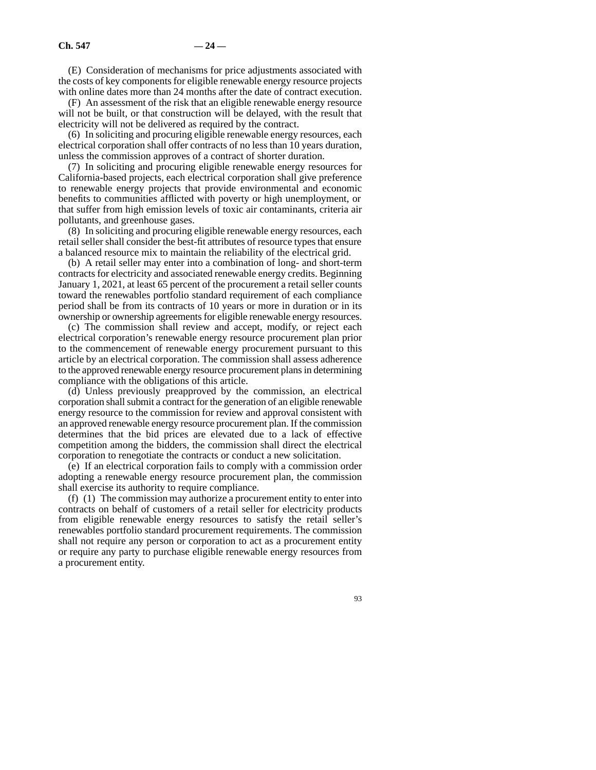(E) Consideration of mechanisms for price adjustments associated with the costs of key components for eligible renewable energy resource projects with online dates more than 24 months after the date of contract execution.

(F) An assessment of the risk that an eligible renewable energy resource will not be built, or that construction will be delayed, with the result that electricity will not be delivered as required by the contract.

(6) In soliciting and procuring eligible renewable energy resources, each electrical corporation shall offer contracts of no less than 10 years duration, unless the commission approves of a contract of shorter duration.

(7) In soliciting and procuring eligible renewable energy resources for California-based projects, each electrical corporation shall give preference to renewable energy projects that provide environmental and economic benefits to communities afflicted with poverty or high unemployment, or that suffer from high emission levels of toxic air contaminants, criteria air pollutants, and greenhouse gases.

(8) In soliciting and procuring eligible renewable energy resources, each retail seller shall consider the best-fit attributes of resource types that ensure a balanced resource mix to maintain the reliability of the electrical grid.

(b) A retail seller may enter into a combination of long- and short-term contracts for electricity and associated renewable energy credits. Beginning January 1, 2021, at least 65 percent of the procurement a retail seller counts toward the renewables portfolio standard requirement of each compliance period shall be from its contracts of 10 years or more in duration or in its ownership or ownership agreements for eligible renewable energy resources.

(c) The commission shall review and accept, modify, or reject each electrical corporation's renewable energy resource procurement plan prior to the commencement of renewable energy procurement pursuant to this article by an electrical corporation. The commission shall assess adherence to the approved renewable energy resource procurement plans in determining compliance with the obligations of this article.

(d) Unless previously preapproved by the commission, an electrical corporation shall submit a contract for the generation of an eligible renewable energy resource to the commission for review and approval consistent with an approved renewable energy resource procurement plan. If the commission determines that the bid prices are elevated due to a lack of effective competition among the bidders, the commission shall direct the electrical corporation to renegotiate the contracts or conduct a new solicitation.

(e) If an electrical corporation fails to comply with a commission order adopting a renewable energy resource procurement plan, the commission shall exercise its authority to require compliance.

(f) (1) The commission may authorize a procurement entity to enter into contracts on behalf of customers of a retail seller for electricity products from eligible renewable energy resources to satisfy the retail seller's renewables portfolio standard procurement requirements. The commission shall not require any person or corporation to act as a procurement entity or require any party to purchase eligible renewable energy resources from a procurement entity.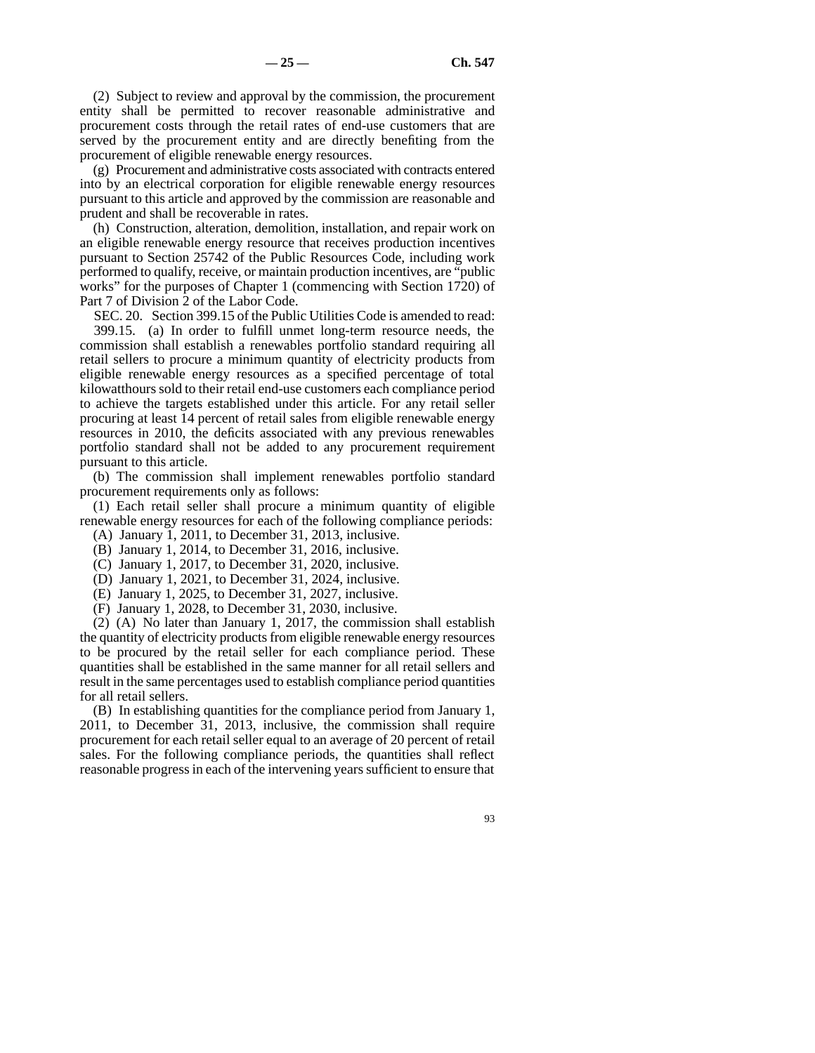(2) Subject to review and approval by the commission, the procurement entity shall be permitted to recover reasonable administrative and procurement costs through the retail rates of end-use customers that are served by the procurement entity and are directly benefiting from the procurement of eligible renewable energy resources.

(g) Procurement and administrative costs associated with contracts entered into by an electrical corporation for eligible renewable energy resources pursuant to this article and approved by the commission are reasonable and prudent and shall be recoverable in rates.

(h) Construction, alteration, demolition, installation, and repair work on an eligible renewable energy resource that receives production incentives pursuant to Section 25742 of the Public Resources Code, including work performed to qualify, receive, or maintain production incentives, are "public works" for the purposes of Chapter 1 (commencing with Section 1720) of Part 7 of Division 2 of the Labor Code.

SEC. 20. Section 399.15 of the Public Utilities Code is amended to read:

399.15. (a) In order to fulfill unmet long-term resource needs, the commission shall establish a renewables portfolio standard requiring all retail sellers to procure a minimum quantity of electricity products from eligible renewable energy resources as a specified percentage of total kilowatthours sold to their retail end-use customers each compliance period to achieve the targets established under this article. For any retail seller procuring at least 14 percent of retail sales from eligible renewable energy resources in 2010, the deficits associated with any previous renewables portfolio standard shall not be added to any procurement requirement pursuant to this article.

(b) The commission shall implement renewables portfolio standard procurement requirements only as follows:

(1) Each retail seller shall procure a minimum quantity of eligible renewable energy resources for each of the following compliance periods:

(A) January 1, 2011, to December 31, 2013, inclusive.

(B) January 1, 2014, to December 31, 2016, inclusive.

(C) January 1, 2017, to December 31, 2020, inclusive.

(D) January 1, 2021, to December 31, 2024, inclusive.

(E) January 1, 2025, to December 31, 2027, inclusive.

(F) January 1, 2028, to December 31, 2030, inclusive.

(2) (A) No later than January 1, 2017, the commission shall establish the quantity of electricity products from eligible renewable energy resources to be procured by the retail seller for each compliance period. These quantities shall be established in the same manner for all retail sellers and result in the same percentages used to establish compliance period quantities for all retail sellers.

(B) In establishing quantities for the compliance period from January 1, 2011, to December 31, 2013, inclusive, the commission shall require procurement for each retail seller equal to an average of 20 percent of retail sales. For the following compliance periods, the quantities shall reflect reasonable progress in each of the intervening years sufficient to ensure that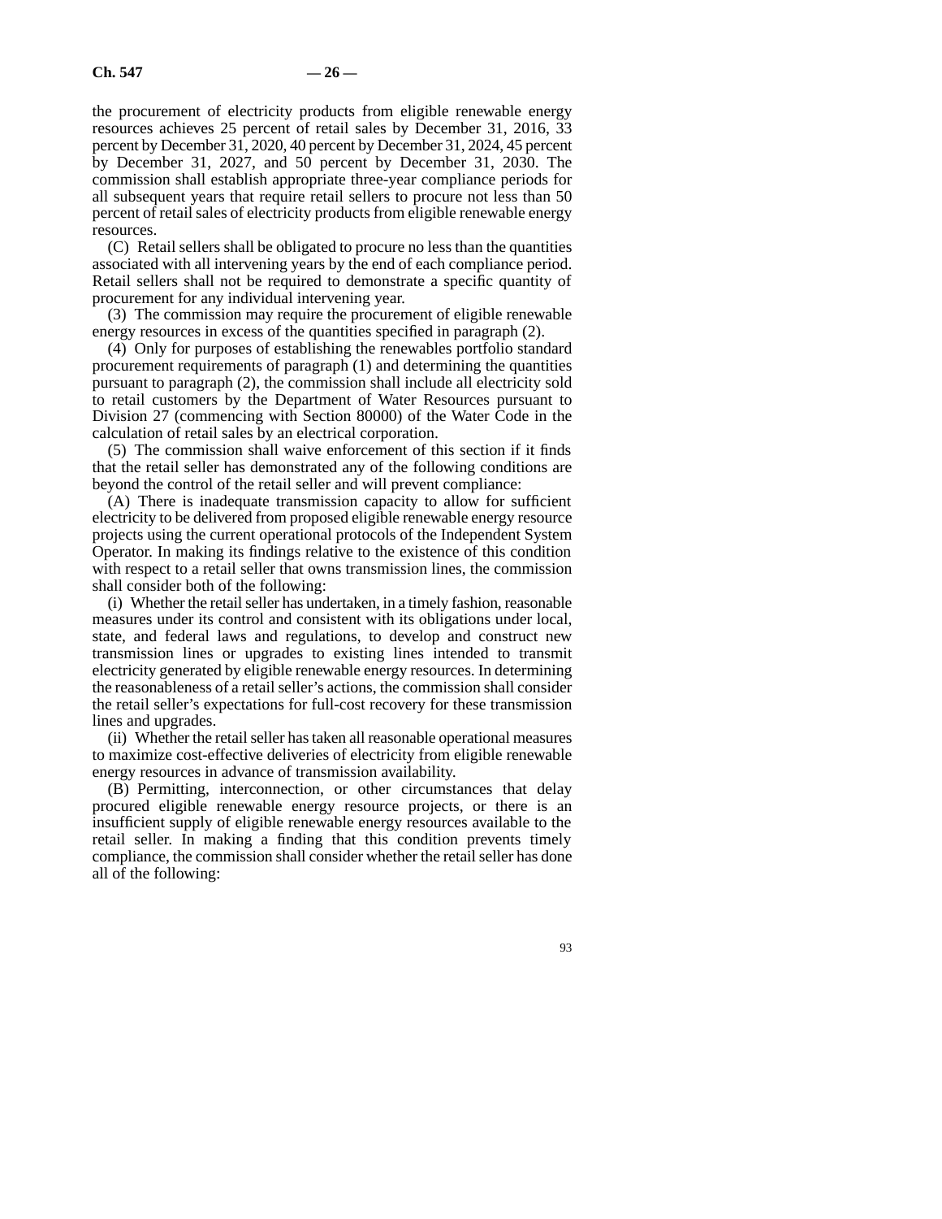the procurement of electricity products from eligible renewable energy resources achieves 25 percent of retail sales by December 31, 2016, 33 percent by December 31, 2020, 40 percent by December 31, 2024, 45 percent by December 31, 2027, and 50 percent by December 31, 2030. The commission shall establish appropriate three-year compliance periods for all subsequent years that require retail sellers to procure not less than 50 percent of retail sales of electricity products from eligible renewable energy resources.

(C) Retail sellers shall be obligated to procure no less than the quantities associated with all intervening years by the end of each compliance period. Retail sellers shall not be required to demonstrate a specific quantity of procurement for any individual intervening year.

(3) The commission may require the procurement of eligible renewable energy resources in excess of the quantities specified in paragraph (2).

(4) Only for purposes of establishing the renewables portfolio standard procurement requirements of paragraph (1) and determining the quantities pursuant to paragraph (2), the commission shall include all electricity sold to retail customers by the Department of Water Resources pursuant to Division 27 (commencing with Section 80000) of the Water Code in the calculation of retail sales by an electrical corporation.

(5) The commission shall waive enforcement of this section if it finds that the retail seller has demonstrated any of the following conditions are beyond the control of the retail seller and will prevent compliance:

(A) There is inadequate transmission capacity to allow for sufficient electricity to be delivered from proposed eligible renewable energy resource projects using the current operational protocols of the Independent System Operator. In making its findings relative to the existence of this condition with respect to a retail seller that owns transmission lines, the commission shall consider both of the following:

(i) Whether the retail seller has undertaken, in a timely fashion, reasonable measures under its control and consistent with its obligations under local, state, and federal laws and regulations, to develop and construct new transmission lines or upgrades to existing lines intended to transmit electricity generated by eligible renewable energy resources. In determining the reasonableness of a retail seller's actions, the commission shall consider the retail seller's expectations for full-cost recovery for these transmission lines and upgrades.

(ii) Whether the retail seller has taken all reasonable operational measures to maximize cost-effective deliveries of electricity from eligible renewable energy resources in advance of transmission availability.

(B) Permitting, interconnection, or other circumstances that delay procured eligible renewable energy resource projects, or there is an insufficient supply of eligible renewable energy resources available to the retail seller. In making a finding that this condition prevents timely compliance, the commission shall consider whether the retail seller has done all of the following: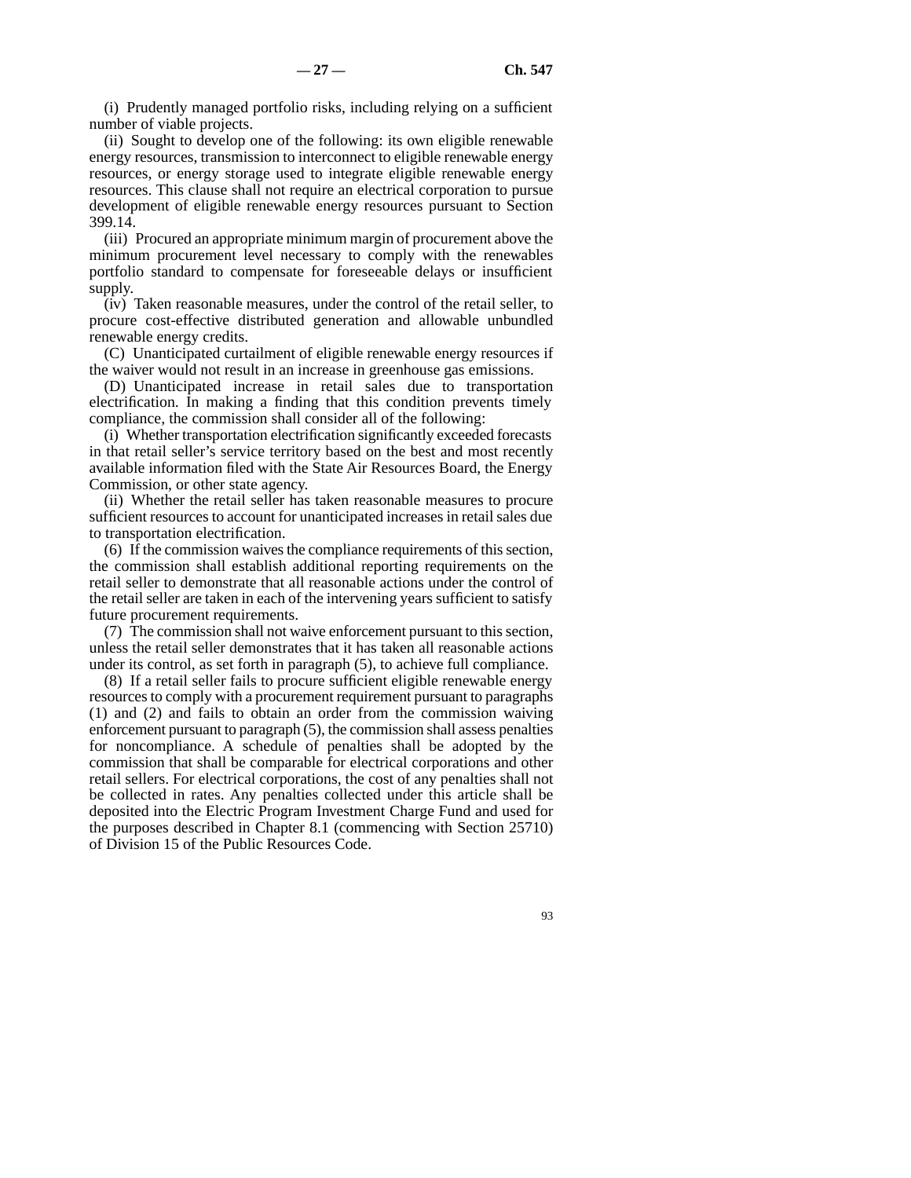(i) Prudently managed portfolio risks, including relying on a sufficient number of viable projects.

(ii) Sought to develop one of the following: its own eligible renewable energy resources, transmission to interconnect to eligible renewable energy resources, or energy storage used to integrate eligible renewable energy resources. This clause shall not require an electrical corporation to pursue development of eligible renewable energy resources pursuant to Section 399.14.

(iii) Procured an appropriate minimum margin of procurement above the minimum procurement level necessary to comply with the renewables portfolio standard to compensate for foreseeable delays or insufficient supply.

(iv) Taken reasonable measures, under the control of the retail seller, to procure cost-effective distributed generation and allowable unbundled renewable energy credits.

(C) Unanticipated curtailment of eligible renewable energy resources if the waiver would not result in an increase in greenhouse gas emissions.

(D) Unanticipated increase in retail sales due to transportation electrification. In making a finding that this condition prevents timely compliance, the commission shall consider all of the following:

(i) Whether transportation electrification significantly exceeded forecasts in that retail seller's service territory based on the best and most recently available information filed with the State Air Resources Board, the Energy Commission, or other state agency.

(ii) Whether the retail seller has taken reasonable measures to procure sufficient resources to account for unanticipated increases in retail sales due to transportation electrification.

(6) If the commission waives the compliance requirements of this section, the commission shall establish additional reporting requirements on the retail seller to demonstrate that all reasonable actions under the control of the retail seller are taken in each of the intervening years sufficient to satisfy future procurement requirements.

(7) The commission shall not waive enforcement pursuant to this section, unless the retail seller demonstrates that it has taken all reasonable actions under its control, as set forth in paragraph (5), to achieve full compliance.

(8) If a retail seller fails to procure sufficient eligible renewable energy resources to comply with a procurement requirement pursuant to paragraphs (1) and (2) and fails to obtain an order from the commission waiving enforcement pursuant to paragraph (5), the commission shall assess penalties for noncompliance. A schedule of penalties shall be adopted by the commission that shall be comparable for electrical corporations and other retail sellers. For electrical corporations, the cost of any penalties shall not be collected in rates. Any penalties collected under this article shall be deposited into the Electric Program Investment Charge Fund and used for the purposes described in Chapter 8.1 (commencing with Section 25710) of Division 15 of the Public Resources Code.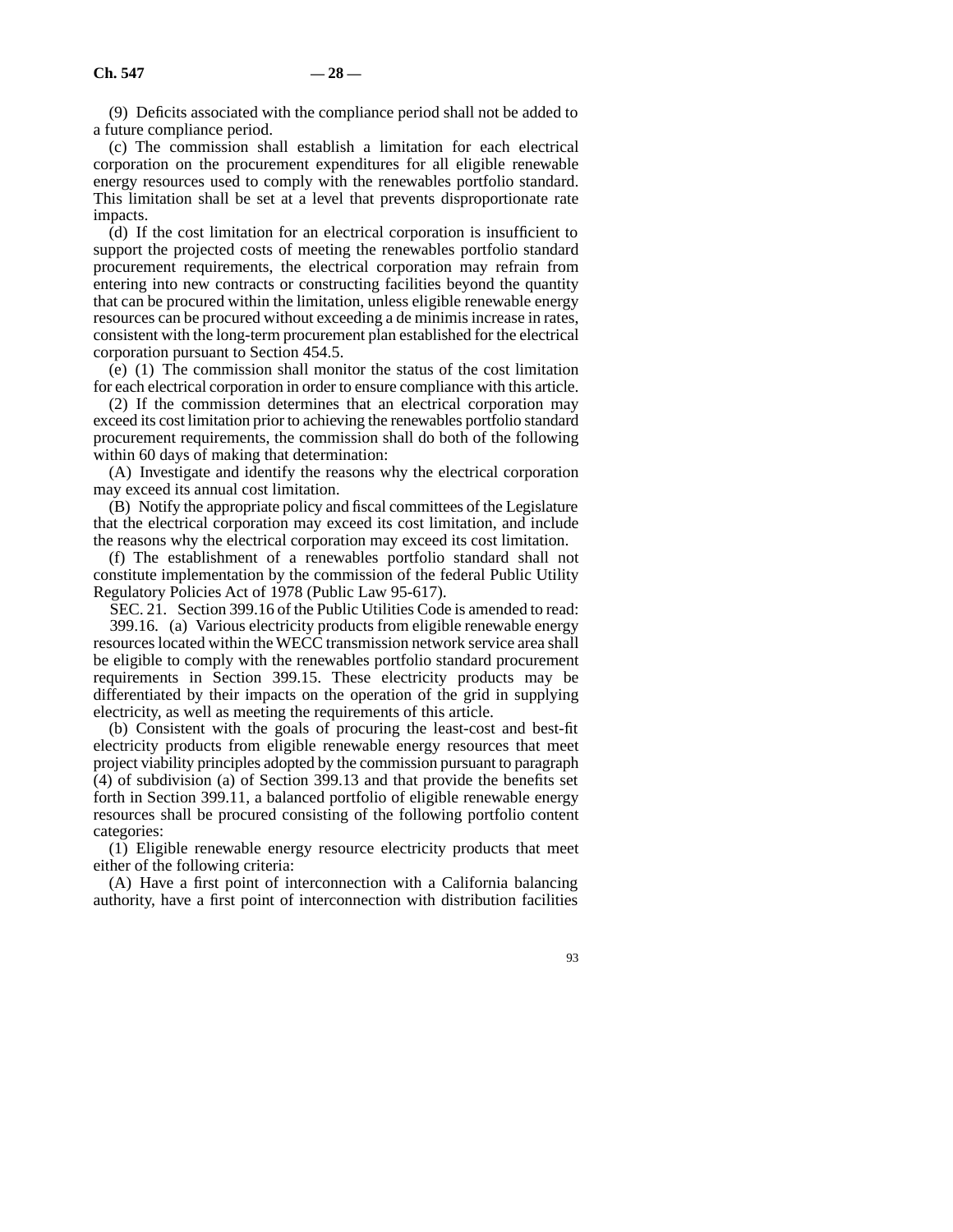(9) Deficits associated with the compliance period shall not be added to a future compliance period.

(c) The commission shall establish a limitation for each electrical corporation on the procurement expenditures for all eligible renewable energy resources used to comply with the renewables portfolio standard. This limitation shall be set at a level that prevents disproportionate rate impacts.

(d) If the cost limitation for an electrical corporation is insufficient to support the projected costs of meeting the renewables portfolio standard procurement requirements, the electrical corporation may refrain from entering into new contracts or constructing facilities beyond the quantity that can be procured within the limitation, unless eligible renewable energy resources can be procured without exceeding a de minimis increase in rates, consistent with the long-term procurement plan established for the electrical corporation pursuant to Section 454.5.

(e) (1) The commission shall monitor the status of the cost limitation for each electrical corporation in order to ensure compliance with this article.

(2) If the commission determines that an electrical corporation may exceed its cost limitation prior to achieving the renewables portfolio standard procurement requirements, the commission shall do both of the following within 60 days of making that determination:

(A) Investigate and identify the reasons why the electrical corporation may exceed its annual cost limitation.

(B) Notify the appropriate policy and fiscal committees of the Legislature that the electrical corporation may exceed its cost limitation, and include the reasons why the electrical corporation may exceed its cost limitation.

(f) The establishment of a renewables portfolio standard shall not constitute implementation by the commission of the federal Public Utility Regulatory Policies Act of 1978 (Public Law 95-617).

SEC. 21. Section 399.16 of the Public Utilities Code is amended to read:

399.16. (a) Various electricity products from eligible renewable energy resources located within the WECC transmission network service area shall be eligible to comply with the renewables portfolio standard procurement requirements in Section 399.15. These electricity products may be differentiated by their impacts on the operation of the grid in supplying electricity, as well as meeting the requirements of this article.

(b) Consistent with the goals of procuring the least-cost and best-fit electricity products from eligible renewable energy resources that meet project viability principles adopted by the commission pursuant to paragraph (4) of subdivision (a) of Section 399.13 and that provide the benefits set forth in Section 399.11, a balanced portfolio of eligible renewable energy resources shall be procured consisting of the following portfolio content categories:

(1) Eligible renewable energy resource electricity products that meet either of the following criteria:

(A) Have a first point of interconnection with a California balancing authority, have a first point of interconnection with distribution facilities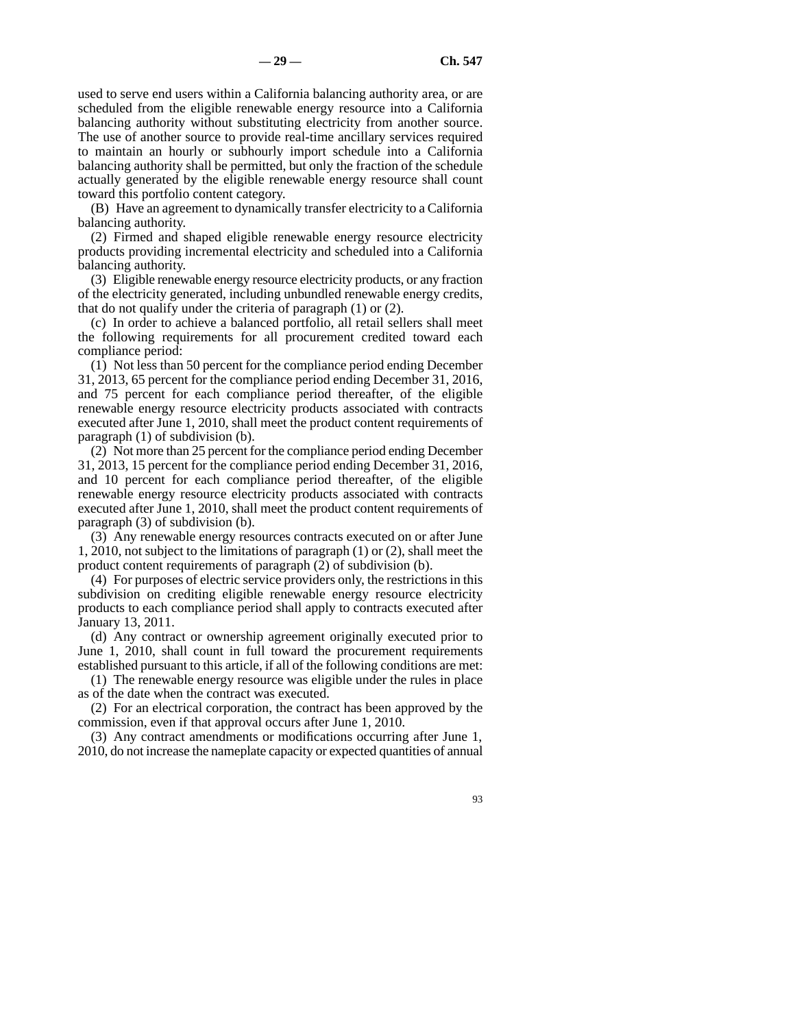used to serve end users within a California balancing authority area, or are scheduled from the eligible renewable energy resource into a California balancing authority without substituting electricity from another source. The use of another source to provide real-time ancillary services required to maintain an hourly or subhourly import schedule into a California balancing authority shall be permitted, but only the fraction of the schedule actually generated by the eligible renewable energy resource shall count toward this portfolio content category.

(B) Have an agreement to dynamically transfer electricity to a California balancing authority.

(2) Firmed and shaped eligible renewable energy resource electricity products providing incremental electricity and scheduled into a California balancing authority.

(3) Eligible renewable energy resource electricity products, or any fraction of the electricity generated, including unbundled renewable energy credits, that do not qualify under the criteria of paragraph (1) or (2).

(c) In order to achieve a balanced portfolio, all retail sellers shall meet the following requirements for all procurement credited toward each compliance period:

(1) Not less than 50 percent for the compliance period ending December 31, 2013, 65 percent for the compliance period ending December 31, 2016, and 75 percent for each compliance period thereafter, of the eligible renewable energy resource electricity products associated with contracts executed after June 1, 2010, shall meet the product content requirements of paragraph (1) of subdivision (b).

(2) Not more than 25 percent for the compliance period ending December 31, 2013, 15 percent for the compliance period ending December 31, 2016, and 10 percent for each compliance period thereafter, of the eligible renewable energy resource electricity products associated with contracts executed after June 1, 2010, shall meet the product content requirements of paragraph (3) of subdivision (b).

(3) Any renewable energy resources contracts executed on or after June 1, 2010, not subject to the limitations of paragraph (1) or (2), shall meet the product content requirements of paragraph (2) of subdivision (b).

(4) For purposes of electric service providers only, the restrictions in this subdivision on crediting eligible renewable energy resource electricity products to each compliance period shall apply to contracts executed after January 13, 2011.

(d) Any contract or ownership agreement originally executed prior to June 1, 2010, shall count in full toward the procurement requirements established pursuant to this article, if all of the following conditions are met:

(1) The renewable energy resource was eligible under the rules in place as of the date when the contract was executed.

(2) For an electrical corporation, the contract has been approved by the commission, even if that approval occurs after June 1, 2010.

(3) Any contract amendments or modifications occurring after June 1, 2010, do not increase the nameplate capacity or expected quantities of annual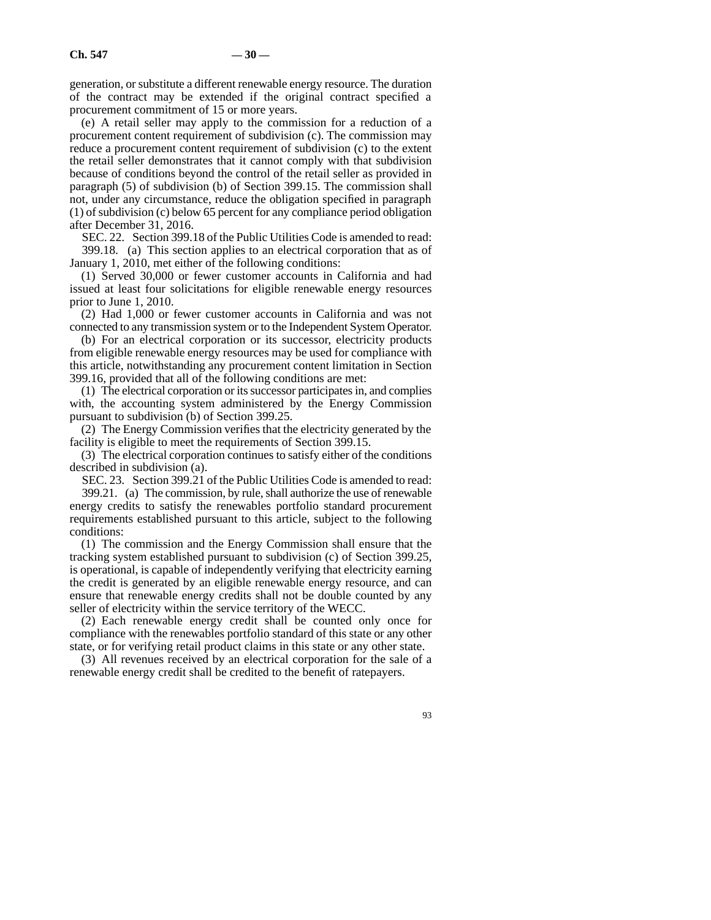generation, or substitute a different renewable energy resource. The duration of the contract may be extended if the original contract specified a procurement commitment of 15 or more years.

(e) A retail seller may apply to the commission for a reduction of a procurement content requirement of subdivision (c). The commission may reduce a procurement content requirement of subdivision (c) to the extent the retail seller demonstrates that it cannot comply with that subdivision because of conditions beyond the control of the retail seller as provided in paragraph (5) of subdivision (b) of Section 399.15. The commission shall not, under any circumstance, reduce the obligation specified in paragraph (1) of subdivision (c) below 65 percent for any compliance period obligation after December 31, 2016.

SEC. 22. Section 399.18 of the Public Utilities Code is amended to read:

399.18. (a) This section applies to an electrical corporation that as of January 1, 2010, met either of the following conditions:

(1) Served 30,000 or fewer customer accounts in California and had issued at least four solicitations for eligible renewable energy resources prior to June 1, 2010.

(2) Had 1,000 or fewer customer accounts in California and was not connected to any transmission system or to the Independent System Operator.

(b) For an electrical corporation or its successor, electricity products from eligible renewable energy resources may be used for compliance with this article, notwithstanding any procurement content limitation in Section 399.16, provided that all of the following conditions are met:

(1) The electrical corporation or its successor participates in, and complies with, the accounting system administered by the Energy Commission pursuant to subdivision (b) of Section 399.25.

(2) The Energy Commission verifies that the electricity generated by the facility is eligible to meet the requirements of Section 399.15.

(3) The electrical corporation continues to satisfy either of the conditions described in subdivision (a).

SEC. 23. Section 399.21 of the Public Utilities Code is amended to read:

399.21. (a) The commission, by rule, shall authorize the use of renewable energy credits to satisfy the renewables portfolio standard procurement requirements established pursuant to this article, subject to the following conditions:

(1) The commission and the Energy Commission shall ensure that the tracking system established pursuant to subdivision (c) of Section 399.25, is operational, is capable of independently verifying that electricity earning the credit is generated by an eligible renewable energy resource, and can ensure that renewable energy credits shall not be double counted by any seller of electricity within the service territory of the WECC.

(2) Each renewable energy credit shall be counted only once for compliance with the renewables portfolio standard of this state or any other state, or for verifying retail product claims in this state or any other state.

(3) All revenues received by an electrical corporation for the sale of a renewable energy credit shall be credited to the benefit of ratepayers.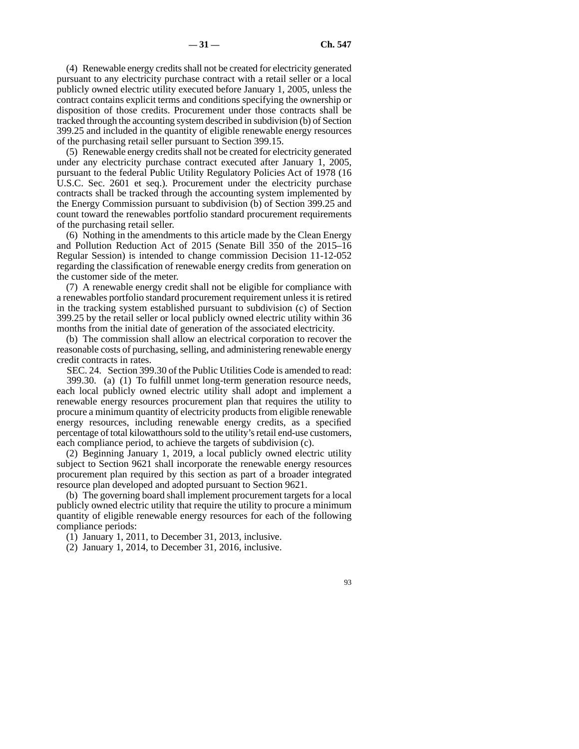(4) Renewable energy credits shall not be created for electricity generated pursuant to any electricity purchase contract with a retail seller or a local publicly owned electric utility executed before January 1, 2005, unless the contract contains explicit terms and conditions specifying the ownership or disposition of those credits. Procurement under those contracts shall be tracked through the accounting system described in subdivision (b) of Section 399.25 and included in the quantity of eligible renewable energy resources of the purchasing retail seller pursuant to Section 399.15.

(5) Renewable energy credits shall not be created for electricity generated under any electricity purchase contract executed after January 1, 2005, pursuant to the federal Public Utility Regulatory Policies Act of 1978 (16 U.S.C. Sec. 2601 et seq.). Procurement under the electricity purchase contracts shall be tracked through the accounting system implemented by the Energy Commission pursuant to subdivision (b) of Section 399.25 and count toward the renewables portfolio standard procurement requirements of the purchasing retail seller.

(6) Nothing in the amendments to this article made by the Clean Energy and Pollution Reduction Act of 2015 (Senate Bill 350 of the 2015–16 Regular Session) is intended to change commission Decision 11-12-052 regarding the classification of renewable energy credits from generation on the customer side of the meter.

(7) A renewable energy credit shall not be eligible for compliance with a renewables portfolio standard procurement requirement unless it is retired in the tracking system established pursuant to subdivision (c) of Section 399.25 by the retail seller or local publicly owned electric utility within 36 months from the initial date of generation of the associated electricity.

(b) The commission shall allow an electrical corporation to recover the reasonable costs of purchasing, selling, and administering renewable energy credit contracts in rates.

SEC. 24. Section 399.30 of the Public Utilities Code is amended to read:

399.30. (a) (1) To fulfill unmet long-term generation resource needs, each local publicly owned electric utility shall adopt and implement a renewable energy resources procurement plan that requires the utility to procure a minimum quantity of electricity products from eligible renewable energy resources, including renewable energy credits, as a specified percentage of total kilowatthours sold to the utility's retail end-use customers, each compliance period, to achieve the targets of subdivision (c).

(2) Beginning January 1, 2019, a local publicly owned electric utility subject to Section 9621 shall incorporate the renewable energy resources procurement plan required by this section as part of a broader integrated resource plan developed and adopted pursuant to Section 9621.

(b) The governing board shall implement procurement targets for a local publicly owned electric utility that require the utility to procure a minimum quantity of eligible renewable energy resources for each of the following compliance periods:

(1) January 1, 2011, to December 31, 2013, inclusive.

(2) January 1, 2014, to December 31, 2016, inclusive.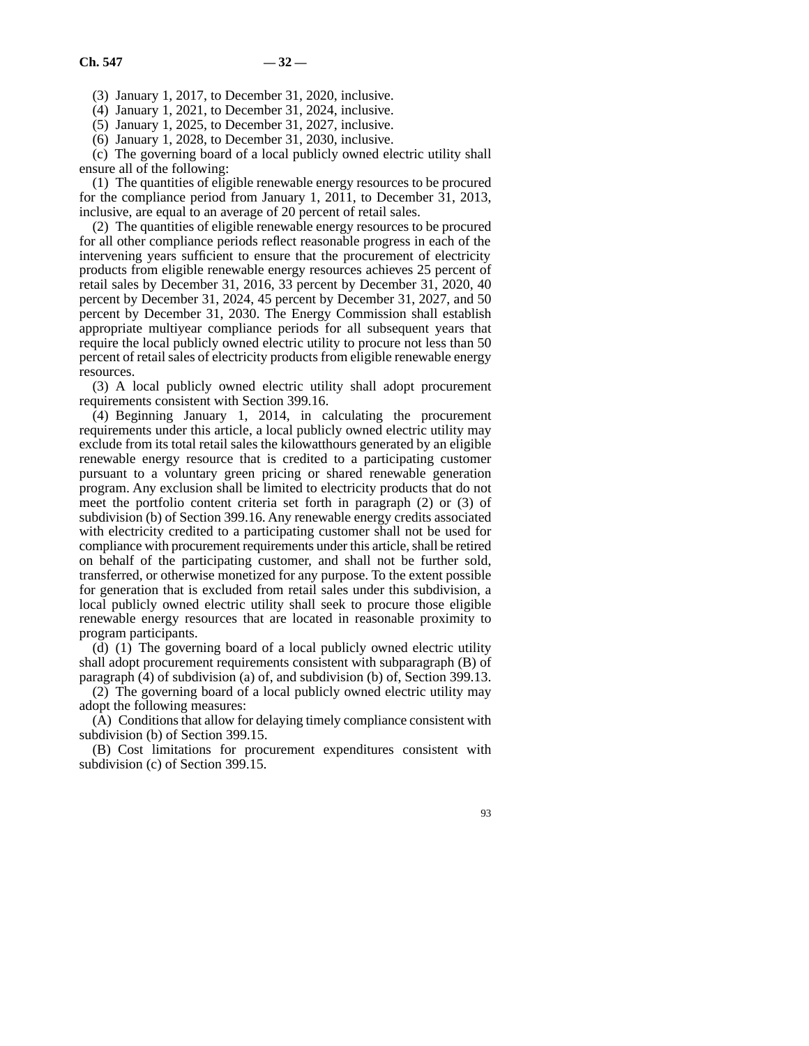(3) January 1, 2017, to December 31, 2020, inclusive.

(4) January 1, 2021, to December 31, 2024, inclusive.

(5) January 1, 2025, to December 31, 2027, inclusive.

(6) January 1, 2028, to December 31, 2030, inclusive.

(c) The governing board of a local publicly owned electric utility shall ensure all of the following:

(1) The quantities of eligible renewable energy resources to be procured for the compliance period from January 1, 2011, to December 31, 2013, inclusive, are equal to an average of 20 percent of retail sales.

(2) The quantities of eligible renewable energy resources to be procured for all other compliance periods reflect reasonable progress in each of the intervening years sufficient to ensure that the procurement of electricity products from eligible renewable energy resources achieves 25 percent of retail sales by December 31, 2016, 33 percent by December 31, 2020, 40 percent by December 31, 2024, 45 percent by December 31, 2027, and 50 percent by December 31, 2030. The Energy Commission shall establish appropriate multiyear compliance periods for all subsequent years that require the local publicly owned electric utility to procure not less than 50 percent of retail sales of electricity products from eligible renewable energy resources.

(3) A local publicly owned electric utility shall adopt procurement requirements consistent with Section 399.16.

(4) Beginning January 1, 2014, in calculating the procurement requirements under this article, a local publicly owned electric utility may exclude from its total retail sales the kilowatthours generated by an eligible renewable energy resource that is credited to a participating customer pursuant to a voluntary green pricing or shared renewable generation program. Any exclusion shall be limited to electricity products that do not meet the portfolio content criteria set forth in paragraph (2) or (3) of subdivision (b) of Section 399.16. Any renewable energy credits associated with electricity credited to a participating customer shall not be used for compliance with procurement requirements under this article, shall be retired on behalf of the participating customer, and shall not be further sold, transferred, or otherwise monetized for any purpose. To the extent possible for generation that is excluded from retail sales under this subdivision, a local publicly owned electric utility shall seek to procure those eligible renewable energy resources that are located in reasonable proximity to program participants.

(d) (1) The governing board of a local publicly owned electric utility shall adopt procurement requirements consistent with subparagraph (B) of paragraph (4) of subdivision (a) of, and subdivision (b) of, Section 399.13.

(2) The governing board of a local publicly owned electric utility may adopt the following measures:

(A) Conditions that allow for delaying timely compliance consistent with subdivision (b) of Section 399.15.

(B) Cost limitations for procurement expenditures consistent with subdivision (c) of Section 399.15.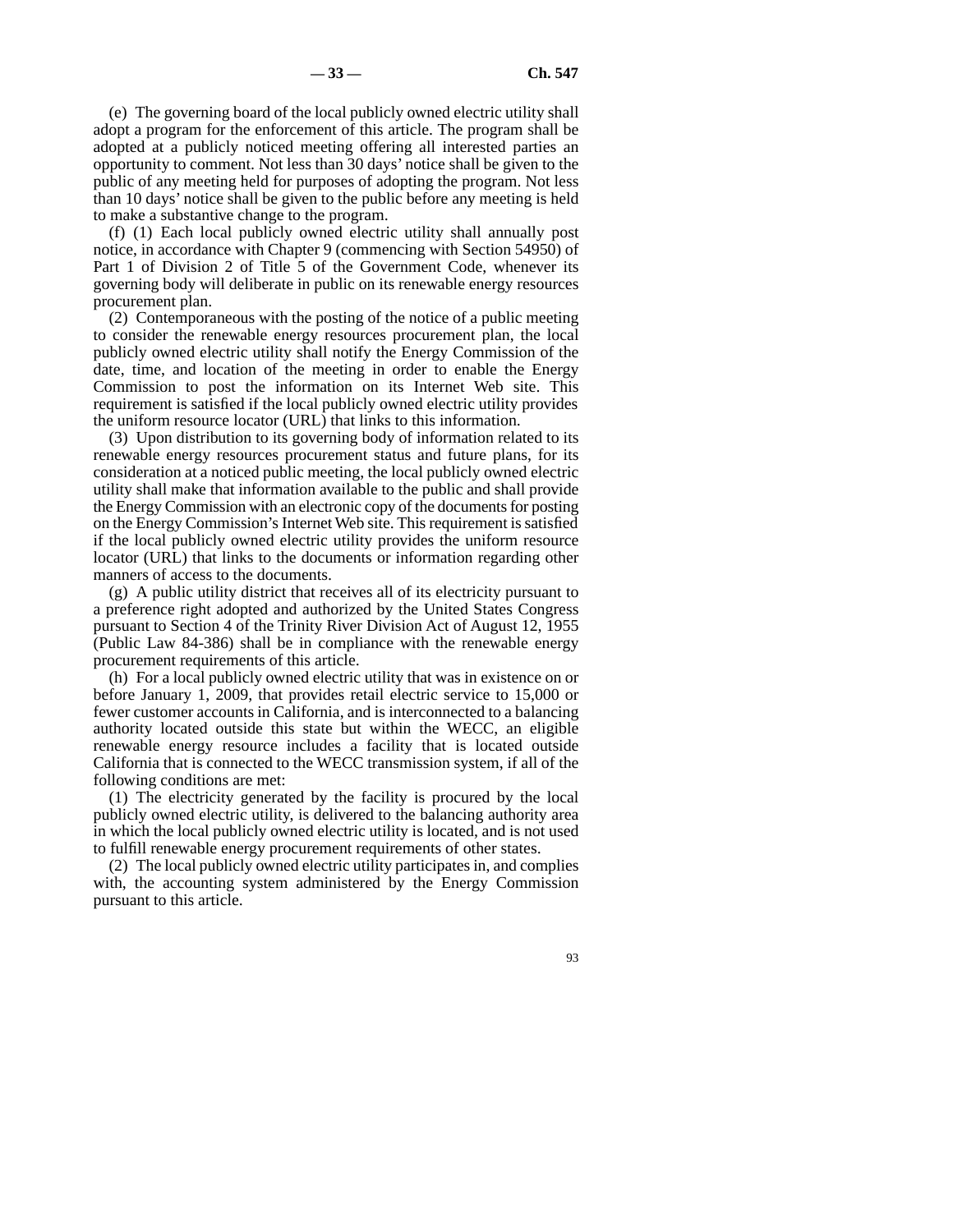(e) The governing board of the local publicly owned electric utility shall adopt a program for the enforcement of this article. The program shall be adopted at a publicly noticed meeting offering all interested parties an opportunity to comment. Not less than 30 days' notice shall be given to the public of any meeting held for purposes of adopting the program. Not less than 10 days' notice shall be given to the public before any meeting is held to make a substantive change to the program.

(f) (1) Each local publicly owned electric utility shall annually post notice, in accordance with Chapter 9 (commencing with Section 54950) of Part 1 of Division 2 of Title 5 of the Government Code, whenever its governing body will deliberate in public on its renewable energy resources procurement plan.

(2) Contemporaneous with the posting of the notice of a public meeting to consider the renewable energy resources procurement plan, the local publicly owned electric utility shall notify the Energy Commission of the date, time, and location of the meeting in order to enable the Energy Commission to post the information on its Internet Web site. This requirement is satisfied if the local publicly owned electric utility provides the uniform resource locator (URL) that links to this information.

(3) Upon distribution to its governing body of information related to its renewable energy resources procurement status and future plans, for its consideration at a noticed public meeting, the local publicly owned electric utility shall make that information available to the public and shall provide the Energy Commission with an electronic copy of the documents for posting on the Energy Commission's Internet Web site. This requirement is satisfied if the local publicly owned electric utility provides the uniform resource locator (URL) that links to the documents or information regarding other manners of access to the documents.

(g) A public utility district that receives all of its electricity pursuant to a preference right adopted and authorized by the United States Congress pursuant to Section 4 of the Trinity River Division Act of August 12, 1955 (Public Law 84-386) shall be in compliance with the renewable energy procurement requirements of this article.

(h) For a local publicly owned electric utility that was in existence on or before January 1, 2009, that provides retail electric service to 15,000 or fewer customer accounts in California, and is interconnected to a balancing authority located outside this state but within the WECC, an eligible renewable energy resource includes a facility that is located outside California that is connected to the WECC transmission system, if all of the following conditions are met:

(1) The electricity generated by the facility is procured by the local publicly owned electric utility, is delivered to the balancing authority area in which the local publicly owned electric utility is located, and is not used to fulfill renewable energy procurement requirements of other states.

(2) The local publicly owned electric utility participates in, and complies with, the accounting system administered by the Energy Commission pursuant to this article.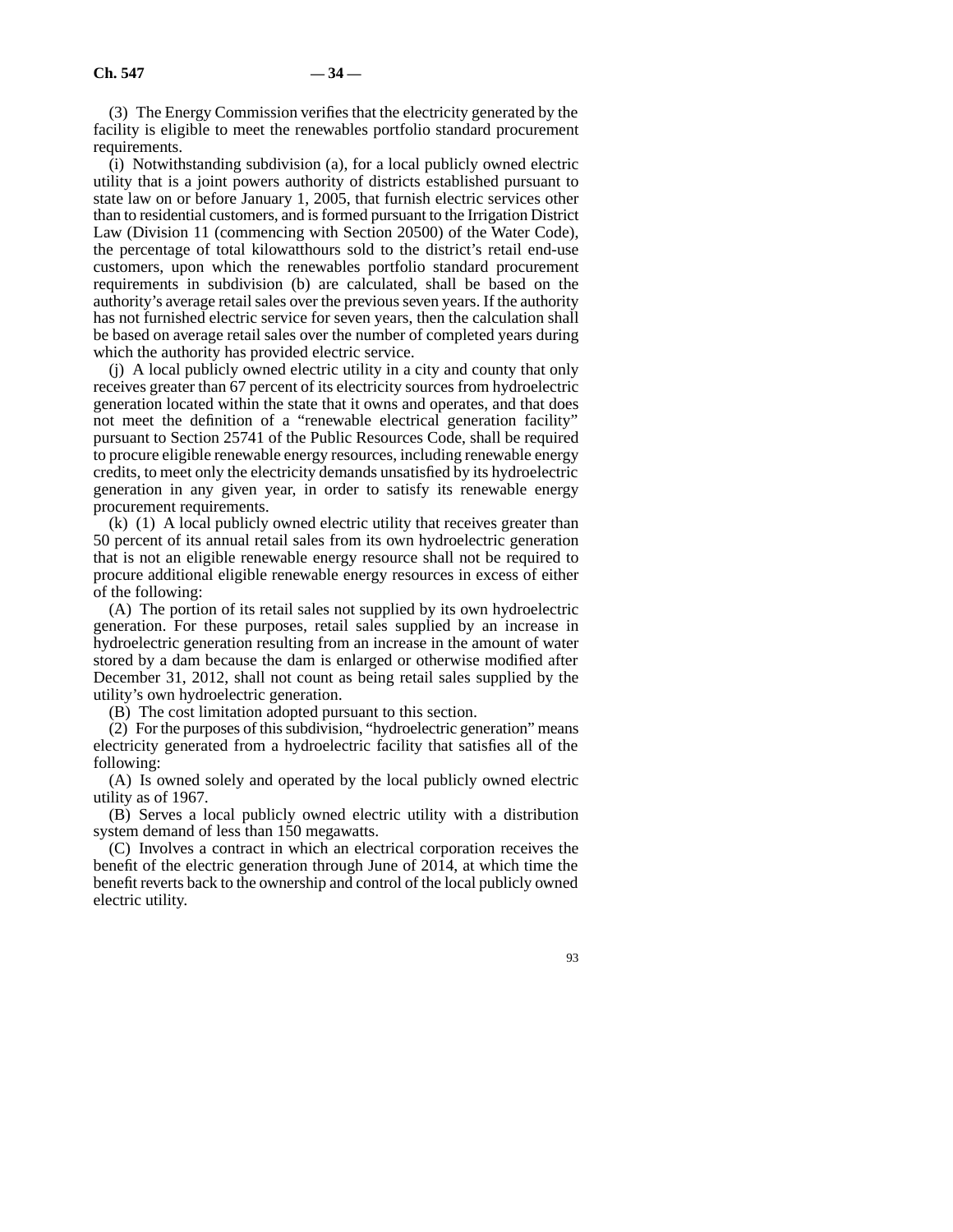(3) The Energy Commission verifies that the electricity generated by the facility is eligible to meet the renewables portfolio standard procurement requirements.

(i) Notwithstanding subdivision (a), for a local publicly owned electric utility that is a joint powers authority of districts established pursuant to state law on or before January 1, 2005, that furnish electric services other than to residential customers, and is formed pursuant to the Irrigation District Law (Division 11 (commencing with Section 20500) of the Water Code), the percentage of total kilowatthours sold to the district's retail end-use customers, upon which the renewables portfolio standard procurement requirements in subdivision (b) are calculated, shall be based on the authority's average retail sales over the previous seven years. If the authority has not furnished electric service for seven years, then the calculation shall be based on average retail sales over the number of completed years during which the authority has provided electric service.

(j) A local publicly owned electric utility in a city and county that only receives greater than 67 percent of its electricity sources from hydroelectric generation located within the state that it owns and operates, and that does not meet the definition of a "renewable electrical generation facility" pursuant to Section 25741 of the Public Resources Code, shall be required to procure eligible renewable energy resources, including renewable energy credits, to meet only the electricity demands unsatisfied by its hydroelectric generation in any given year, in order to satisfy its renewable energy procurement requirements.

(k) (1) A local publicly owned electric utility that receives greater than 50 percent of its annual retail sales from its own hydroelectric generation that is not an eligible renewable energy resource shall not be required to procure additional eligible renewable energy resources in excess of either of the following:

(A) The portion of its retail sales not supplied by its own hydroelectric generation. For these purposes, retail sales supplied by an increase in hydroelectric generation resulting from an increase in the amount of water stored by a dam because the dam is enlarged or otherwise modified after December 31, 2012, shall not count as being retail sales supplied by the utility's own hydroelectric generation.

(B) The cost limitation adopted pursuant to this section.

(2) For the purposes of this subdivision, "hydroelectric generation" means electricity generated from a hydroelectric facility that satisfies all of the following:

(A) Is owned solely and operated by the local publicly owned electric utility as of 1967.

(B) Serves a local publicly owned electric utility with a distribution system demand of less than 150 megawatts.

(C) Involves a contract in which an electrical corporation receives the benefit of the electric generation through June of 2014, at which time the benefit reverts back to the ownership and control of the local publicly owned electric utility.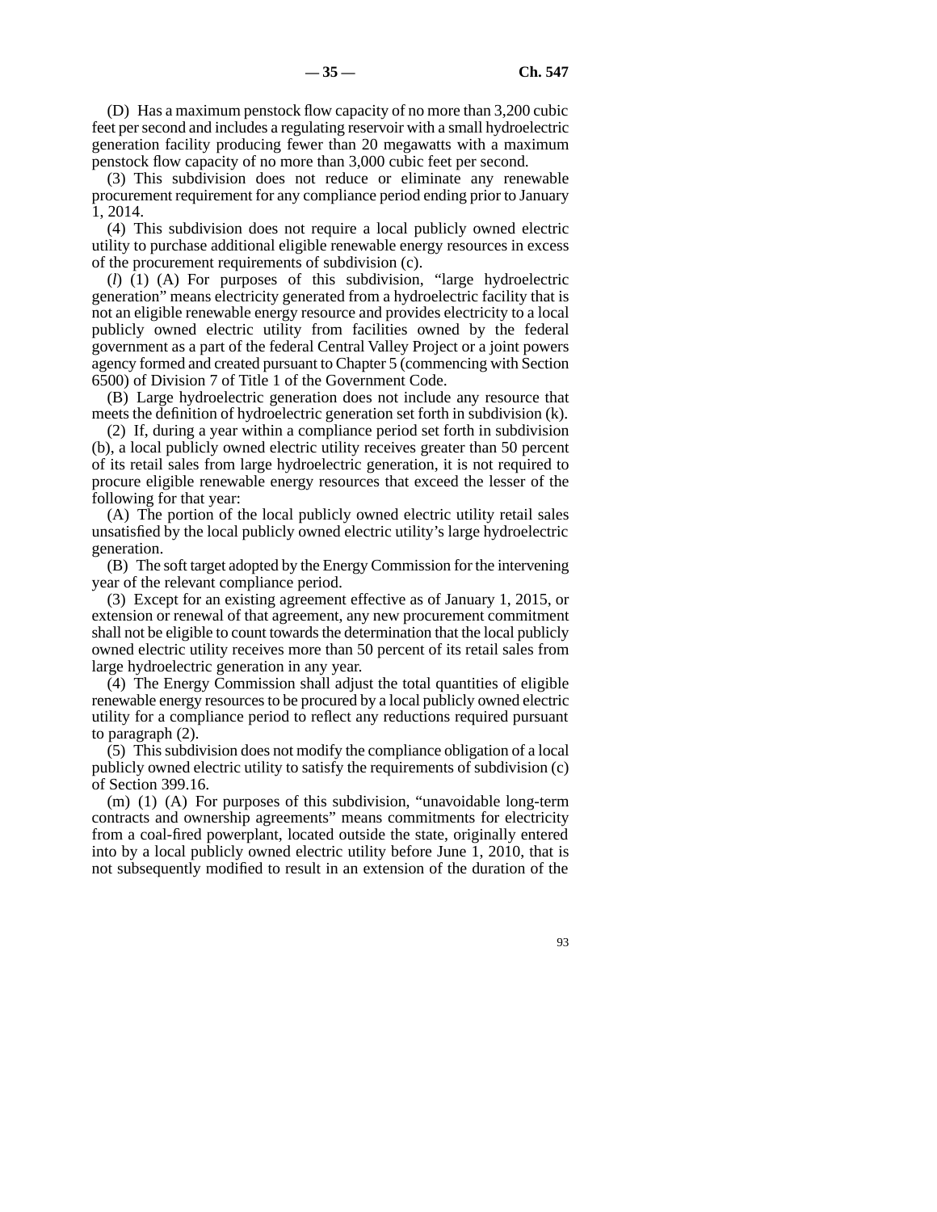(D) Has a maximum penstock flow capacity of no more than 3,200 cubic feet per second and includes a regulating reservoir with a small hydroelectric generation facility producing fewer than 20 megawatts with a maximum penstock flow capacity of no more than 3,000 cubic feet per second.

(3) This subdivision does not reduce or eliminate any renewable procurement requirement for any compliance period ending prior to January 1, 2014.

(4) This subdivision does not require a local publicly owned electric utility to purchase additional eligible renewable energy resources in excess of the procurement requirements of subdivision (c).

(*l*) (1) (A) For purposes of this subdivision, "large hydroelectric generation" means electricity generated from a hydroelectric facility that is not an eligible renewable energy resource and provides electricity to a local publicly owned electric utility from facilities owned by the federal government as a part of the federal Central Valley Project or a joint powers agency formed and created pursuant to Chapter 5 (commencing with Section 6500) of Division 7 of Title 1 of the Government Code.

(B) Large hydroelectric generation does not include any resource that meets the definition of hydroelectric generation set forth in subdivision (k).

(2) If, during a year within a compliance period set forth in subdivision (b), a local publicly owned electric utility receives greater than 50 percent of its retail sales from large hydroelectric generation, it is not required to procure eligible renewable energy resources that exceed the lesser of the following for that year:

(A) The portion of the local publicly owned electric utility retail sales unsatisfied by the local publicly owned electric utility's large hydroelectric generation.

(B) The soft target adopted by the Energy Commission for the intervening year of the relevant compliance period.

(3) Except for an existing agreement effective as of January 1, 2015, or extension or renewal of that agreement, any new procurement commitment shall not be eligible to count towards the determination that the local publicly owned electric utility receives more than 50 percent of its retail sales from large hydroelectric generation in any year.

(4) The Energy Commission shall adjust the total quantities of eligible renewable energy resources to be procured by a local publicly owned electric utility for a compliance period to reflect any reductions required pursuant to paragraph (2).

(5) This subdivision does not modify the compliance obligation of a local publicly owned electric utility to satisfy the requirements of subdivision (c) of Section 399.16.

(m) (1) (A) For purposes of this subdivision, "unavoidable long-term contracts and ownership agreements" means commitments for electricity from a coal-fired powerplant, located outside the state, originally entered into by a local publicly owned electric utility before June 1, 2010, that is not subsequently modified to result in an extension of the duration of the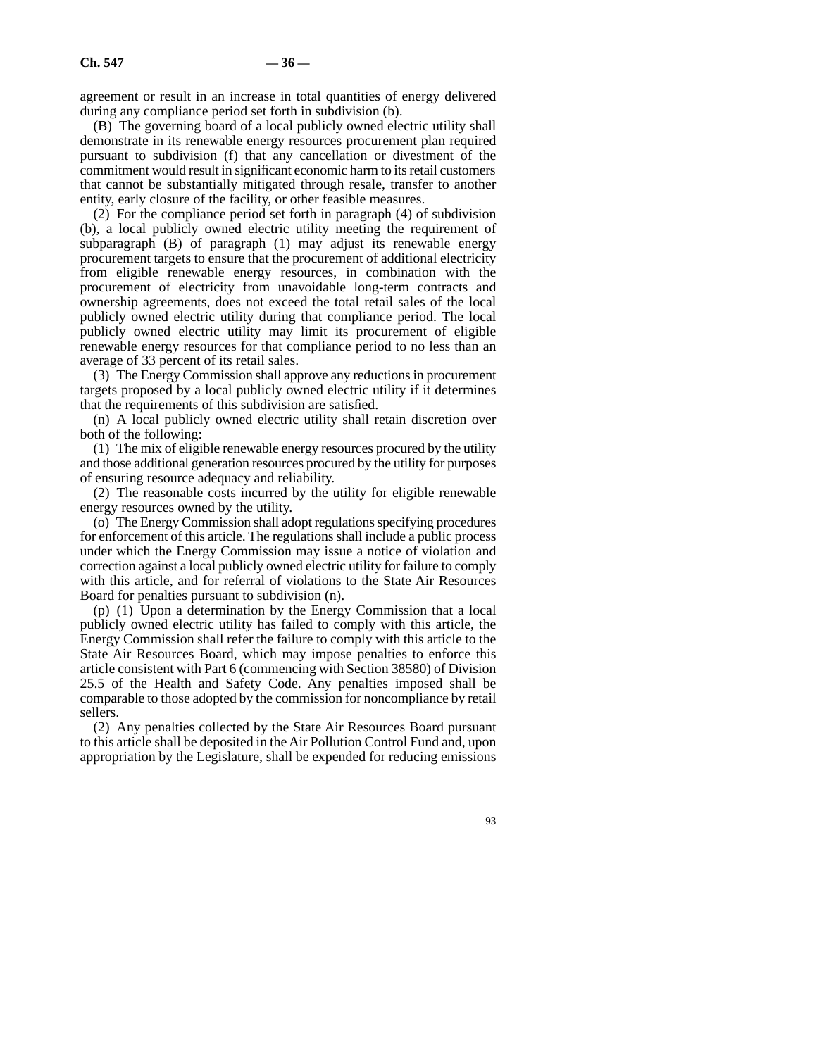agreement or result in an increase in total quantities of energy delivered during any compliance period set forth in subdivision (b).

(B) The governing board of a local publicly owned electric utility shall demonstrate in its renewable energy resources procurement plan required pursuant to subdivision (f) that any cancellation or divestment of the commitment would result in significant economic harm to its retail customers that cannot be substantially mitigated through resale, transfer to another entity, early closure of the facility, or other feasible measures.

(2) For the compliance period set forth in paragraph (4) of subdivision (b), a local publicly owned electric utility meeting the requirement of subparagraph (B) of paragraph (1) may adjust its renewable energy procurement targets to ensure that the procurement of additional electricity from eligible renewable energy resources, in combination with the procurement of electricity from unavoidable long-term contracts and ownership agreements, does not exceed the total retail sales of the local publicly owned electric utility during that compliance period. The local publicly owned electric utility may limit its procurement of eligible renewable energy resources for that compliance period to no less than an average of 33 percent of its retail sales.

(3) The Energy Commission shall approve any reductions in procurement targets proposed by a local publicly owned electric utility if it determines that the requirements of this subdivision are satisfied.

(n) A local publicly owned electric utility shall retain discretion over both of the following:

(1) The mix of eligible renewable energy resources procured by the utility and those additional generation resources procured by the utility for purposes of ensuring resource adequacy and reliability.

(2) The reasonable costs incurred by the utility for eligible renewable energy resources owned by the utility.

(o) The Energy Commission shall adopt regulations specifying procedures for enforcement of this article. The regulations shall include a public process under which the Energy Commission may issue a notice of violation and correction against a local publicly owned electric utility for failure to comply with this article, and for referral of violations to the State Air Resources Board for penalties pursuant to subdivision (n).

(p) (1) Upon a determination by the Energy Commission that a local publicly owned electric utility has failed to comply with this article, the Energy Commission shall refer the failure to comply with this article to the State Air Resources Board, which may impose penalties to enforce this article consistent with Part 6 (commencing with Section 38580) of Division 25.5 of the Health and Safety Code. Any penalties imposed shall be comparable to those adopted by the commission for noncompliance by retail sellers.

(2) Any penalties collected by the State Air Resources Board pursuant to this article shall be deposited in the Air Pollution Control Fund and, upon appropriation by the Legislature, shall be expended for reducing emissions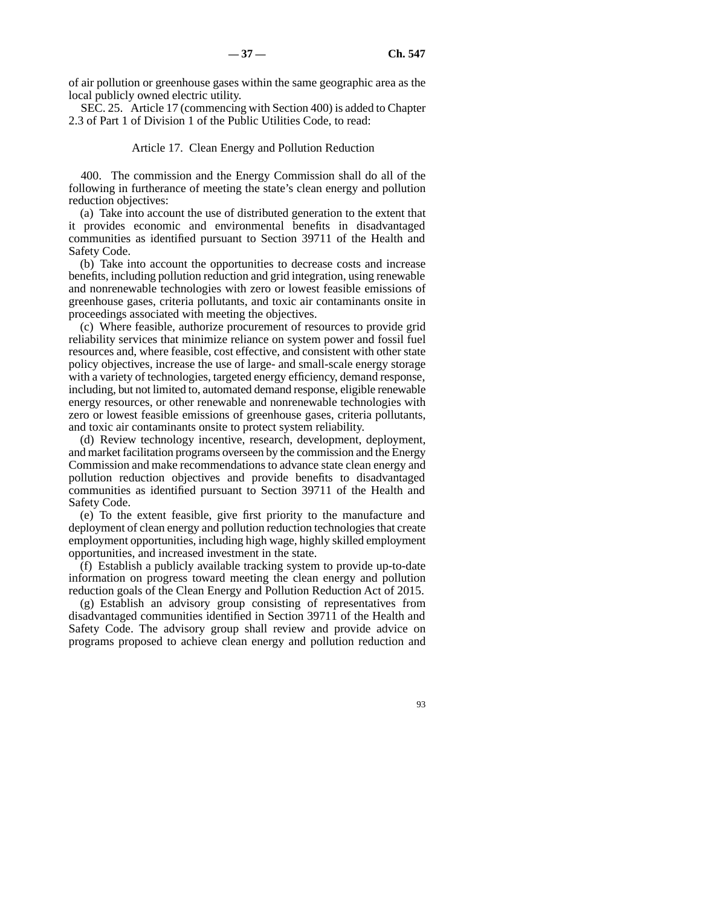of air pollution or greenhouse gases within the same geographic area as the local publicly owned electric utility.

SEC. 25. Article 17 (commencing with Section 400) is added to Chapter 2.3 of Part 1 of Division 1 of the Public Utilities Code, to read:

Article 17. Clean Energy and Pollution Reduction

400. The commission and the Energy Commission shall do all of the following in furtherance of meeting the state's clean energy and pollution reduction objectives:

(a) Take into account the use of distributed generation to the extent that it provides economic and environmental benefits in disadvantaged communities as identified pursuant to Section 39711 of the Health and Safety Code.

(b) Take into account the opportunities to decrease costs and increase benefits, including pollution reduction and grid integration, using renewable and nonrenewable technologies with zero or lowest feasible emissions of greenhouse gases, criteria pollutants, and toxic air contaminants onsite in proceedings associated with meeting the objectives.

(c) Where feasible, authorize procurement of resources to provide grid reliability services that minimize reliance on system power and fossil fuel resources and, where feasible, cost effective, and consistent with other state policy objectives, increase the use of large- and small-scale energy storage with a variety of technologies, targeted energy efficiency, demand response, including, but not limited to, automated demand response, eligible renewable energy resources, or other renewable and nonrenewable technologies with zero or lowest feasible emissions of greenhouse gases, criteria pollutants, and toxic air contaminants onsite to protect system reliability.

(d) Review technology incentive, research, development, deployment, and market facilitation programs overseen by the commission and the Energy Commission and make recommendations to advance state clean energy and pollution reduction objectives and provide benefits to disadvantaged communities as identified pursuant to Section 39711 of the Health and Safety Code.

(e) To the extent feasible, give first priority to the manufacture and deployment of clean energy and pollution reduction technologies that create employment opportunities, including high wage, highly skilled employment opportunities, and increased investment in the state.

(f) Establish a publicly available tracking system to provide up-to-date information on progress toward meeting the clean energy and pollution reduction goals of the Clean Energy and Pollution Reduction Act of 2015.

(g) Establish an advisory group consisting of representatives from disadvantaged communities identified in Section 39711 of the Health and Safety Code. The advisory group shall review and provide advice on programs proposed to achieve clean energy and pollution reduction and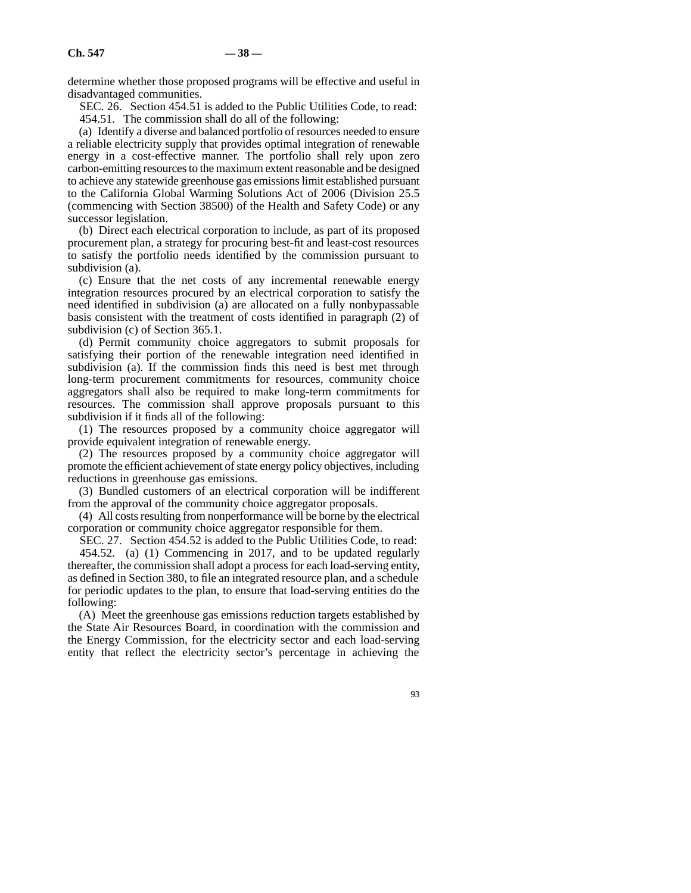determine whether those proposed programs will be effective and useful in disadvantaged communities.

SEC. 26. Section 454.51 is added to the Public Utilities Code, to read:

454.51. The commission shall do all of the following:

(a) Identify a diverse and balanced portfolio of resources needed to ensure a reliable electricity supply that provides optimal integration of renewable energy in a cost-effective manner. The portfolio shall rely upon zero carbon-emitting resources to the maximum extent reasonable and be designed to achieve any statewide greenhouse gas emissions limit established pursuant to the California Global Warming Solutions Act of 2006 (Division 25.5 (commencing with Section 38500) of the Health and Safety Code) or any successor legislation.

(b) Direct each electrical corporation to include, as part of its proposed procurement plan, a strategy for procuring best-fit and least-cost resources to satisfy the portfolio needs identified by the commission pursuant to subdivision (a).

(c) Ensure that the net costs of any incremental renewable energy integration resources procured by an electrical corporation to satisfy the need identified in subdivision (a) are allocated on a fully nonbypassable basis consistent with the treatment of costs identified in paragraph (2) of subdivision (c) of Section 365.1.

(d) Permit community choice aggregators to submit proposals for satisfying their portion of the renewable integration need identified in subdivision (a). If the commission finds this need is best met through long-term procurement commitments for resources, community choice aggregators shall also be required to make long-term commitments for resources. The commission shall approve proposals pursuant to this subdivision if it finds all of the following:

(1) The resources proposed by a community choice aggregator will provide equivalent integration of renewable energy.

(2) The resources proposed by a community choice aggregator will promote the efficient achievement of state energy policy objectives, including reductions in greenhouse gas emissions.

(3) Bundled customers of an electrical corporation will be indifferent from the approval of the community choice aggregator proposals.

(4) All costs resulting from nonperformance will be borne by the electrical corporation or community choice aggregator responsible for them.

SEC. 27. Section 454.52 is added to the Public Utilities Code, to read:

454.52. (a) (1) Commencing in 2017, and to be updated regularly thereafter, the commission shall adopt a process for each load-serving entity, as defined in Section 380, to file an integrated resource plan, and a schedule for periodic updates to the plan, to ensure that load-serving entities do the following:

(A) Meet the greenhouse gas emissions reduction targets established by the State Air Resources Board, in coordination with the commission and the Energy Commission, for the electricity sector and each load-serving entity that reflect the electricity sector's percentage in achieving the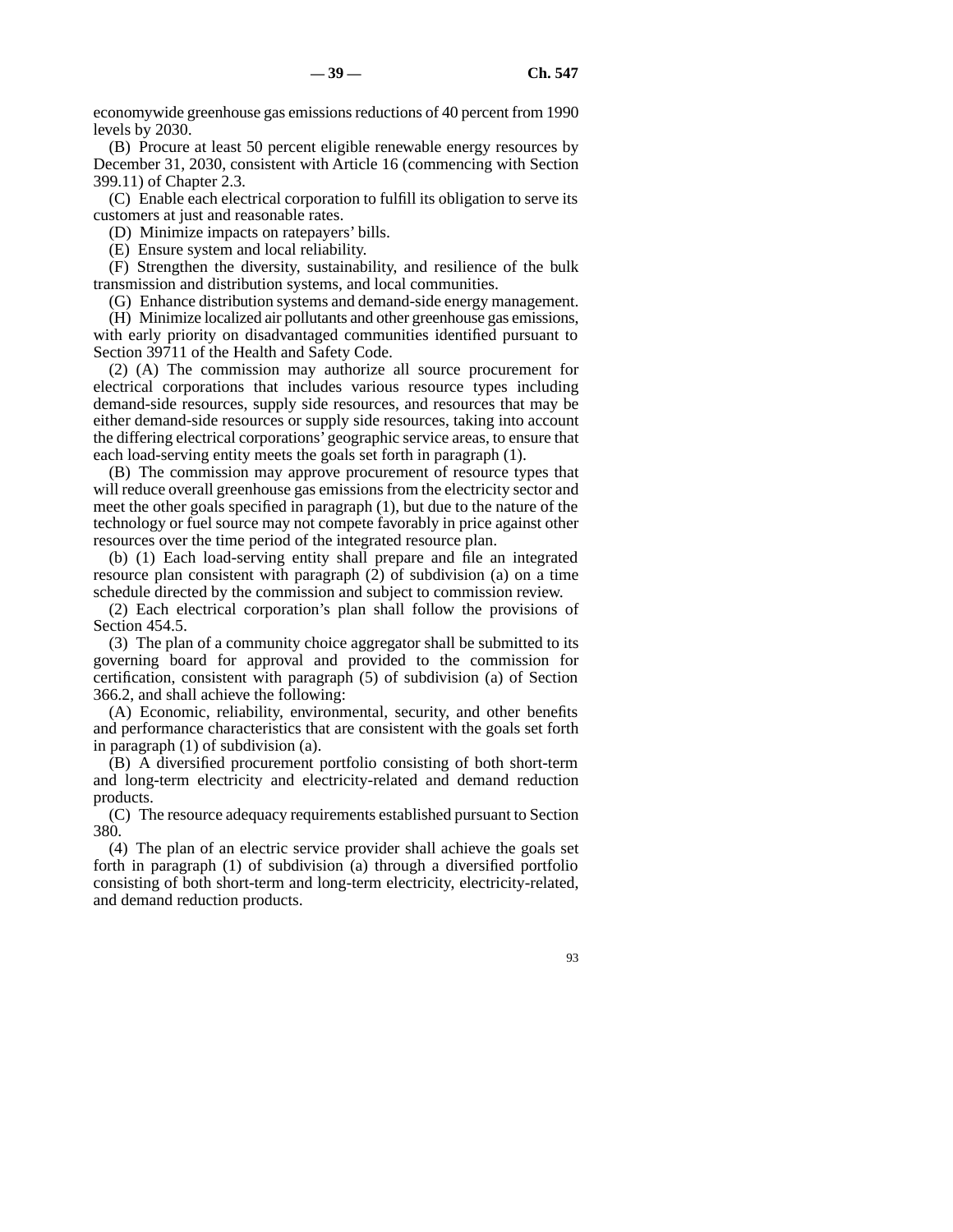economywide greenhouse gas emissions reductions of 40 percent from 1990 levels by 2030.

(B) Procure at least 50 percent eligible renewable energy resources by December 31, 2030, consistent with Article 16 (commencing with Section 399.11) of Chapter 2.3.

(C) Enable each electrical corporation to fulfill its obligation to serve its customers at just and reasonable rates.

(D) Minimize impacts on ratepayers' bills.

(E) Ensure system and local reliability.

(F) Strengthen the diversity, sustainability, and resilience of the bulk transmission and distribution systems, and local communities.

(G) Enhance distribution systems and demand-side energy management.

(H) Minimize localized air pollutants and other greenhouse gas emissions, with early priority on disadvantaged communities identified pursuant to Section 39711 of the Health and Safety Code.

(2) (A) The commission may authorize all source procurement for electrical corporations that includes various resource types including demand-side resources, supply side resources, and resources that may be either demand-side resources or supply side resources, taking into account the differing electrical corporations' geographic service areas, to ensure that each load-serving entity meets the goals set forth in paragraph (1).

(B) The commission may approve procurement of resource types that will reduce overall greenhouse gas emissions from the electricity sector and meet the other goals specified in paragraph (1), but due to the nature of the technology or fuel source may not compete favorably in price against other resources over the time period of the integrated resource plan.

(b) (1) Each load-serving entity shall prepare and file an integrated resource plan consistent with paragraph (2) of subdivision (a) on a time schedule directed by the commission and subject to commission review.

(2) Each electrical corporation's plan shall follow the provisions of Section 454.5.

(3) The plan of a community choice aggregator shall be submitted to its governing board for approval and provided to the commission for certification, consistent with paragraph (5) of subdivision (a) of Section 366.2, and shall achieve the following:

(A) Economic, reliability, environmental, security, and other benefits and performance characteristics that are consistent with the goals set forth in paragraph (1) of subdivision (a).

(B) A diversified procurement portfolio consisting of both short-term and long-term electricity and electricity-related and demand reduction products.

(C) The resource adequacy requirements established pursuant to Section 380.

(4) The plan of an electric service provider shall achieve the goals set forth in paragraph (1) of subdivision (a) through a diversified portfolio consisting of both short-term and long-term electricity, electricity-related, and demand reduction products.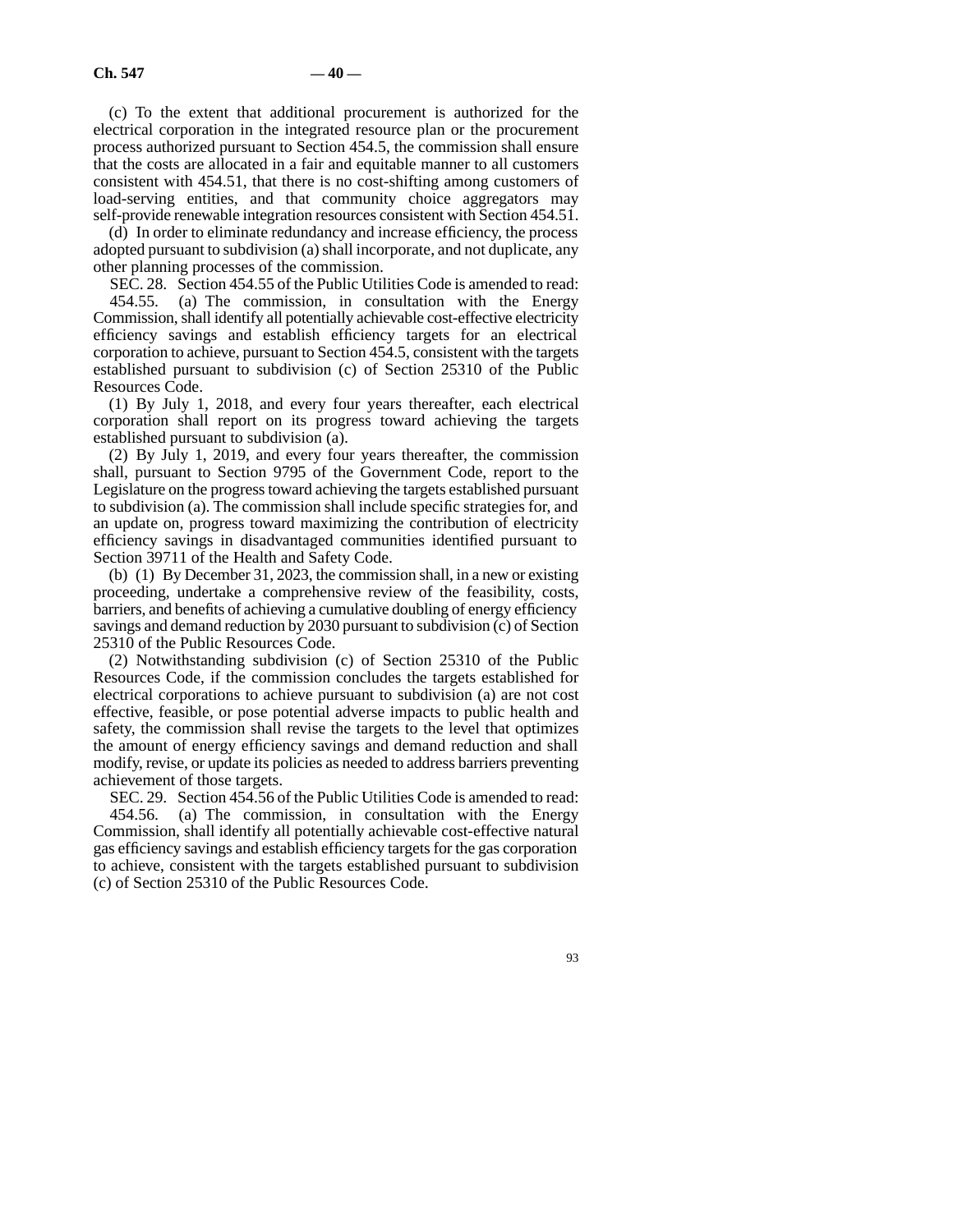(c) To the extent that additional procurement is authorized for the electrical corporation in the integrated resource plan or the procurement process authorized pursuant to Section 454.5, the commission shall ensure that the costs are allocated in a fair and equitable manner to all customers consistent with 454.51, that there is no cost-shifting among customers of load-serving entities, and that community choice aggregators may self-provide renewable integration resources consistent with Section 454.51.

(d) In order to eliminate redundancy and increase efficiency, the process adopted pursuant to subdivision (a) shall incorporate, and not duplicate, any other planning processes of the commission.

SEC. 28. Section 454.55 of the Public Utilities Code is amended to read:

454.55. (a) The commission, in consultation with the Energy Commission, shall identify all potentially achievable cost-effective electricity efficiency savings and establish efficiency targets for an electrical corporation to achieve, pursuant to Section 454.5, consistent with the targets established pursuant to subdivision (c) of Section 25310 of the Public Resources Code.

(1) By July 1, 2018, and every four years thereafter, each electrical corporation shall report on its progress toward achieving the targets established pursuant to subdivision (a).

(2) By July 1, 2019, and every four years thereafter, the commission shall, pursuant to Section 9795 of the Government Code, report to the Legislature on the progress toward achieving the targets established pursuant to subdivision (a). The commission shall include specific strategies for, and an update on, progress toward maximizing the contribution of electricity efficiency savings in disadvantaged communities identified pursuant to Section 39711 of the Health and Safety Code.

(b) (1) By December 31, 2023, the commission shall, in a new or existing proceeding, undertake a comprehensive review of the feasibility, costs, barriers, and benefits of achieving a cumulative doubling of energy efficiency savings and demand reduction by 2030 pursuant to subdivision (c) of Section 25310 of the Public Resources Code.

(2) Notwithstanding subdivision (c) of Section 25310 of the Public Resources Code, if the commission concludes the targets established for electrical corporations to achieve pursuant to subdivision (a) are not cost effective, feasible, or pose potential adverse impacts to public health and safety, the commission shall revise the targets to the level that optimizes the amount of energy efficiency savings and demand reduction and shall modify, revise, or update its policies as needed to address barriers preventing achievement of those targets.

SEC. 29. Section 454.56 of the Public Utilities Code is amended to read:

454.56. (a) The commission, in consultation with the Energy Commission, shall identify all potentially achievable cost-effective natural gas efficiency savings and establish efficiency targets for the gas corporation to achieve, consistent with the targets established pursuant to subdivision (c) of Section 25310 of the Public Resources Code.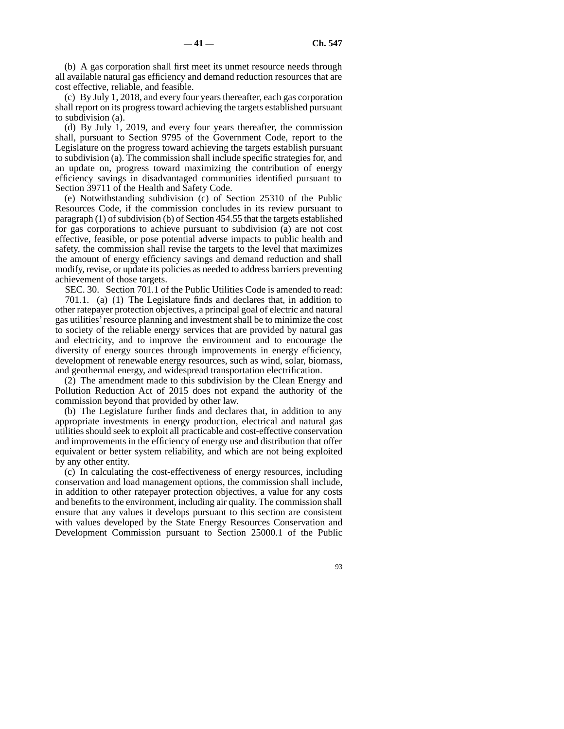(b) A gas corporation shall first meet its unmet resource needs through all available natural gas efficiency and demand reduction resources that are cost effective, reliable, and feasible.

(c) By July 1, 2018, and every four years thereafter, each gas corporation shall report on its progress toward achieving the targets established pursuant to subdivision (a).

(d) By July 1, 2019, and every four years thereafter, the commission shall, pursuant to Section 9795 of the Government Code, report to the Legislature on the progress toward achieving the targets establish pursuant to subdivision (a). The commission shall include specific strategies for, and an update on, progress toward maximizing the contribution of energy efficiency savings in disadvantaged communities identified pursuant to Section 39711 of the Health and Safety Code.

(e) Notwithstanding subdivision (c) of Section 25310 of the Public Resources Code, if the commission concludes in its review pursuant to paragraph (1) of subdivision (b) of Section 454.55 that the targets established for gas corporations to achieve pursuant to subdivision (a) are not cost effective, feasible, or pose potential adverse impacts to public health and safety, the commission shall revise the targets to the level that maximizes the amount of energy efficiency savings and demand reduction and shall modify, revise, or update its policies as needed to address barriers preventing achievement of those targets.

SEC. 30. Section 701.1 of the Public Utilities Code is amended to read:

701.1. (a) (1) The Legislature finds and declares that, in addition to other ratepayer protection objectives, a principal goal of electric and natural gas utilities' resource planning and investment shall be to minimize the cost to society of the reliable energy services that are provided by natural gas and electricity, and to improve the environment and to encourage the diversity of energy sources through improvements in energy efficiency, development of renewable energy resources, such as wind, solar, biomass, and geothermal energy, and widespread transportation electrification.

(2) The amendment made to this subdivision by the Clean Energy and Pollution Reduction Act of 2015 does not expand the authority of the commission beyond that provided by other law.

(b) The Legislature further finds and declares that, in addition to any appropriate investments in energy production, electrical and natural gas utilities should seek to exploit all practicable and cost-effective conservation and improvements in the efficiency of energy use and distribution that offer equivalent or better system reliability, and which are not being exploited by any other entity.

(c) In calculating the cost-effectiveness of energy resources, including conservation and load management options, the commission shall include, in addition to other ratepayer protection objectives, a value for any costs and benefits to the environment, including air quality. The commission shall ensure that any values it develops pursuant to this section are consistent with values developed by the State Energy Resources Conservation and Development Commission pursuant to Section 25000.1 of the Public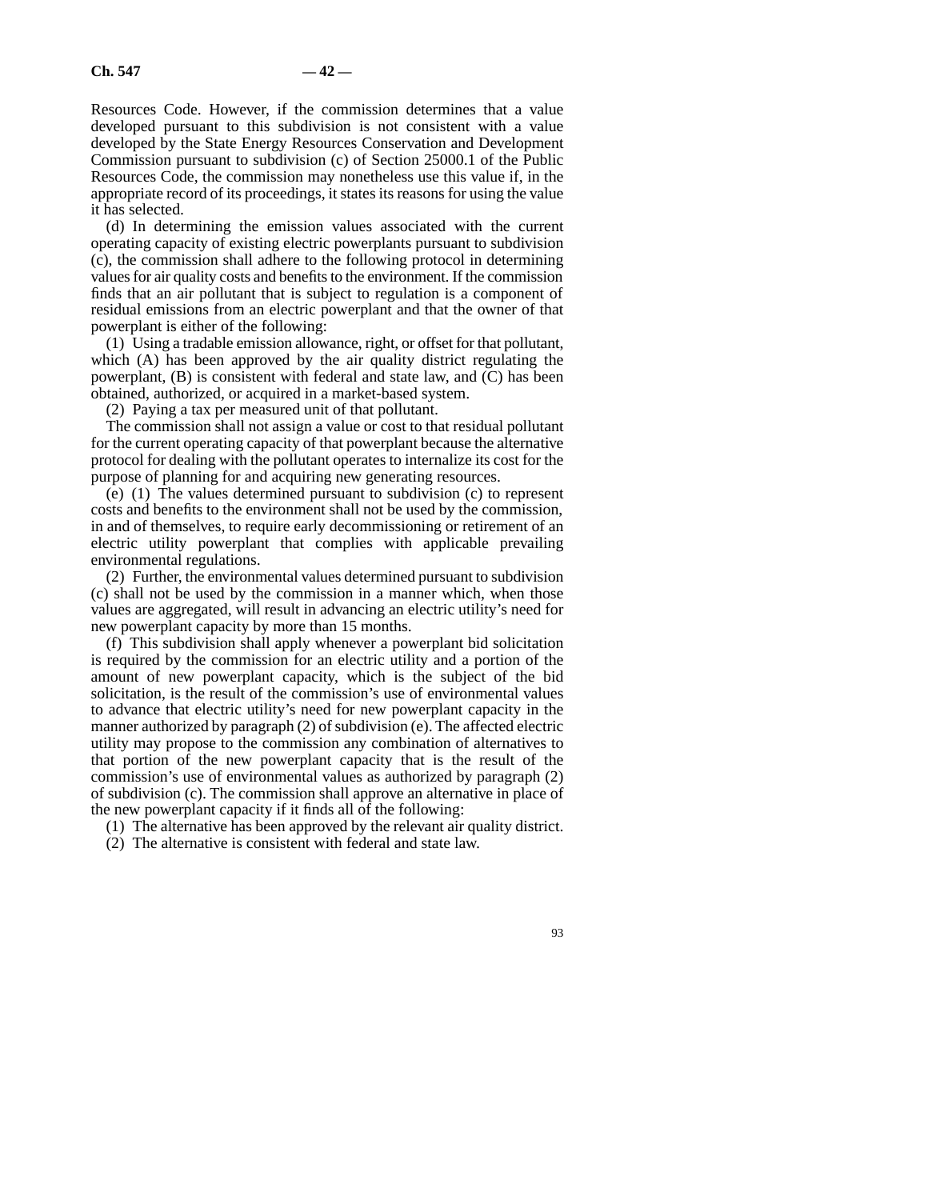Resources Code. However, if the commission determines that a value developed pursuant to this subdivision is not consistent with a value developed by the State Energy Resources Conservation and Development Commission pursuant to subdivision (c) of Section 25000.1 of the Public Resources Code, the commission may nonetheless use this value if, in the appropriate record of its proceedings, it states its reasons for using the value it has selected.

(d) In determining the emission values associated with the current operating capacity of existing electric powerplants pursuant to subdivision (c), the commission shall adhere to the following protocol in determining values for air quality costs and benefits to the environment. If the commission finds that an air pollutant that is subject to regulation is a component of residual emissions from an electric powerplant and that the owner of that powerplant is either of the following:

(1) Using a tradable emission allowance, right, or offset for that pollutant, which (A) has been approved by the air quality district regulating the powerplant, (B) is consistent with federal and state law, and (C) has been obtained, authorized, or acquired in a market-based system.

(2) Paying a tax per measured unit of that pollutant.

The commission shall not assign a value or cost to that residual pollutant for the current operating capacity of that powerplant because the alternative protocol for dealing with the pollutant operates to internalize its cost for the purpose of planning for and acquiring new generating resources.

(e) (1) The values determined pursuant to subdivision (c) to represent costs and benefits to the environment shall not be used by the commission, in and of themselves, to require early decommissioning or retirement of an electric utility powerplant that complies with applicable prevailing environmental regulations.

(2) Further, the environmental values determined pursuant to subdivision (c) shall not be used by the commission in a manner which, when those values are aggregated, will result in advancing an electric utility's need for new powerplant capacity by more than 15 months.

(f) This subdivision shall apply whenever a powerplant bid solicitation is required by the commission for an electric utility and a portion of the amount of new powerplant capacity, which is the subject of the bid solicitation, is the result of the commission's use of environmental values to advance that electric utility's need for new powerplant capacity in the manner authorized by paragraph (2) of subdivision (e). The affected electric utility may propose to the commission any combination of alternatives to that portion of the new powerplant capacity that is the result of the commission's use of environmental values as authorized by paragraph (2) of subdivision (c). The commission shall approve an alternative in place of the new powerplant capacity if it finds all of the following:

(1) The alternative has been approved by the relevant air quality district.

(2) The alternative is consistent with federal and state law.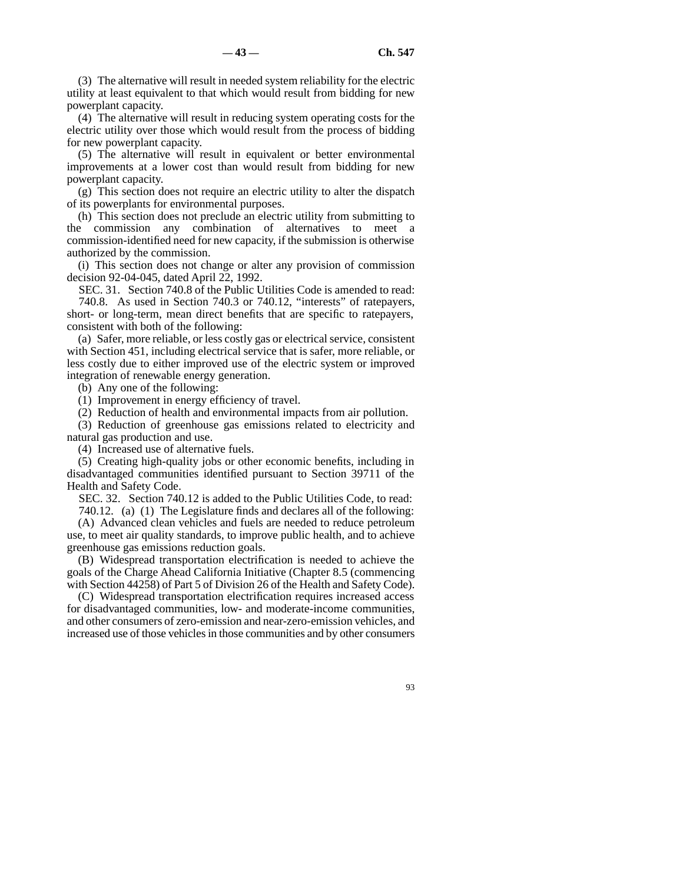(3) The alternative will result in needed system reliability for the electric utility at least equivalent to that which would result from bidding for new powerplant capacity.

(4) The alternative will result in reducing system operating costs for the electric utility over those which would result from the process of bidding for new powerplant capacity.

(5) The alternative will result in equivalent or better environmental improvements at a lower cost than would result from bidding for new powerplant capacity.

(g) This section does not require an electric utility to alter the dispatch of its powerplants for environmental purposes.

(h) This section does not preclude an electric utility from submitting to the commission any combination of alternatives to meet a commission-identified need for new capacity, if the submission is otherwise authorized by the commission.

(i) This section does not change or alter any provision of commission decision 92-04-045, dated April 22, 1992.

SEC. 31. Section 740.8 of the Public Utilities Code is amended to read:

740.8. As used in Section 740.3 or 740.12, "interests" of ratepayers, short- or long-term, mean direct benefits that are specific to ratepayers, consistent with both of the following:

(a) Safer, more reliable, or less costly gas or electrical service, consistent with Section 451, including electrical service that is safer, more reliable, or less costly due to either improved use of the electric system or improved integration of renewable energy generation.

(b) Any one of the following:

(1) Improvement in energy efficiency of travel.

(2) Reduction of health and environmental impacts from air pollution.

(3) Reduction of greenhouse gas emissions related to electricity and natural gas production and use.

(4) Increased use of alternative fuels.

(5) Creating high-quality jobs or other economic benefits, including in disadvantaged communities identified pursuant to Section 39711 of the Health and Safety Code.

SEC. 32. Section 740.12 is added to the Public Utilities Code, to read:

740.12. (a) (1) The Legislature finds and declares all of the following:

(A) Advanced clean vehicles and fuels are needed to reduce petroleum use, to meet air quality standards, to improve public health, and to achieve greenhouse gas emissions reduction goals.

(B) Widespread transportation electrification is needed to achieve the goals of the Charge Ahead California Initiative (Chapter 8.5 (commencing with Section 44258) of Part 5 of Division 26 of the Health and Safety Code).

(C) Widespread transportation electrification requires increased access for disadvantaged communities, low- and moderate-income communities, and other consumers of zero-emission and near-zero-emission vehicles, and increased use of those vehicles in those communities and by other consumers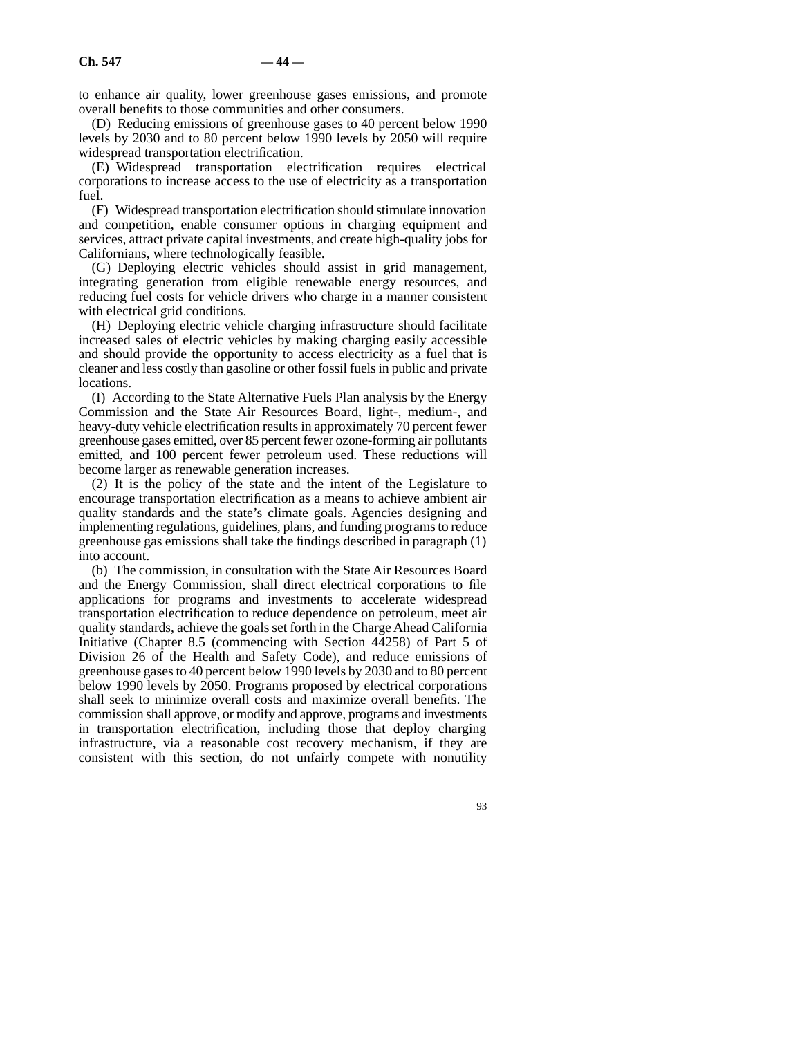to enhance air quality, lower greenhouse gases emissions, and promote overall benefits to those communities and other consumers.

(D) Reducing emissions of greenhouse gases to 40 percent below 1990 levels by 2030 and to 80 percent below 1990 levels by 2050 will require widespread transportation electrification.

(E) Widespread transportation electrification requires electrical corporations to increase access to the use of electricity as a transportation fuel.

(F) Widespread transportation electrification should stimulate innovation and competition, enable consumer options in charging equipment and services, attract private capital investments, and create high-quality jobs for Californians, where technologically feasible.

(G) Deploying electric vehicles should assist in grid management, integrating generation from eligible renewable energy resources, and reducing fuel costs for vehicle drivers who charge in a manner consistent with electrical grid conditions.

(H) Deploying electric vehicle charging infrastructure should facilitate increased sales of electric vehicles by making charging easily accessible and should provide the opportunity to access electricity as a fuel that is cleaner and less costly than gasoline or other fossil fuels in public and private locations.

(I) According to the State Alternative Fuels Plan analysis by the Energy Commission and the State Air Resources Board, light-, medium-, and heavy-duty vehicle electrification results in approximately 70 percent fewer greenhouse gases emitted, over 85 percent fewer ozone-forming air pollutants emitted, and 100 percent fewer petroleum used. These reductions will become larger as renewable generation increases.

(2) It is the policy of the state and the intent of the Legislature to encourage transportation electrification as a means to achieve ambient air quality standards and the state's climate goals. Agencies designing and implementing regulations, guidelines, plans, and funding programs to reduce greenhouse gas emissions shall take the findings described in paragraph (1) into account.

(b) The commission, in consultation with the State Air Resources Board and the Energy Commission, shall direct electrical corporations to file applications for programs and investments to accelerate widespread transportation electrification to reduce dependence on petroleum, meet air quality standards, achieve the goals set forth in the Charge Ahead California Initiative (Chapter 8.5 (commencing with Section 44258) of Part 5 of Division 26 of the Health and Safety Code), and reduce emissions of greenhouse gases to 40 percent below 1990 levels by 2030 and to 80 percent below 1990 levels by 2050. Programs proposed by electrical corporations shall seek to minimize overall costs and maximize overall benefits. The commission shall approve, or modify and approve, programs and investments in transportation electrification, including those that deploy charging infrastructure, via a reasonable cost recovery mechanism, if they are consistent with this section, do not unfairly compete with nonutility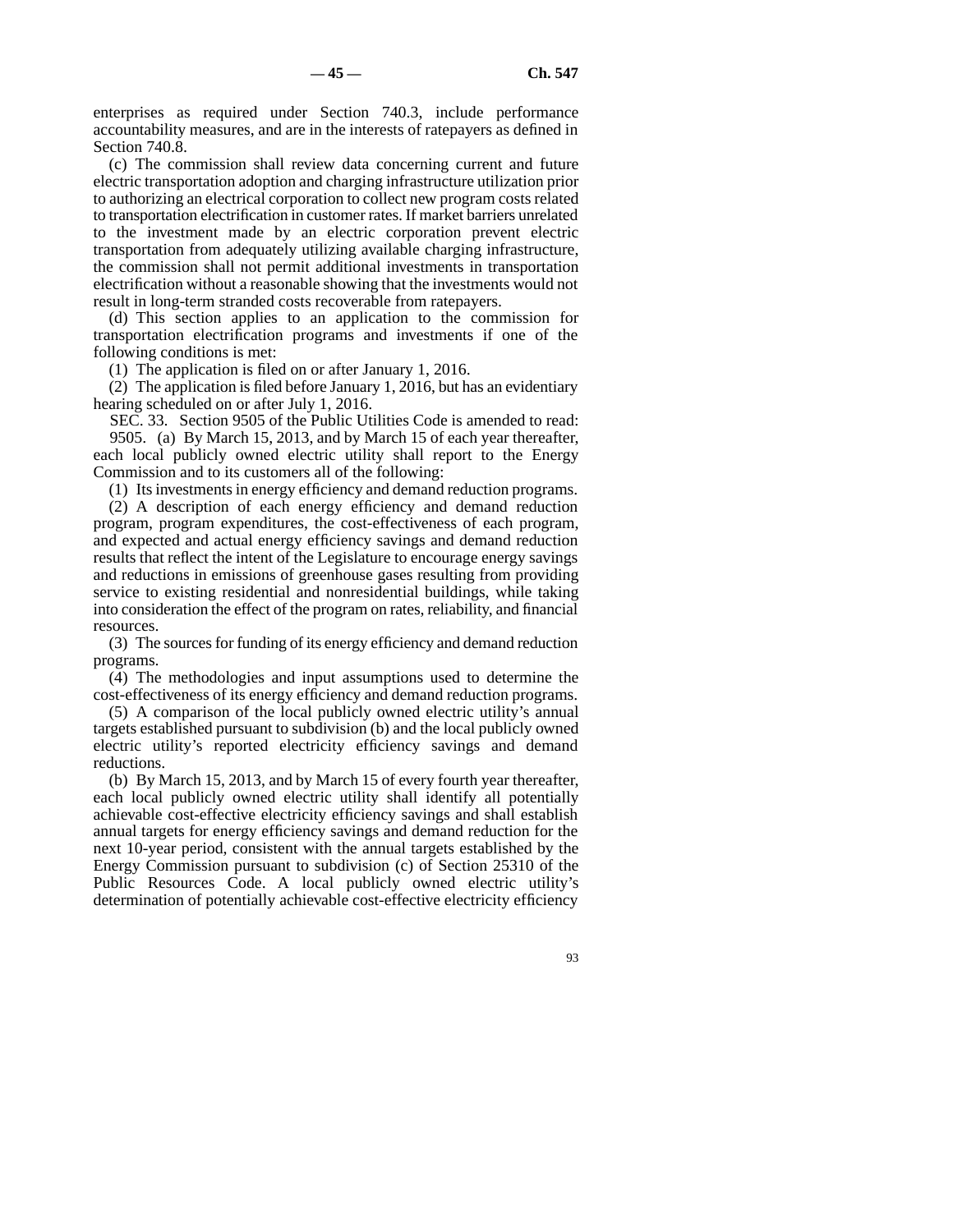enterprises as required under Section 740.3, include performance accountability measures, and are in the interests of ratepayers as defined in Section 740.8.

(c) The commission shall review data concerning current and future electric transportation adoption and charging infrastructure utilization prior to authorizing an electrical corporation to collect new program costs related to transportation electrification in customer rates. If market barriers unrelated to the investment made by an electric corporation prevent electric transportation from adequately utilizing available charging infrastructure, the commission shall not permit additional investments in transportation electrification without a reasonable showing that the investments would not result in long-term stranded costs recoverable from ratepayers.

(d) This section applies to an application to the commission for transportation electrification programs and investments if one of the following conditions is met:

(1) The application is filed on or after January 1, 2016.

(2) The application is filed before January 1, 2016, but has an evidentiary hearing scheduled on or after July 1, 2016.

SEC. 33. Section 9505 of the Public Utilities Code is amended to read:

9505. (a) By March 15, 2013, and by March 15 of each year thereafter, each local publicly owned electric utility shall report to the Energy Commission and to its customers all of the following:

(1) Its investments in energy efficiency and demand reduction programs.

(2) A description of each energy efficiency and demand reduction program, program expenditures, the cost-effectiveness of each program, and expected and actual energy efficiency savings and demand reduction results that reflect the intent of the Legislature to encourage energy savings and reductions in emissions of greenhouse gases resulting from providing service to existing residential and nonresidential buildings, while taking into consideration the effect of the program on rates, reliability, and financial resources.

(3) The sources for funding of its energy efficiency and demand reduction programs.

(4) The methodologies and input assumptions used to determine the cost-effectiveness of its energy efficiency and demand reduction programs.

(5) A comparison of the local publicly owned electric utility's annual targets established pursuant to subdivision (b) and the local publicly owned electric utility's reported electricity efficiency savings and demand reductions.

(b) By March 15, 2013, and by March 15 of every fourth year thereafter, each local publicly owned electric utility shall identify all potentially achievable cost-effective electricity efficiency savings and shall establish annual targets for energy efficiency savings and demand reduction for the next 10-year period, consistent with the annual targets established by the Energy Commission pursuant to subdivision (c) of Section 25310 of the Public Resources Code. A local publicly owned electric utility's determination of potentially achievable cost-effective electricity efficiency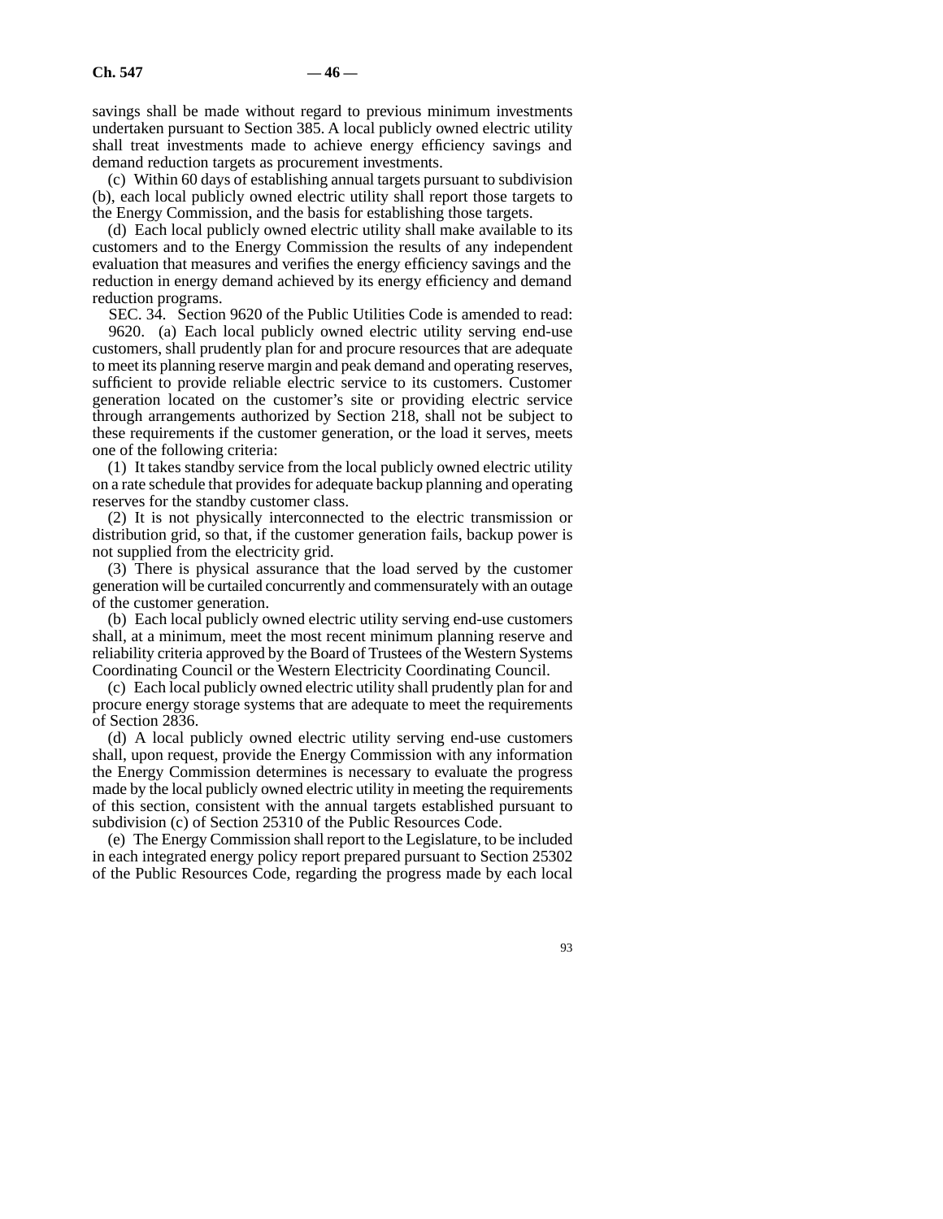savings shall be made without regard to previous minimum investments undertaken pursuant to Section 385. A local publicly owned electric utility shall treat investments made to achieve energy efficiency savings and demand reduction targets as procurement investments.

(c) Within 60 days of establishing annual targets pursuant to subdivision (b), each local publicly owned electric utility shall report those targets to the Energy Commission, and the basis for establishing those targets.

(d) Each local publicly owned electric utility shall make available to its customers and to the Energy Commission the results of any independent evaluation that measures and verifies the energy efficiency savings and the reduction in energy demand achieved by its energy efficiency and demand reduction programs.

SEC. 34. Section 9620 of the Public Utilities Code is amended to read:

9620. (a) Each local publicly owned electric utility serving end-use customers, shall prudently plan for and procure resources that are adequate to meet its planning reserve margin and peak demand and operating reserves, sufficient to provide reliable electric service to its customers. Customer generation located on the customer's site or providing electric service through arrangements authorized by Section 218, shall not be subject to these requirements if the customer generation, or the load it serves, meets one of the following criteria:

(1) It takes standby service from the local publicly owned electric utility on a rate schedule that provides for adequate backup planning and operating reserves for the standby customer class.

(2) It is not physically interconnected to the electric transmission or distribution grid, so that, if the customer generation fails, backup power is not supplied from the electricity grid.

(3) There is physical assurance that the load served by the customer generation will be curtailed concurrently and commensurately with an outage of the customer generation.

(b) Each local publicly owned electric utility serving end-use customers shall, at a minimum, meet the most recent minimum planning reserve and reliability criteria approved by the Board of Trustees of the Western Systems Coordinating Council or the Western Electricity Coordinating Council.

(c) Each local publicly owned electric utility shall prudently plan for and procure energy storage systems that are adequate to meet the requirements of Section 2836.

(d) A local publicly owned electric utility serving end-use customers shall, upon request, provide the Energy Commission with any information the Energy Commission determines is necessary to evaluate the progress made by the local publicly owned electric utility in meeting the requirements of this section, consistent with the annual targets established pursuant to subdivision (c) of Section 25310 of the Public Resources Code.

(e) The Energy Commission shall report to the Legislature, to be included in each integrated energy policy report prepared pursuant to Section 25302 of the Public Resources Code, regarding the progress made by each local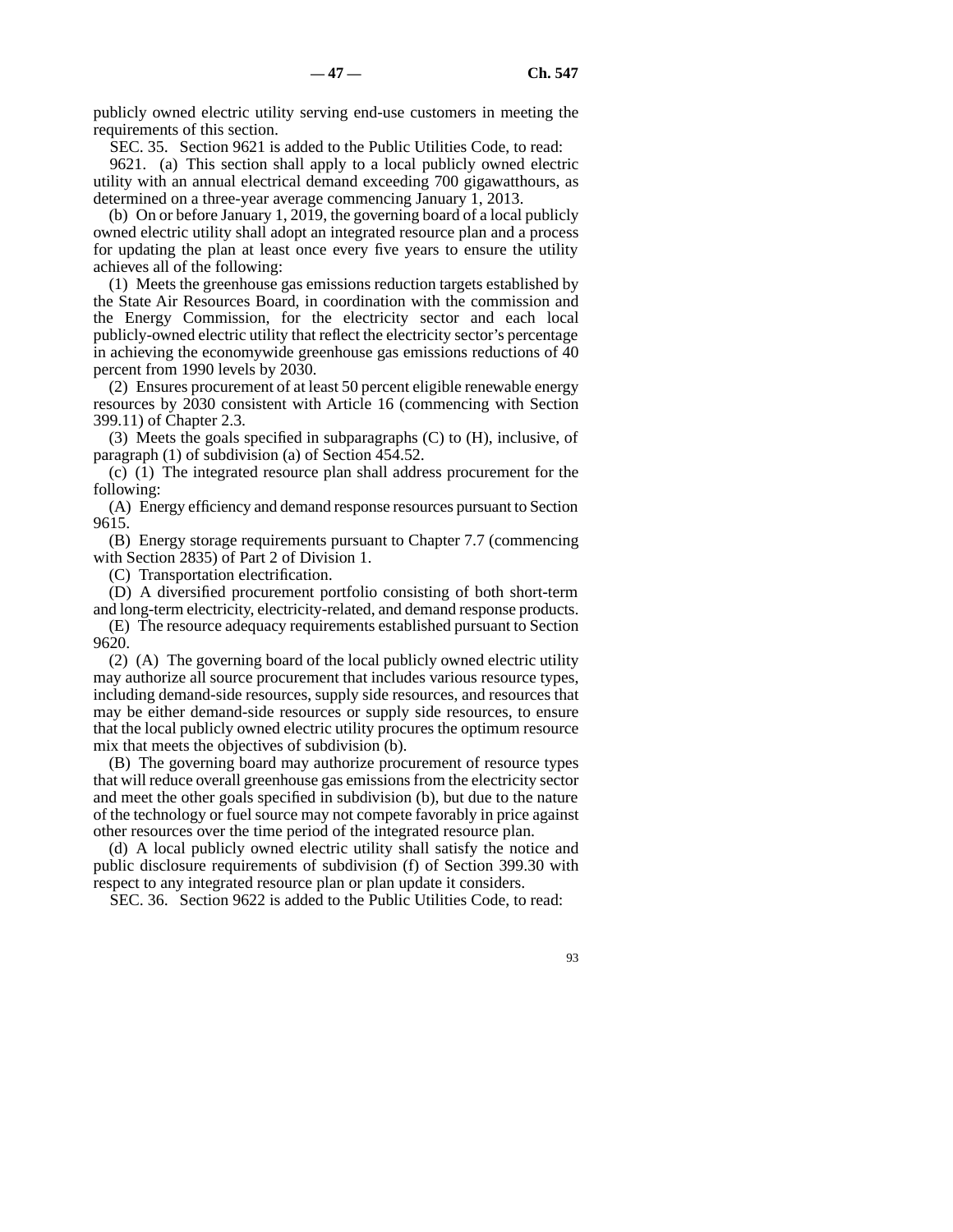publicly owned electric utility serving end-use customers in meeting the requirements of this section.

SEC. 35. Section 9621 is added to the Public Utilities Code, to read:

9621. (a) This section shall apply to a local publicly owned electric utility with an annual electrical demand exceeding 700 gigawatthours, as determined on a three-year average commencing January 1, 2013.

(b) On or before January 1, 2019, the governing board of a local publicly owned electric utility shall adopt an integrated resource plan and a process for updating the plan at least once every five years to ensure the utility achieves all of the following:

(1) Meets the greenhouse gas emissions reduction targets established by the State Air Resources Board, in coordination with the commission and the Energy Commission, for the electricity sector and each local publicly-owned electric utility that reflect the electricity sector's percentage in achieving the economywide greenhouse gas emissions reductions of 40 percent from 1990 levels by 2030.

(2) Ensures procurement of at least 50 percent eligible renewable energy resources by 2030 consistent with Article 16 (commencing with Section 399.11) of Chapter 2.3.

(3) Meets the goals specified in subparagraphs (C) to (H), inclusive, of paragraph (1) of subdivision (a) of Section 454.52.

(c) (1) The integrated resource plan shall address procurement for the following:

(A) Energy efficiency and demand response resources pursuant to Section 9615.

(B) Energy storage requirements pursuant to Chapter 7.7 (commencing with Section 2835) of Part 2 of Division 1.

(C) Transportation electrification.

(D) A diversified procurement portfolio consisting of both short-term and long-term electricity, electricity-related, and demand response products.

(E) The resource adequacy requirements established pursuant to Section 9620.

(2) (A) The governing board of the local publicly owned electric utility may authorize all source procurement that includes various resource types, including demand-side resources, supply side resources, and resources that may be either demand-side resources or supply side resources, to ensure that the local publicly owned electric utility procures the optimum resource mix that meets the objectives of subdivision (b).

(B) The governing board may authorize procurement of resource types that will reduce overall greenhouse gas emissions from the electricity sector and meet the other goals specified in subdivision (b), but due to the nature of the technology or fuel source may not compete favorably in price against other resources over the time period of the integrated resource plan.

(d) A local publicly owned electric utility shall satisfy the notice and public disclosure requirements of subdivision (f) of Section 399.30 with respect to any integrated resource plan or plan update it considers.

SEC. 36. Section 9622 is added to the Public Utilities Code, to read: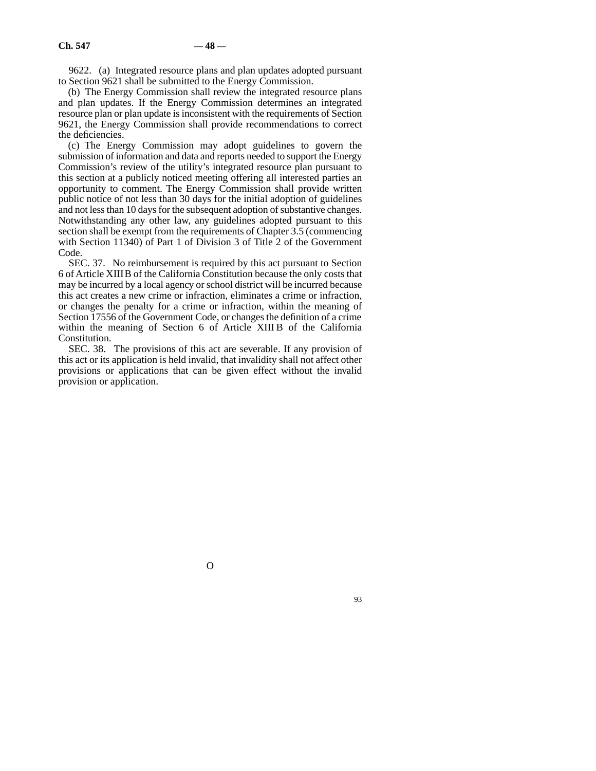9622. (a) Integrated resource plans and plan updates adopted pursuant to Section 9621 shall be submitted to the Energy Commission.

(b) The Energy Commission shall review the integrated resource plans and plan updates. If the Energy Commission determines an integrated resource plan or plan update is inconsistent with the requirements of Section 9621, the Energy Commission shall provide recommendations to correct the deficiencies.

(c) The Energy Commission may adopt guidelines to govern the submission of information and data and reports needed to support the Energy Commission's review of the utility's integrated resource plan pursuant to this section at a publicly noticed meeting offering all interested parties an opportunity to comment. The Energy Commission shall provide written public notice of not less than 30 days for the initial adoption of guidelines and not less than 10 days for the subsequent adoption of substantive changes. Notwithstanding any other law, any guidelines adopted pursuant to this section shall be exempt from the requirements of Chapter 3.5 (commencing with Section 11340) of Part 1 of Division 3 of Title 2 of the Government Code.

SEC. 37. No reimbursement is required by this act pursuant to Section 6 of Article XIII B of the California Constitution because the only costs that may be incurred by a local agency or school district will be incurred because this act creates a new crime or infraction, eliminates a crime or infraction, or changes the penalty for a crime or infraction, within the meaning of Section 17556 of the Government Code, or changes the definition of a crime within the meaning of Section 6 of Article XIII B of the California Constitution.

SEC. 38. The provisions of this act are severable. If any provision of this act or its application is held invalid, that invalidity shall not affect other provisions or applications that can be given effect without the invalid provision or application.

O